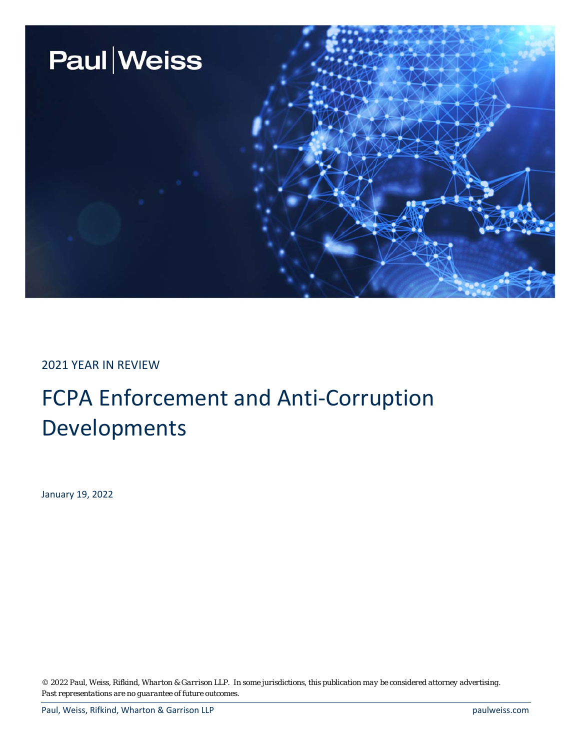Paul | Weiss

2021 YEAR IN REVIEW

# FCPA Enforcement and Anti-Corruption Developments

January 19, 2022

*© 2022 Paul, Weiss, Rifkind, Wharton & Garrison LLP. In some jurisdictions, this publication may be considered attorney advertising. Past representations are no guarantee of future outcomes.*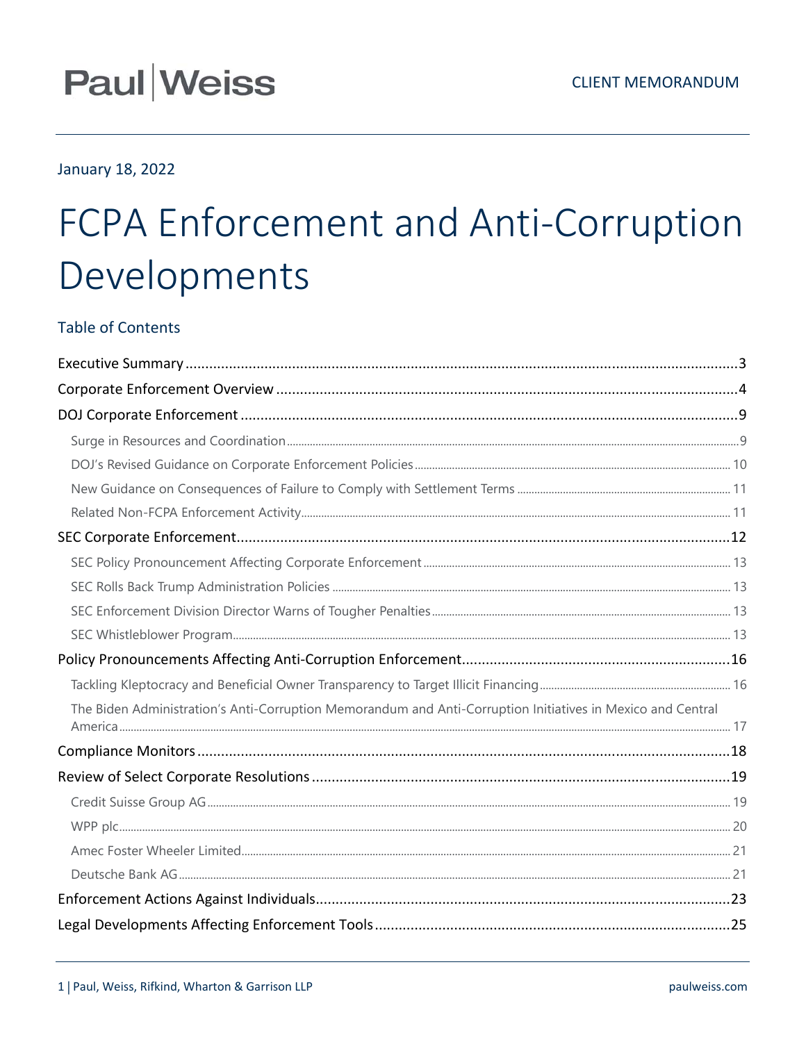CLIENT MEMORANDUM

January 18, 2022

# FCPA Enforcement and Anti-Corruption Developments

## Table of Contents

- Executive Summary ... 3
- Corporate Enforcement Overview ... 4
- DOJ Corporate Enforcement ... 9
  - Surge in Resources and Coordination ... 9
  - DOJ's Revised Guidance on Corporate Enforcement Policies ... 10
  - New Guidance on Consequences of Failure to Comply with Settlement Terms ... 11
  - Related Non-FCPA Enforcement Activity ... 11
- SEC Corporate Enforcement ... 12
  - SEC Policy Pronouncement Affecting Corporate Enforcement ... 13
  - SEC Rolls Back Trump Administration Policies ... 13
  - SEC Enforcement Division Director Warns of Tougher Penalties ... 13
  - SEC Whistleblower Program ... 13
- Policy Pronouncements Affecting Anti-Corruption Enforcement ... 16
  - Tackling Kleptocracy and Beneficial Owner Transparency to Target Illicit Financing ... 16
  - The Biden Administration's Anti-Corruption Memorandum and Anti-Corruption Initiatives in Mexico and Central America ... 17
- Compliance Monitors ... 18
- Review of Select Corporate Resolutions ... 19
  - Credit Suisse Group AG ... 19
  - WPP plc ... 20
  - Amec Foster Wheeler Limited ... 21
  - Deutsche Bank AG ... 21
- Enforcement Actions Against Individuals ... 23
- Legal Developments Affecting Enforcement Tools ... 25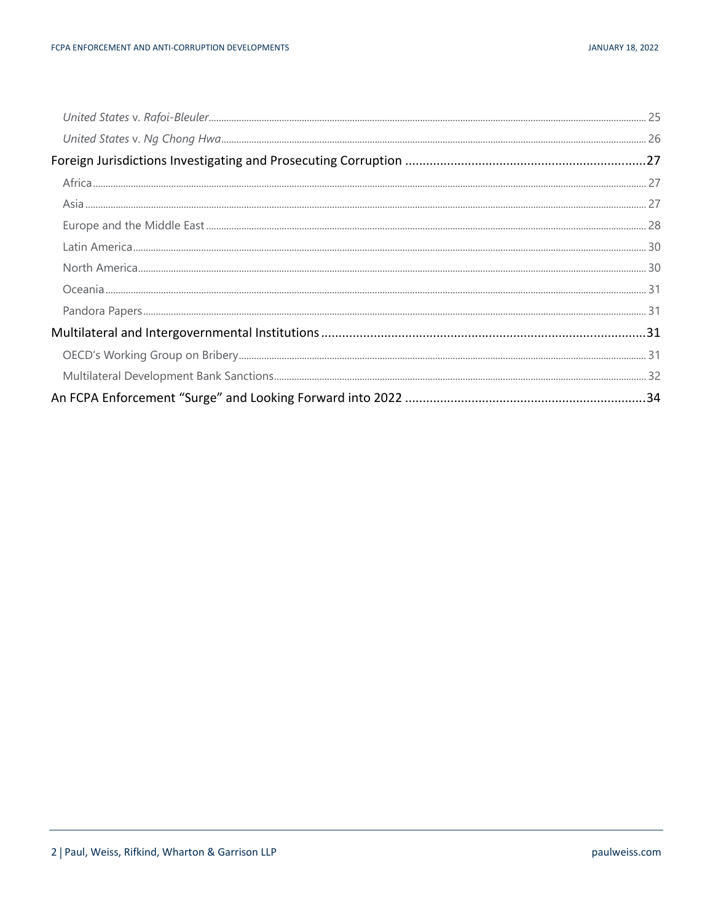*United States* v. *Rafoi-Bleuler* ... 25

*United States* v. *Ng Chong Hwa* ... 26

**Foreign Jurisdictions Investigating and Prosecuting Corruption ... 27**

Africa ... 27

Asia ... 27

Europe and the Middle East ... 28

Latin America ... 30

North America ... 30

Oceania ... 31

Pandora Papers ... 31

**Multilateral and Intergovernmental Institutions ... 31**

OECD's Working Group on Bribery ... 31

Multilateral Development Bank Sanctions ... 32

**An FCPA Enforcement "Surge" and Looking Forward into 2022 ... 34**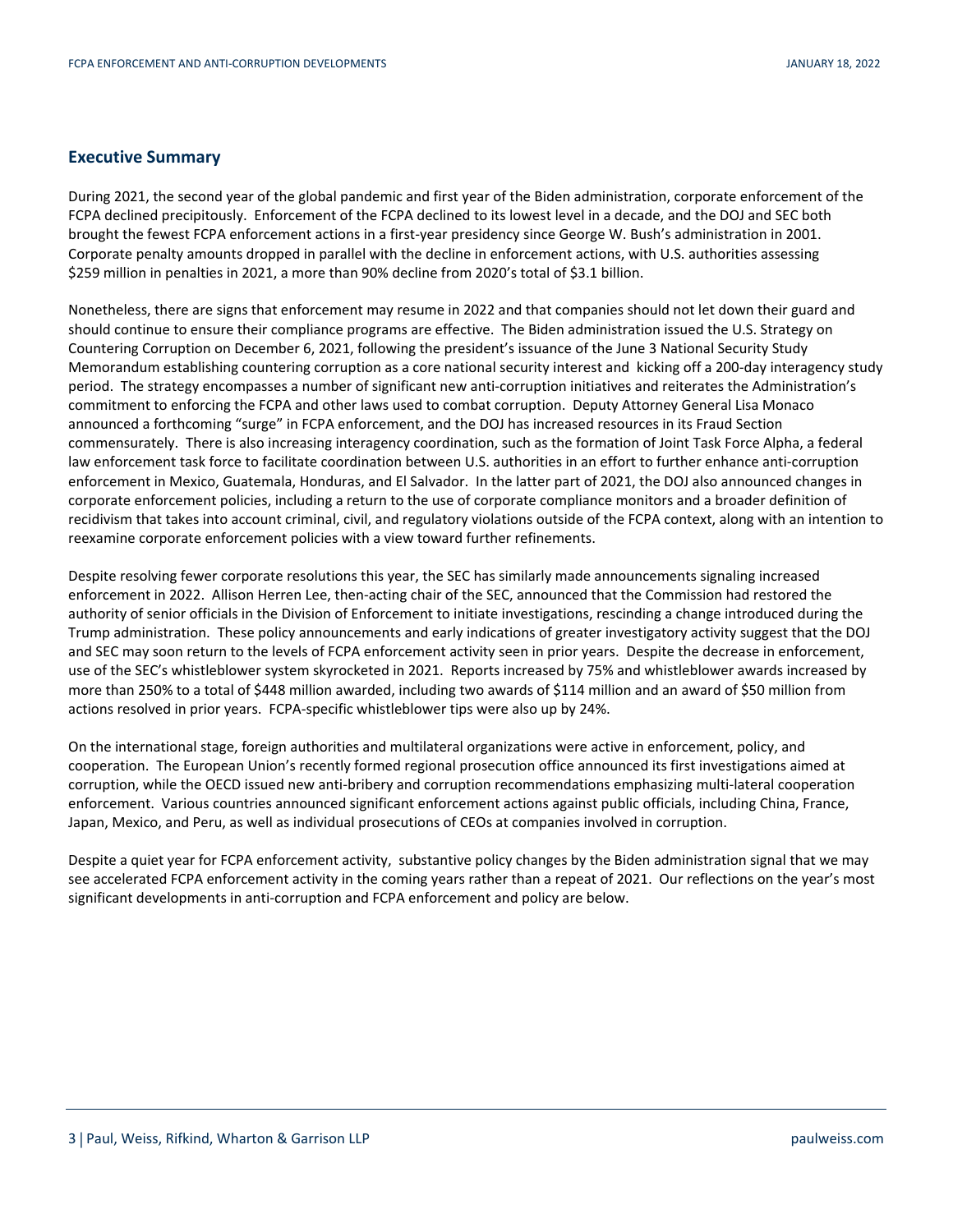## Executive Summary

During 2021, the second year of the global pandemic and first year of the Biden administration, corporate enforcement of the FCPA declined precipitously. Enforcement of the FCPA declined to its lowest level in a decade, and the DOJ and SEC both brought the fewest FCPA enforcement actions in a first-year presidency since George W. Bush's administration in 2001. Corporate penalty amounts dropped in parallel with the decline in enforcement actions, with U.S. authorities assessing $259 million in penalties in 2021, a more than 90% decline from 2020's total of $3.1 billion.

Nonetheless, there are signs that enforcement may resume in 2022 and that companies should not let down their guard and should continue to ensure their compliance programs are effective. The Biden administration issued the U.S. Strategy on Countering Corruption on December 6, 2021, following the president's issuance of the June 3 National Security Study Memorandum establishing countering corruption as a core national security interest and kicking off a 200-day interagency study period. The strategy encompasses a number of significant new anti-corruption initiatives and reiterates the Administration's commitment to enforcing the FCPA and other laws used to combat corruption. Deputy Attorney General Lisa Monaco announced a forthcoming "surge" in FCPA enforcement, and the DOJ has increased resources in its Fraud Section commensurately. There is also increasing interagency coordination, such as the formation of Joint Task Force Alpha, a federal law enforcement task force to facilitate coordination between U.S. authorities in an effort to further enhance anti-corruption enforcement in Mexico, Guatemala, Honduras, and El Salvador. In the latter part of 2021, the DOJ also announced changes in corporate enforcement policies, including a return to the use of corporate compliance monitors and a broader definition of recidivism that takes into account criminal, civil, and regulatory violations outside of the FCPA context, along with an intention to reexamine corporate enforcement policies with a view toward further refinements.

Despite resolving fewer corporate resolutions this year, the SEC has similarly made announcements signaling increased enforcement in 2022. Allison Herren Lee, then-acting chair of the SEC, announced that the Commission had restored the authority of senior officials in the Division of Enforcement to initiate investigations, rescinding a change introduced during the Trump administration. These policy announcements and early indications of greater investigatory activity suggest that the DOJ and SEC may soon return to the levels of FCPA enforcement activity seen in prior years. Despite the decrease in enforcement, use of the SEC's whistleblower system skyrocketed in 2021. Reports increased by 75% and whistleblower awards increased by more than 250% to a total of $448 million awarded, including two awards of $114 million and an award of $50 million from actions resolved in prior years. FCPA-specific whistleblower tips were also up by 24%.

On the international stage, foreign authorities and multilateral organizations were active in enforcement, policy, and cooperation. The European Union's recently formed regional prosecution office announced its first investigations aimed at corruption, while the OECD issued new anti-bribery and corruption recommendations emphasizing multi-lateral cooperation enforcement. Various countries announced significant enforcement actions against public officials, including China, France, Japan, Mexico, and Peru, as well as individual prosecutions of CEOs at companies involved in corruption.

Despite a quiet year for FCPA enforcement activity, substantive policy changes by the Biden administration signal that we may see accelerated FCPA enforcement activity in the coming years rather than a repeat of 2021. Our reflections on the year's most significant developments in anti-corruption and FCPA enforcement and policy are below.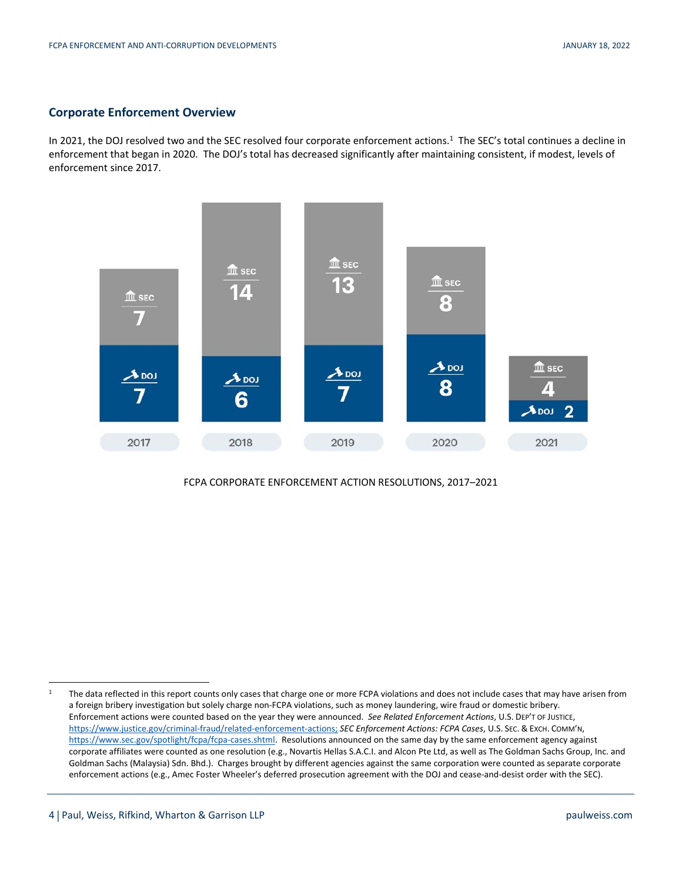## Corporate Enforcement Overview

In 2021, the DOJ resolved two and the SEC resolved four corporate enforcement actions.[1] The SEC's total continues a decline in enforcement that began in 2020. The DOJ's total has decreased significantly after maintaining consistent, if modest, levels of enforcement since 2017.

| | 2017 | 2018 | 2019 | 2020 | 2021 |
|---|---|---|---|---|---|
| SEC | 7 | 14 | 13 | 8 | 4 |
| DOJ | 7 | 6 | 7 | 8 | 2 |

FCPA CORPORATE ENFORCEMENT ACTION RESOLUTIONS, 2017–2021

---

[1] The data reflected in this report counts only cases that charge one or more FCPA violations and does not include cases that may have arisen from a foreign bribery investigation but solely charge non-FCPA violations, such as money laundering, wire fraud or domestic bribery. Enforcement actions were counted based on the year they were announced. *See Related Enforcement Actions*, U.S. DEP'T OF JUSTICE, https://www.justice.gov/criminal-fraud/related-enforcement-actions; *SEC Enforcement Actions: FCPA Cases*, U.S. SEC. & EXCH. COMM'N, https://www.sec.gov/spotlight/fcpa/fcpa-cases.shtml. Resolutions announced on the same day by the same enforcement agency against corporate affiliates were counted as one resolution (e.g., Novartis Hellas S.A.C.I. and Alcon Pte Ltd, as well as The Goldman Sachs Group, Inc. and Goldman Sachs (Malaysia) Sdn. Bhd.). Charges brought by different agencies against the same corporation were counted as separate corporate enforcement actions (e.g., Amec Foster Wheeler's deferred prosecution agreement with the DOJ and cease-and-desist order with the SEC).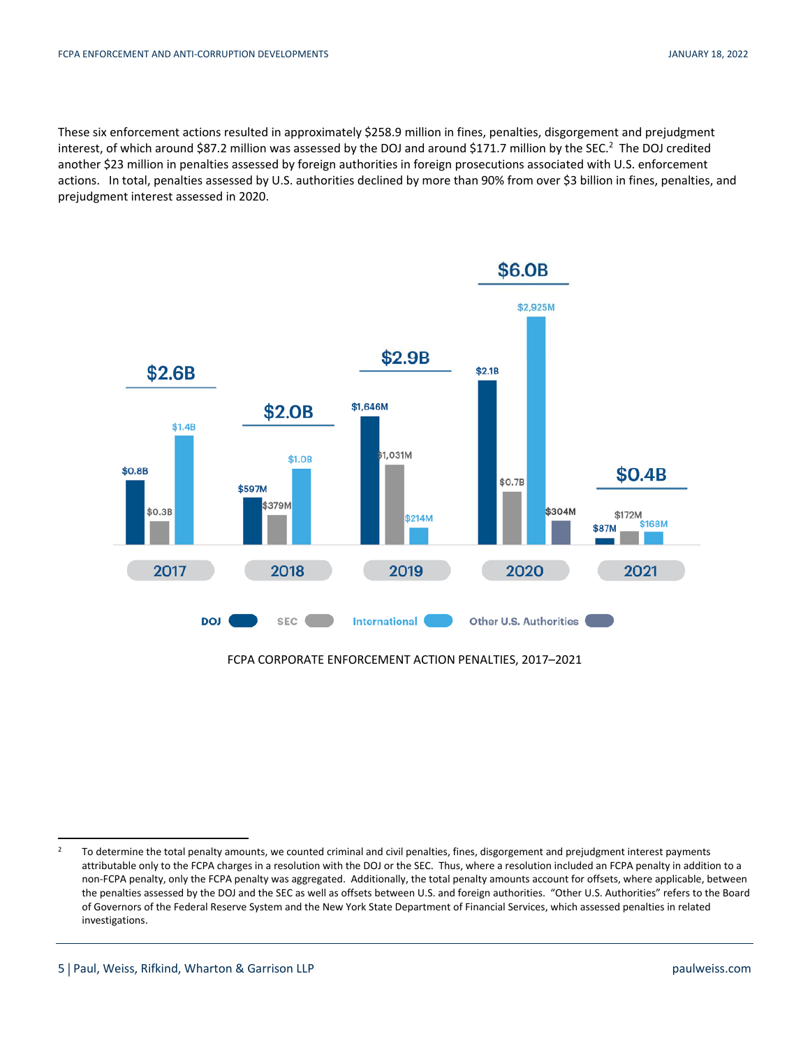These six enforcement actions resulted in approximately $258.9 million in fines, penalties, disgorgement and prejudgment interest, of which around $87.2 million was assessed by the DOJ and around $171.7 million by the SEC.[2] The DOJ credited another $23 million in penalties assessed by foreign authorities in foreign prosecutions associated with U.S. enforcement actions. In total, penalties assessed by U.S. authorities declined by more than 90% from over $3 billion in fines, penalties, and prejudgment interest assessed in 2020.

| Year | Total | DOJ | SEC | International | Other U.S. Authorities |
| --- | --- | --- | --- | --- | --- |
| 2017 | $2.6B | $0.8B | $0.3B | $1.4B | |
| 2018 | $2.0B | $597M | $379M | $1.0B | |
| 2019 | $2.9B | $1,646M | $1,031M | $214M | |
| 2020 | $6.0B | $2.1B | $0.7B | $2,925M | $304M |
| 2021 | $0.4B | $87M | $172M | $168M | |

FCPA CORPORATE ENFORCEMENT ACTION PENALTIES, 2017–2021

[2] To determine the total penalty amounts, we counted criminal and civil penalties, fines, disgorgement and prejudgment interest payments attributable only to the FCPA charges in a resolution with the DOJ or the SEC. Thus, where a resolution included an FCPA penalty in addition to a non-FCPA penalty, only the FCPA penalty was aggregated. Additionally, the total penalty amounts account for offsets, where applicable, between the penalties assessed by the DOJ and the SEC as well as offsets between U.S. and foreign authorities. "Other U.S. Authorities" refers to the Board of Governors of the Federal Reserve System and the New York State Department of Financial Services, which assessed penalties in related investigations.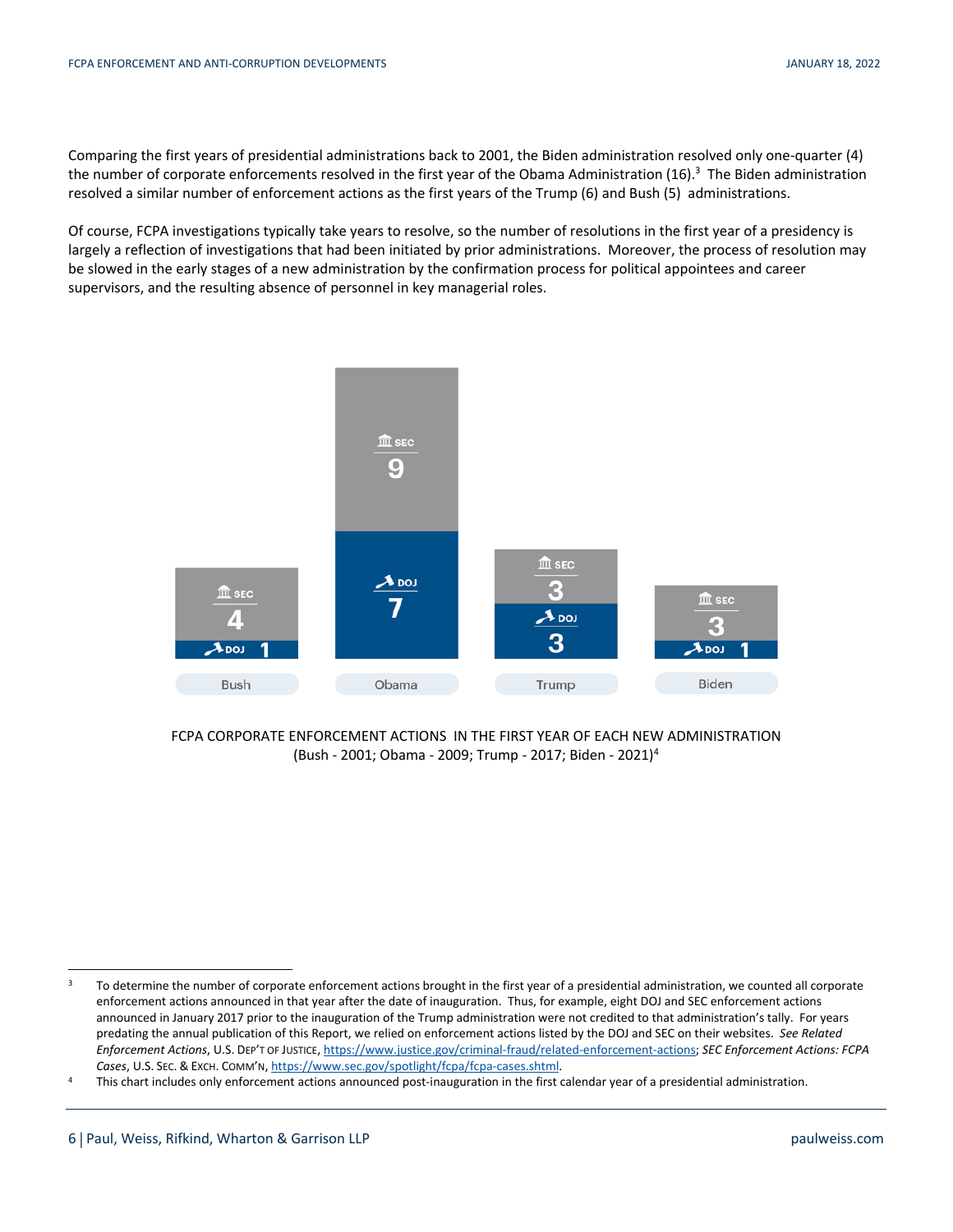Comparing the first years of presidential administrations back to 2001, the Biden administration resolved only one-quarter (4) the number of corporate enforcements resolved in the first year of the Obama Administration (16).[3] The Biden administration resolved a similar number of enforcement actions as the first years of the Trump (6) and Bush (5) administrations.

Of course, FCPA investigations typically take years to resolve, so the number of resolutions in the first year of a presidency is largely a reflection of investigations that had been initiated by prior administrations. Moreover, the process of resolution may be slowed in the early stages of a new administration by the confirmation process for political appointees and career supervisors, and the resulting absence of personnel in key managerial roles.

| | Bush | Obama | Trump | Biden |
|---|---|---|---|---|
| SEC | 4 | 9 | 3 | 3 |
| DOJ | 1 | 7 | 3 | 1 |

FCPA CORPORATE ENFORCEMENT ACTIONS IN THE FIRST YEAR OF EACH NEW ADMINISTRATION
(Bush - 2001; Obama - 2009; Trump - 2017; Biden - 2021)[4]

---

[3] To determine the number of corporate enforcement actions brought in the first year of a presidential administration, we counted all corporate enforcement actions announced in that year after the date of inauguration. Thus, for example, eight DOJ and SEC enforcement actions announced in January 2017 prior to the inauguration of the Trump administration were not credited to that administration's tally. For years predating the annual publication of this Report, we relied on enforcement actions listed by the DOJ and SEC on their websites. *See Related Enforcement Actions*, U.S. DEP'T OF JUSTICE, https://www.justice.gov/criminal-fraud/related-enforcement-actions; *SEC Enforcement Actions: FCPA Cases*, U.S. SEC. & EXCH. COMM'N, https://www.sec.gov/spotlight/fcpa/fcpa-cases.shtml.

[4] This chart includes only enforcement actions announced post-inauguration in the first calendar year of a presidential administration.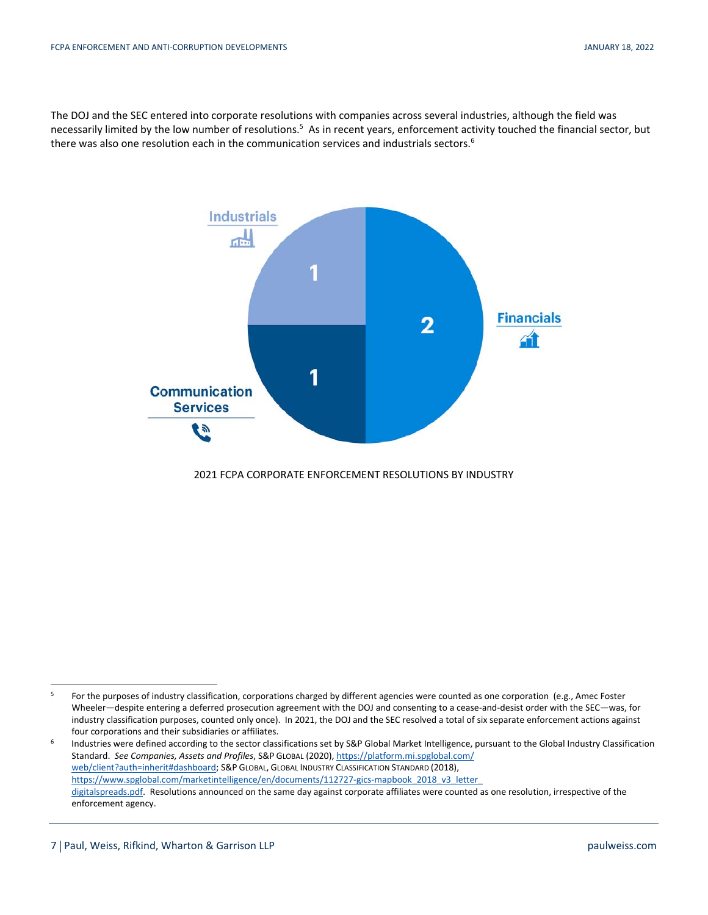The DOJ and the SEC entered into corporate resolutions with companies across several industries, although the field was necessarily limited by the low number of resolutions.[5] As in recent years, enforcement activity touched the financial sector, but there was also one resolution each in the communication services and industrials sectors.[6]

| Industry | Resolutions |
| --- | --- |
| Financials | 2 |
| Industrials | 1 |
| Communication Services | 1 |

2021 FCPA CORPORATE ENFORCEMENT RESOLUTIONS BY INDUSTRY

---

[5] For the purposes of industry classification, corporations charged by different agencies were counted as one corporation (e.g., Amec Foster Wheeler—despite entering a deferred prosecution agreement with the DOJ and consenting to a cease-and-desist order with the SEC—was, for industry classification purposes, counted only once). In 2021, the DOJ and the SEC resolved a total of six separate enforcement actions against four corporations and their subsidiaries or affiliates.

[6] Industries were defined according to the sector classifications set by S&P Global Market Intelligence, pursuant to the Global Industry Classification Standard. *See Companies, Assets and Profiles*, S&P GLOBAL (2020), https://platform.mi.spglobal.com/web/client?auth=inherit#dashboard; S&P GLOBAL, GLOBAL INDUSTRY CLASSIFICATION STANDARD (2018), https://www.spglobal.com/marketintelligence/en/documents/112727-gics-mapbook_2018_v3_letter_digitalspreads.pdf. Resolutions announced on the same day against corporate affiliates were counted as one resolution, irrespective of the enforcement agency.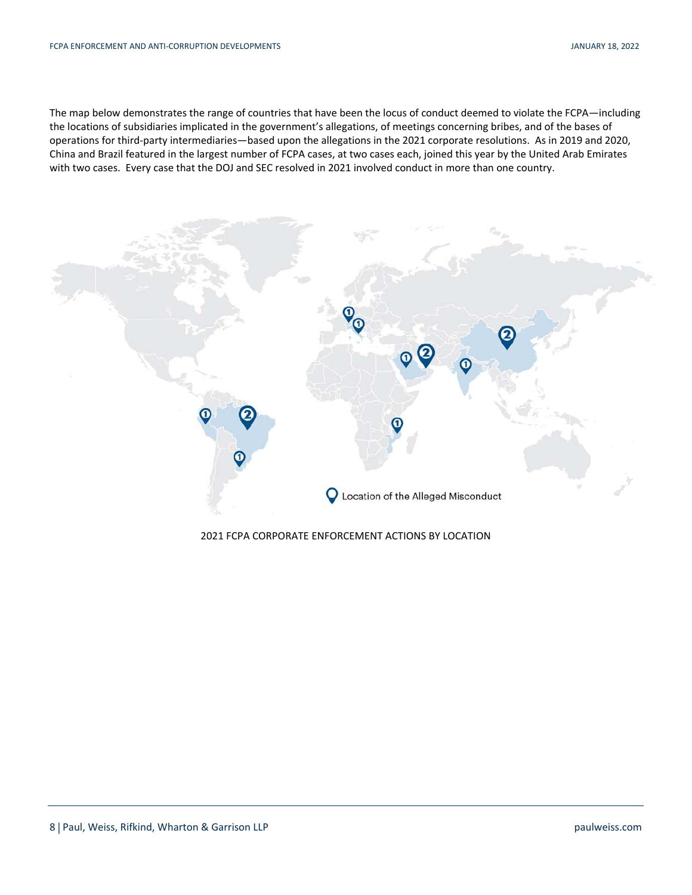The map below demonstrates the range of countries that have been the locus of conduct deemed to violate the FCPA—including the locations of subsidiaries implicated in the government's allegations, of meetings concerning bribes, and of the bases of operations for third-party intermediaries—based upon the allegations in the 2021 corporate resolutions. As in 2019 and 2020, China and Brazil featured in the largest number of FCPA cases, at two cases each, joined this year by the United Arab Emirates with two cases. Every case that the DOJ and SEC resolved in 2021 involved conduct in more than one country.

Location of the Alleged Misconduct

2021 FCPA CORPORATE ENFORCEMENT ACTIONS BY LOCATION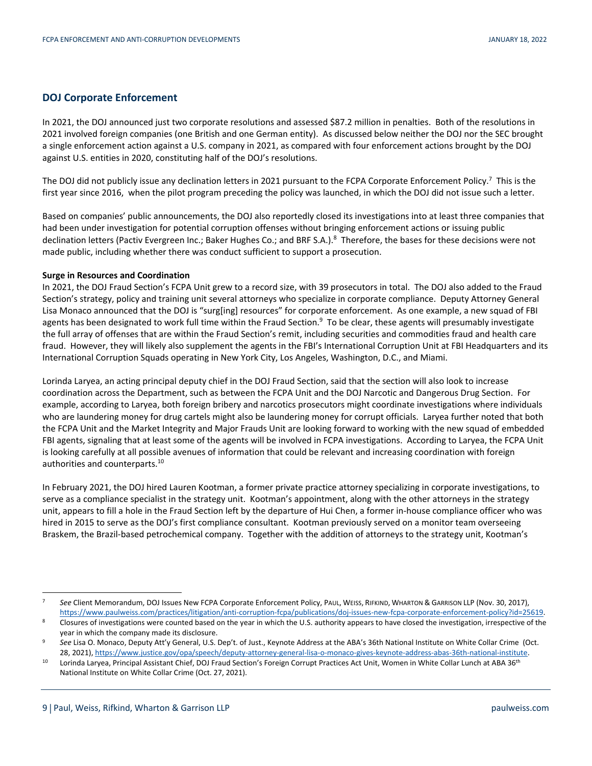## DOJ Corporate Enforcement

In 2021, the DOJ announced just two corporate resolutions and assessed $87.2 million in penalties. Both of the resolutions in 2021 involved foreign companies (one British and one German entity). As discussed below neither the DOJ nor the SEC brought a single enforcement action against a U.S. company in 2021, as compared with four enforcement actions brought by the DOJ against U.S. entities in 2020, constituting half of the DOJ's resolutions.

The DOJ did not publicly issue any declination letters in 2021 pursuant to the FCPA Corporate Enforcement Policy.[7] This is the first year since 2016, when the pilot program preceding the policy was launched, in which the DOJ did not issue such a letter.

Based on companies' public announcements, the DOJ also reportedly closed its investigations into at least three companies that had been under investigation for potential corruption offenses without bringing enforcement actions or issuing public declination letters (Pactiv Evergreen Inc.; Baker Hughes Co.; and BRF S.A.).[8] Therefore, the bases for these decisions were not made public, including whether there was conduct sufficient to support a prosecution.

**Surge in Resources and Coordination**

In 2021, the DOJ Fraud Section's FCPA Unit grew to a record size, with 39 prosecutors in total. The DOJ also added to the Fraud Section's strategy, policy and training unit several attorneys who specialize in corporate compliance. Deputy Attorney General Lisa Monaco announced that the DOJ is "surg[ing] resources" for corporate enforcement. As one example, a new squad of FBI agents has been designated to work full time within the Fraud Section.[9] To be clear, these agents will presumably investigate the full array of offenses that are within the Fraud Section's remit, including securities and commodities fraud and health care fraud. However, they will likely also supplement the agents in the FBI's International Corruption Unit at FBI Headquarters and its International Corruption Squads operating in New York City, Los Angeles, Washington, D.C., and Miami.

Lorinda Laryea, an acting principal deputy chief in the DOJ Fraud Section, said that the section will also look to increase coordination across the Department, such as between the FCPA Unit and the DOJ Narcotic and Dangerous Drug Section. For example, according to Laryea, both foreign bribery and narcotics prosecutors might coordinate investigations where individuals who are laundering money for drug cartels might also be laundering money for corrupt officials. Laryea further noted that both the FCPA Unit and the Market Integrity and Major Frauds Unit are looking forward to working with the new squad of embedded FBI agents, signaling that at least some of the agents will be involved in FCPA investigations. According to Laryea, the FCPA Unit is looking carefully at all possible avenues of information that could be relevant and increasing coordination with foreign authorities and counterparts.[10]

In February 2021, the DOJ hired Lauren Kootman, a former private practice attorney specializing in corporate investigations, to serve as a compliance specialist in the strategy unit. Kootman's appointment, along with the other attorneys in the strategy unit, appears to fill a hole in the Fraud Section left by the departure of Hui Chen, a former in-house compliance officer who was hired in 2015 to serve as the DOJ's first compliance consultant. Kootman previously served on a monitor team overseeing Braskem, the Brazil-based petrochemical company. Together with the addition of attorneys to the strategy unit, Kootman's

---

[7] *See* Client Memorandum, DOJ Issues New FCPA Corporate Enforcement Policy, PAUL, WEISS, RIFKIND, WHARTON & GARRISON LLP (Nov. 30, 2017), https://www.paulweiss.com/practices/litigation/anti-corruption-fcpa/publications/doj-issues-new-fcpa-corporate-enforcement-policy?id=25619.

[8] Closures of investigations were counted based on the year in which the U.S. authority appears to have closed the investigation, irrespective of the year in which the company made its disclosure.

[9] *See* Lisa O. Monaco, Deputy Att'y General, U.S. Dep't. of Just., Keynote Address at the ABA's 36th National Institute on White Collar Crime (Oct. 28, 2021), https://www.justice.gov/opa/speech/deputy-attorney-general-lisa-o-monaco-gives-keynote-address-abas-36th-national-institute.

[10] Lorinda Laryea, Principal Assistant Chief, DOJ Fraud Section's Foreign Corrupt Practices Act Unit, Women in White Collar Lunch at ABA 36th National Institute on White Collar Crime (Oct. 27, 2021).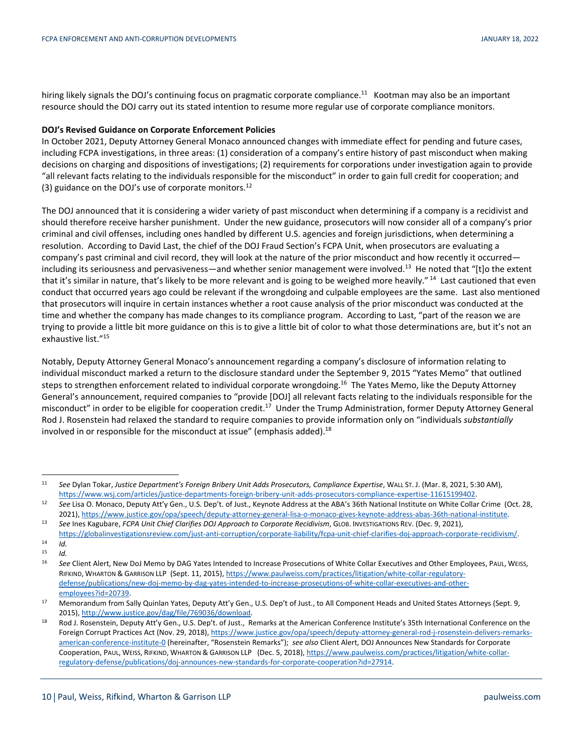hiring likely signals the DOJ's continuing focus on pragmatic corporate compliance.[11] Kootman may also be an important resource should the DOJ carry out its stated intention to resume more regular use of corporate compliance monitors.

**DOJ's Revised Guidance on Corporate Enforcement Policies**

In October 2021, Deputy Attorney General Monaco announced changes with immediate effect for pending and future cases, including FCPA investigations, in three areas: (1) consideration of a company's entire history of past misconduct when making decisions on charging and dispositions of investigations; (2) requirements for corporations under investigation again to provide "all relevant facts relating to the individuals responsible for the misconduct" in order to gain full credit for cooperation; and (3) guidance on the DOJ's use of corporate monitors.[12]

The DOJ announced that it is considering a wider variety of past misconduct when determining if a company is a recidivist and should therefore receive harsher punishment. Under the new guidance, prosecutors will now consider all of a company's prior criminal and civil offenses, including ones handled by different U.S. agencies and foreign jurisdictions, when determining a resolution. According to David Last, the chief of the DOJ Fraud Section's FCPA Unit, when prosecutors are evaluating a company's past criminal and civil record, they will look at the nature of the prior misconduct and how recently it occurred—including its seriousness and pervasiveness—and whether senior management were involved.[13] He noted that "[t]o the extent that it's similar in nature, that's likely to be more relevant and is going to be weighed more heavily."[14] Last cautioned that even conduct that occurred years ago could be relevant if the wrongdoing and culpable employees are the same. Last also mentioned that prosecutors will inquire in certain instances whether a root cause analysis of the prior misconduct was conducted at the time and whether the company has made changes to its compliance program. According to Last, "part of the reason we are trying to provide a little bit more guidance on this is to give a little bit of color to what those determinations are, but it's not an exhaustive list."[15]

Notably, Deputy Attorney General Monaco's announcement regarding a company's disclosure of information relating to individual misconduct marked a return to the disclosure standard under the September 9, 2015 "Yates Memo" that outlined steps to strengthen enforcement related to individual corporate wrongdoing.[16] The Yates Memo, like the Deputy Attorney General's announcement, required companies to "provide [DOJ] all relevant facts relating to the individuals responsible for the misconduct" in order to be eligible for cooperation credit.[17] Under the Trump Administration, former Deputy Attorney General Rod J. Rosenstein had relaxed the standard to require companies to provide information only on "individuals *substantially* involved in or responsible for the misconduct at issue" (emphasis added).[18]

---

[11] *See* Dylan Tokar, *Justice Department's Foreign Bribery Unit Adds Prosecutors, Compliance Expertise*, WALL ST. J. (Mar. 8, 2021, 5:30 AM), https://www.wsj.com/articles/justice-departments-foreign-bribery-unit-adds-prosecutors-compliance-expertise-11615199402.

[12] *See* Lisa O. Monaco, Deputy Att'y Gen., U.S. Dep't. of Just., Keynote Address at the ABA's 36th National Institute on White Collar Crime (Oct. 28, 2021), https://www.justice.gov/opa/speech/deputy-attorney-general-lisa-o-monaco-gives-keynote-address-abas-36th-national-institute.

[13] *See* Ines Kagubare, *FCPA Unit Chief Clarifies DOJ Approach to Corporate Recidivism*, GLOB. INVESTIGATIONS REV. (Dec. 9, 2021), https://globalinvestigationsreview.com/just-anti-corruption/corporate-liability/fcpa-unit-chief-clarifies-doj-approach-corporate-recidivism/.

[14] *Id.*

[15] *Id.*

[16] *See* Client Alert, New DoJ Memo by DAG Yates Intended to Increase Prosecutions of White Collar Executives and Other Employees, PAUL, WEISS, RIFKIND, WHARTON & GARRISON LLP (Sept. 11, 2015), https://www.paulweiss.com/practices/litigation/white-collar-regulatory-defense/publications/new-doj-memo-by-dag-yates-intended-to-increase-prosecutions-of-white-collar-executives-and-other-employees?id=20739.

[17] Memorandum from Sally Quinlan Yates, Deputy Att'y Gen., U.S. Dep't of Just., to All Component Heads and United States Attorneys (Sept. 9, 2015), http://www.justice.gov/dag/file/769036/download.

[18] Rod J. Rosenstein, Deputy Att'y Gen., U.S. Dep't. of Just., Remarks at the American Conference Institute's 35th International Conference on the Foreign Corrupt Practices Act (Nov. 29, 2018), https://www.justice.gov/opa/speech/deputy-attorney-general-rod-j-rosenstein-delivers-remarks-american-conference-institute-0 (hereinafter, "Rosenstein Remarks"); *see also* Client Alert, DOJ Announces New Standards for Corporate Cooperation, PAUL, WEISS, RIFKIND, WHARTON & GARRISON LLP (Dec. 5, 2018), https://www.paulweiss.com/practices/litigation/white-collar-regulatory-defense/publications/doj-announces-new-standards-for-corporate-cooperation?id=27914.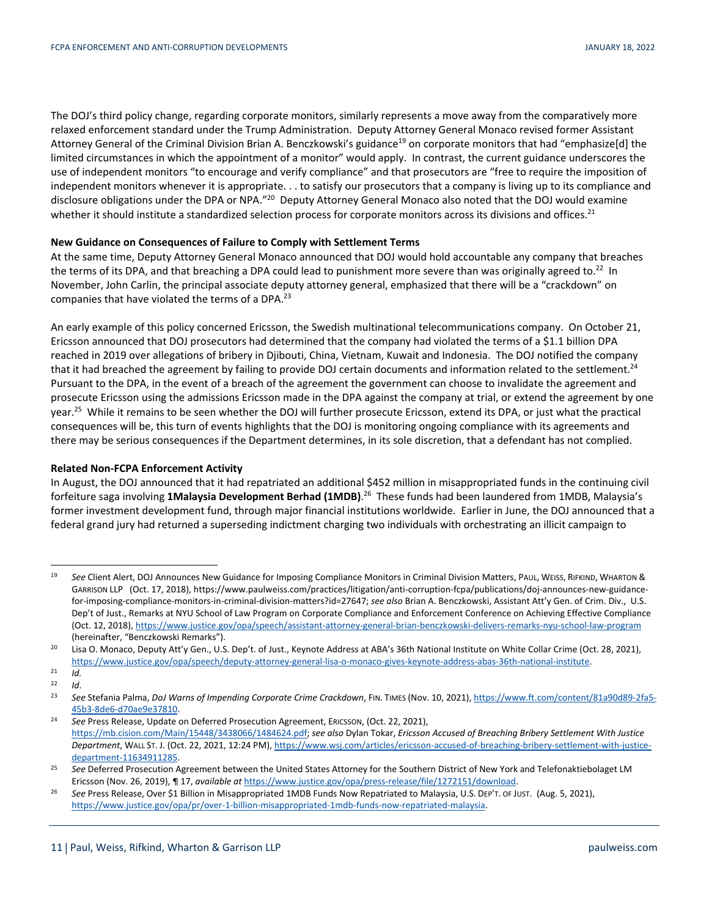The DOJ's third policy change, regarding corporate monitors, similarly represents a move away from the comparatively more relaxed enforcement standard under the Trump Administration. Deputy Attorney General Monaco revised former Assistant Attorney General of the Criminal Division Brian A. Benczkowski's guidance[19] on corporate monitors that had "emphasize[d] the limited circumstances in which the appointment of a monitor" would apply. In contrast, the current guidance underscores the use of independent monitors "to encourage and verify compliance" and that prosecutors are "free to require the imposition of independent monitors whenever it is appropriate. . . to satisfy our prosecutors that a company is living up to its compliance and disclosure obligations under the DPA or NPA."[20] Deputy Attorney General Monaco also noted that the DOJ would examine whether it should institute a standardized selection process for corporate monitors across its divisions and offices.[21]

**New Guidance on Consequences of Failure to Comply with Settlement Terms**

At the same time, Deputy Attorney General Monaco announced that DOJ would hold accountable any company that breaches the terms of its DPA, and that breaching a DPA could lead to punishment more severe than was originally agreed to.[22] In November, John Carlin, the principal associate deputy attorney general, emphasized that there will be a "crackdown" on companies that have violated the terms of a DPA.[23]

An early example of this policy concerned Ericsson, the Swedish multinational telecommunications company. On October 21, Ericsson announced that DOJ prosecutors had determined that the company had violated the terms of a $1.1 billion DPA reached in 2019 over allegations of bribery in Djibouti, China, Vietnam, Kuwait and Indonesia. The DOJ notified the company that it had breached the agreement by failing to provide DOJ certain documents and information related to the settlement.[24] Pursuant to the DPA, in the event of a breach of the agreement the government can choose to invalidate the agreement and prosecute Ericsson using the admissions Ericsson made in the DPA against the company at trial, or extend the agreement by one year.[25] While it remains to be seen whether the DOJ will further prosecute Ericsson, extend its DPA, or just what the practical consequences will be, this turn of events highlights that the DOJ is monitoring ongoing compliance with its agreements and there may be serious consequences if the Department determines, in its sole discretion, that a defendant has not complied.

**Related Non-FCPA Enforcement Activity**

In August, the DOJ announced that it had repatriated an additional $452 million in misappropriated funds in the continuing civil forfeiture saga involving **1Malaysia Development Berhad (1MDB)**.[26] These funds had been laundered from 1MDB, Malaysia's former investment development fund, through major financial institutions worldwide. Earlier in June, the DOJ announced that a federal grand jury had returned a superseding indictment charging two individuals with orchestrating an illicit campaign to

---

[19] *See* Client Alert, DOJ Announces New Guidance for Imposing Compliance Monitors in Criminal Division Matters, PAUL, WEISS, RIFKIND, WHARTON & GARRISON LLP (Oct. 17, 2018), https://www.paulweiss.com/practices/litigation/anti-corruption-fcpa/publications/doj-announces-new-guidance-for-imposing-compliance-monitors-in-criminal-division-matters?id=27647; *see also* Brian A. Benczkowski, Assistant Att'y Gen. of Crim. Div., U.S. Dep't of Just., Remarks at NYU School of Law Program on Corporate Compliance and Enforcement Conference on Achieving Effective Compliance (Oct. 12, 2018), https://www.justice.gov/opa/speech/assistant-attorney-general-brian-benczkowski-delivers-remarks-nyu-school-law-program (hereinafter, "Benczkowski Remarks").

[20] Lisa O. Monaco, Deputy Att'y Gen., U.S. Dep't. of Just., Keynote Address at ABA's 36th National Institute on White Collar Crime (Oct. 28, 2021), https://www.justice.gov/opa/speech/deputy-attorney-general-lisa-o-monaco-gives-keynote-address-abas-36th-national-institute.

[21] *Id.*

[22] *Id*.

[23] *See* Stefania Palma, *DoJ Warns of Impending Corporate Crime Crackdown*, FIN. TIMES (Nov. 10, 2021), https://www.ft.com/content/81a90d89-2fa5-45b3-8de6-d70ae9e37810.

[24] *See* Press Release, Update on Deferred Prosecution Agreement, ERICSSON, (Oct. 22, 2021), https://mb.cision.com/Main/15448/3438066/1484624.pdf; *see also* Dylan Tokar, *Ericsson Accused of Breaching Bribery Settlement With Justice Department*, WALL ST. J. (Oct. 22, 2021, 12:24 PM), https://www.wsj.com/articles/ericsson-accused-of-breaching-bribery-settlement-with-justice-department-11634911285.

[25] *See* Deferred Prosecution Agreement between the United States Attorney for the Southern District of New York and Telefonaktiebolaget LM Ericsson (Nov. 26, 2019), ¶ 17, *available at* https://www.justice.gov/opa/press-release/file/1272151/download.

[26] *See* Press Release, Over $1 Billion in Misappropriated 1MDB Funds Now Repatriated to Malaysia, U.S. DEP'T. OF JUST. (Aug. 5, 2021), https://www.justice.gov/opa/pr/over-1-billion-misappropriated-1mdb-funds-now-repatriated-malaysia.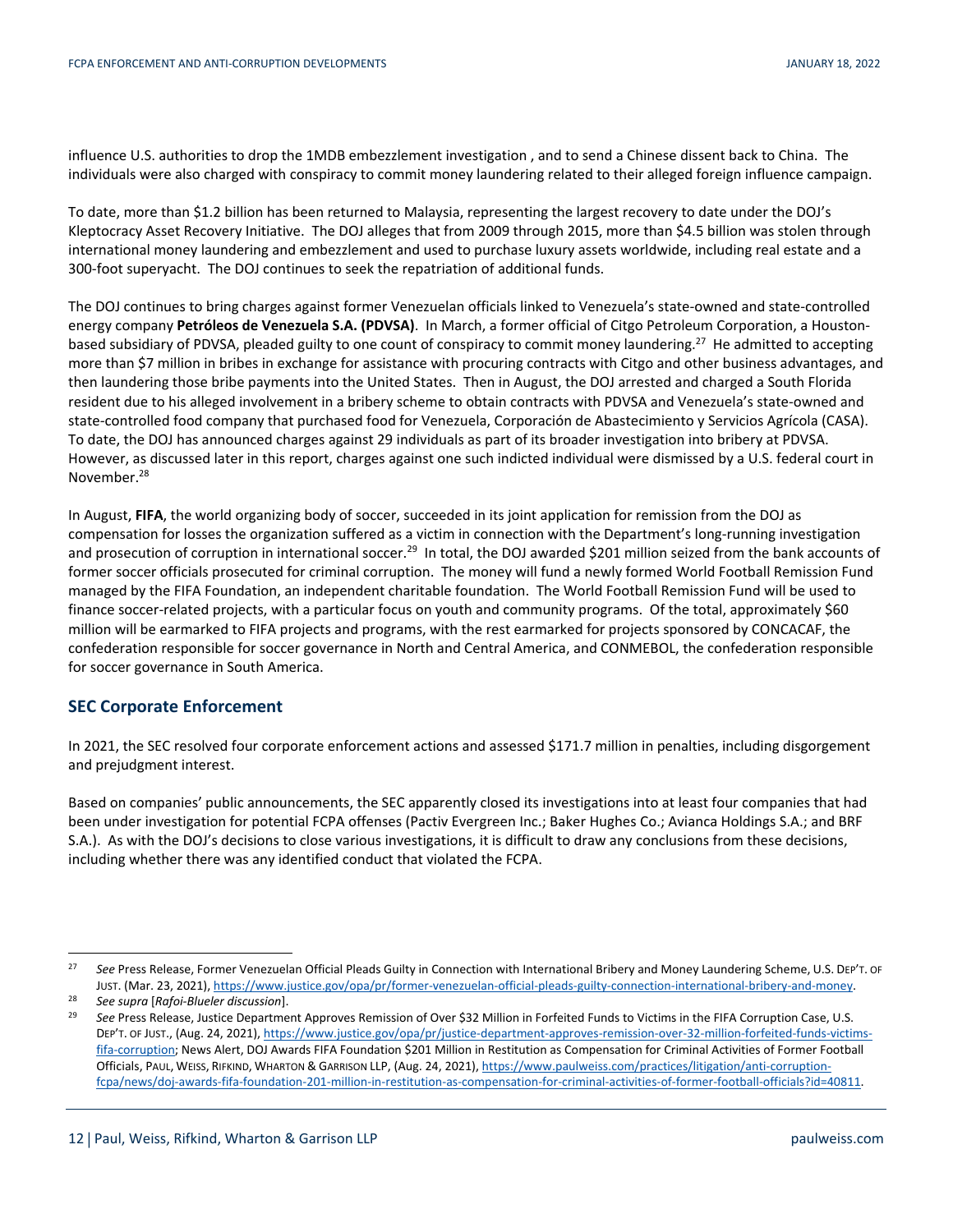influence U.S. authorities to drop the 1MDB embezzlement investigation , and to send a Chinese dissent back to China. The individuals were also charged with conspiracy to commit money laundering related to their alleged foreign influence campaign.

To date, more than $1.2 billion has been returned to Malaysia, representing the largest recovery to date under the DOJ's Kleptocracy Asset Recovery Initiative. The DOJ alleges that from 2009 through 2015, more than $4.5 billion was stolen through international money laundering and embezzlement and used to purchase luxury assets worldwide, including real estate and a 300-foot superyacht. The DOJ continues to seek the repatriation of additional funds.

The DOJ continues to bring charges against former Venezuelan officials linked to Venezuela's state-owned and state-controlled energy company **Petróleos de Venezuela S.A. (PDVSA)**. In March, a former official of Citgo Petroleum Corporation, a Houston-based subsidiary of PDVSA, pleaded guilty to one count of conspiracy to commit money laundering.[27] He admitted to accepting more than $7 million in bribes in exchange for assistance with procuring contracts with Citgo and other business advantages, and then laundering those bribe payments into the United States. Then in August, the DOJ arrested and charged a South Florida resident due to his alleged involvement in a bribery scheme to obtain contracts with PDVSA and Venezuela's state-owned and state-controlled food company that purchased food for Venezuela, Corporación de Abastecimiento y Servicios Agrícola (CASA). To date, the DOJ has announced charges against 29 individuals as part of its broader investigation into bribery at PDVSA. However, as discussed later in this report, charges against one such indicted individual were dismissed by a U.S. federal court in November.[28]

In August, **FIFA**, the world organizing body of soccer, succeeded in its joint application for remission from the DOJ as compensation for losses the organization suffered as a victim in connection with the Department's long-running investigation and prosecution of corruption in international soccer.[29] In total, the DOJ awarded $201 million seized from the bank accounts of former soccer officials prosecuted for criminal corruption. The money will fund a newly formed World Football Remission Fund managed by the FIFA Foundation, an independent charitable foundation. The World Football Remission Fund will be used to finance soccer-related projects, with a particular focus on youth and community programs. Of the total, approximately $60 million will be earmarked to FIFA projects and programs, with the rest earmarked for projects sponsored by CONCACAF, the confederation responsible for soccer governance in North and Central America, and CONMEBOL, the confederation responsible for soccer governance in South America.

## SEC Corporate Enforcement

In 2021, the SEC resolved four corporate enforcement actions and assessed $171.7 million in penalties, including disgorgement and prejudgment interest.

Based on companies' public announcements, the SEC apparently closed its investigations into at least four companies that had been under investigation for potential FCPA offenses (Pactiv Evergreen Inc.; Baker Hughes Co.; Avianca Holdings S.A.; and BRF S.A.). As with the DOJ's decisions to close various investigations, it is difficult to draw any conclusions from these decisions, including whether there was any identified conduct that violated the FCPA.

---

[27] *See* Press Release, Former Venezuelan Official Pleads Guilty in Connection with International Bribery and Money Laundering Scheme, U.S. DEP'T. OF JUST. (Mar. 23, 2021), https://www.justice.gov/opa/pr/former-venezuelan-official-pleads-guilty-connection-international-bribery-and-money.

[28] *See supra* [*Rafoi-Blueler discussion*].

[29] *See* Press Release, Justice Department Approves Remission of Over $32 Million in Forfeited Funds to Victims in the FIFA Corruption Case, U.S. DEP'T. OF JUST., (Aug. 24, 2021), https://www.justice.gov/opa/pr/justice-department-approves-remission-over-32-million-forfeited-funds-victims-fifa-corruption; News Alert, DOJ Awards FIFA Foundation $201 Million in Restitution as Compensation for Criminal Activities of Former Football Officials, PAUL, WEISS, RIFKIND, WHARTON & GARRISON LLP, (Aug. 24, 2021), https://www.paulweiss.com/practices/litigation/anti-corruption-fcpa/news/doj-awards-fifa-foundation-201-million-in-restitution-as-compensation-for-criminal-activities-of-former-football-officials?id=40811.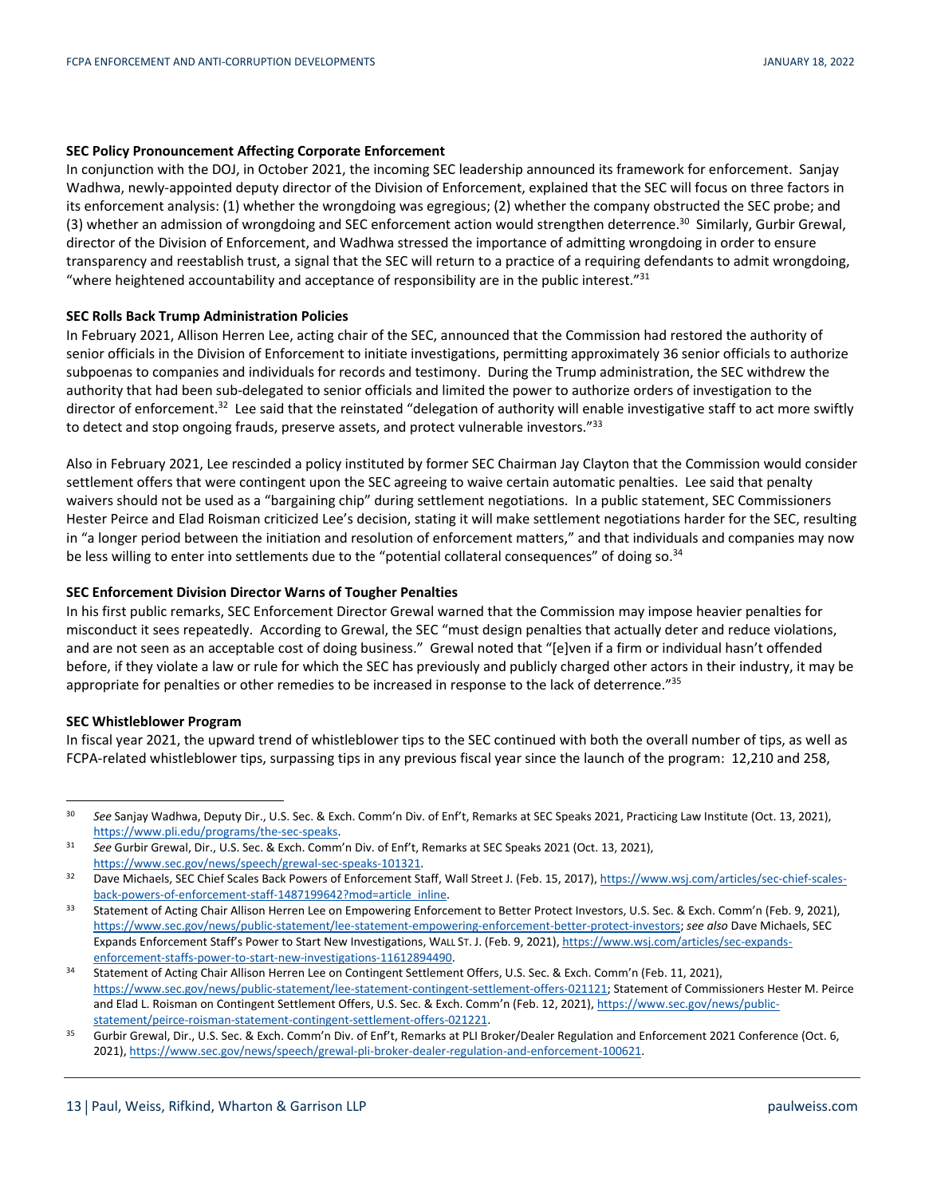**SEC Policy Pronouncement Affecting Corporate Enforcement**

In conjunction with the DOJ, in October 2021, the incoming SEC leadership announced its framework for enforcement. Sanjay Wadhwa, newly-appointed deputy director of the Division of Enforcement, explained that the SEC will focus on three factors in its enforcement analysis: (1) whether the wrongdoing was egregious; (2) whether the company obstructed the SEC probe; and (3) whether an admission of wrongdoing and SEC enforcement action would strengthen deterrence.[30] Similarly, Gurbir Grewal, director of the Division of Enforcement, and Wadhwa stressed the importance of admitting wrongdoing in order to ensure transparency and reestablish trust, a signal that the SEC will return to a practice of a requiring defendants to admit wrongdoing, "where heightened accountability and acceptance of responsibility are in the public interest."[31]

**SEC Rolls Back Trump Administration Policies**

In February 2021, Allison Herren Lee, acting chair of the SEC, announced that the Commission had restored the authority of senior officials in the Division of Enforcement to initiate investigations, permitting approximately 36 senior officials to authorize subpoenas to companies and individuals for records and testimony. During the Trump administration, the SEC withdrew the authority that had been sub-delegated to senior officials and limited the power to authorize orders of investigation to the director of enforcement.[32] Lee said that the reinstated "delegation of authority will enable investigative staff to act more swiftly to detect and stop ongoing frauds, preserve assets, and protect vulnerable investors."[33]

Also in February 2021, Lee rescinded a policy instituted by former SEC Chairman Jay Clayton that the Commission would consider settlement offers that were contingent upon the SEC agreeing to waive certain automatic penalties. Lee said that penalty waivers should not be used as a "bargaining chip" during settlement negotiations. In a public statement, SEC Commissioners Hester Peirce and Elad Roisman criticized Lee's decision, stating it will make settlement negotiations harder for the SEC, resulting in "a longer period between the initiation and resolution of enforcement matters," and that individuals and companies may now be less willing to enter into settlements due to the "potential collateral consequences" of doing so.[34]

**SEC Enforcement Division Director Warns of Tougher Penalties**

In his first public remarks, SEC Enforcement Director Grewal warned that the Commission may impose heavier penalties for misconduct it sees repeatedly. According to Grewal, the SEC "must design penalties that actually deter and reduce violations, and are not seen as an acceptable cost of doing business." Grewal noted that "[e]ven if a firm or individual hasn't offended before, if they violate a law or rule for which the SEC has previously and publicly charged other actors in their industry, it may be appropriate for penalties or other remedies to be increased in response to the lack of deterrence."[35]

**SEC Whistleblower Program**

In fiscal year 2021, the upward trend of whistleblower tips to the SEC continued with both the overall number of tips, as well as FCPA-related whistleblower tips, surpassing tips in any previous fiscal year since the launch of the program: 12,210 and 258,

---

[30] *See* Sanjay Wadhwa, Deputy Dir., U.S. Sec. & Exch. Comm'n Div. of Enf't, Remarks at SEC Speaks 2021, Practicing Law Institute (Oct. 13, 2021), https://www.pli.edu/programs/the-sec-speaks.

[31] *See* Gurbir Grewal, Dir., U.S. Sec. & Exch. Comm'n Div. of Enf't, Remarks at SEC Speaks 2021 (Oct. 13, 2021), https://www.sec.gov/news/speech/grewal-sec-speaks-101321.

[32] Dave Michaels, SEC Chief Scales Back Powers of Enforcement Staff, Wall Street J. (Feb. 15, 2017), https://www.wsj.com/articles/sec-chief-scales-back-powers-of-enforcement-staff-1487199642?mod=article_inline.

[33] Statement of Acting Chair Allison Herren Lee on Empowering Enforcement to Better Protect Investors, U.S. Sec. & Exch. Comm'n (Feb. 9, 2021), https://www.sec.gov/news/public-statement/lee-statement-empowering-enforcement-better-protect-investors; *see also* Dave Michaels, SEC Expands Enforcement Staff's Power to Start New Investigations, WALL ST. J. (Feb. 9, 2021), https://www.wsj.com/articles/sec-expands-enforcement-staffs-power-to-start-new-investigations-11612894490.

[34] Statement of Acting Chair Allison Herren Lee on Contingent Settlement Offers, U.S. Sec. & Exch. Comm'n (Feb. 11, 2021), https://www.sec.gov/news/public-statement/lee-statement-contingent-settlement-offers-021121; Statement of Commissioners Hester M. Peirce and Elad L. Roisman on Contingent Settlement Offers, U.S. Sec. & Exch. Comm'n (Feb. 12, 2021), https://www.sec.gov/news/public-statement/peirce-roisman-statement-contingent-settlement-offers-021221.

[35] Gurbir Grewal, Dir., U.S. Sec. & Exch. Comm'n Div. of Enf't, Remarks at PLI Broker/Dealer Regulation and Enforcement 2021 Conference (Oct. 6, 2021), https://www.sec.gov/news/speech/grewal-pli-broker-dealer-regulation-and-enforcement-100621.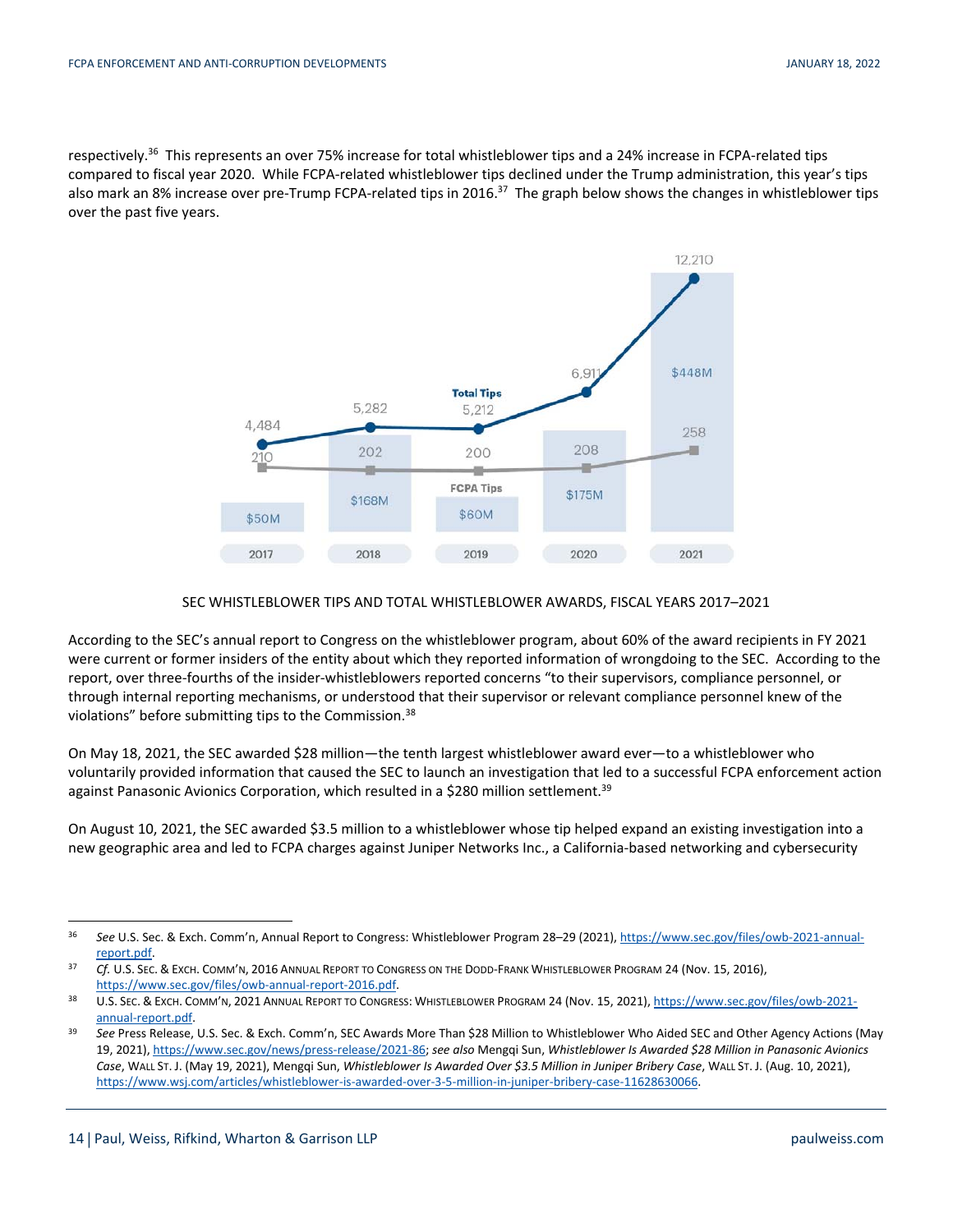respectively.[36] This represents an over 75% increase for total whistleblower tips and a 24% increase in FCPA-related tips compared to fiscal year 2020. While FCPA-related whistleblower tips declined under the Trump administration, this year's tips also mark an 8% increase over pre-Trump FCPA-related tips in 2016.[37] The graph below shows the changes in whistleblower tips over the past five years.

| | 2017 | 2018 | 2019 | 2020 | 2021 |
|---|---|---|---|---|---|
| Total Tips | 4,484 | 5,282 | 5,212 | 6,911 | 12,210 |
| FCPA Tips | 210 | 202 | 200 | 208 | 258 |
| Total Whistleblower Awards | $50M | $168M | $60M | $175M | $448M |

SEC WHISTLEBLOWER TIPS AND TOTAL WHISTLEBLOWER AWARDS, FISCAL YEARS 2017–2021

According to the SEC's annual report to Congress on the whistleblower program, about 60% of the award recipients in FY 2021 were current or former insiders of the entity about which they reported information of wrongdoing to the SEC. According to the report, over three-fourths of the insider-whistleblowers reported concerns "to their supervisors, compliance personnel, or through internal reporting mechanisms, or understood that their supervisor or relevant compliance personnel knew of the violations" before submitting tips to the Commission.[38]

On May 18, 2021, the SEC awarded $28 million—the tenth largest whistleblower award ever—to a whistleblower who voluntarily provided information that caused the SEC to launch an investigation that led to a successful FCPA enforcement action against Panasonic Avionics Corporation, which resulted in a $280 million settlement.[39]

On August 10, 2021, the SEC awarded $3.5 million to a whistleblower whose tip helped expand an existing investigation into a new geographic area and led to FCPA charges against Juniper Networks Inc., a California-based networking and cybersecurity

---

[36] *See* U.S. Sec. & Exch. Comm'n, Annual Report to Congress: Whistleblower Program 28–29 (2021), https://www.sec.gov/files/owb-2021-annual-report.pdf.

[37] *Cf.* U.S. SEC. & EXCH. COMM'N, 2016 ANNUAL REPORT TO CONGRESS ON THE DODD-FRANK WHISTLEBLOWER PROGRAM 24 (Nov. 15, 2016), https://www.sec.gov/files/owb-annual-report-2016.pdf.

[38] U.S. SEC. & EXCH. COMM'N, 2021 ANNUAL REPORT TO CONGRESS: WHISTLEBLOWER PROGRAM 24 (Nov. 15, 2021), https://www.sec.gov/files/owb-2021-annual-report.pdf.

[39] *See* Press Release, U.S. Sec. & Exch. Comm'n, SEC Awards More Than $28 Million to Whistleblower Who Aided SEC and Other Agency Actions (May 19, 2021), https://www.sec.gov/news/press-release/2021-86; *see also* Mengqi Sun, *Whistleblower Is Awarded $28 Million in Panasonic Avionics Case*, WALL ST. J. (May 19, 2021), Mengqi Sun, *Whistleblower Is Awarded Over $3.5 Million in Juniper Bribery Case*, WALL ST. J. (Aug. 10, 2021), https://www.wsj.com/articles/whistleblower-is-awarded-over-3-5-million-in-juniper-bribery-case-11628630066.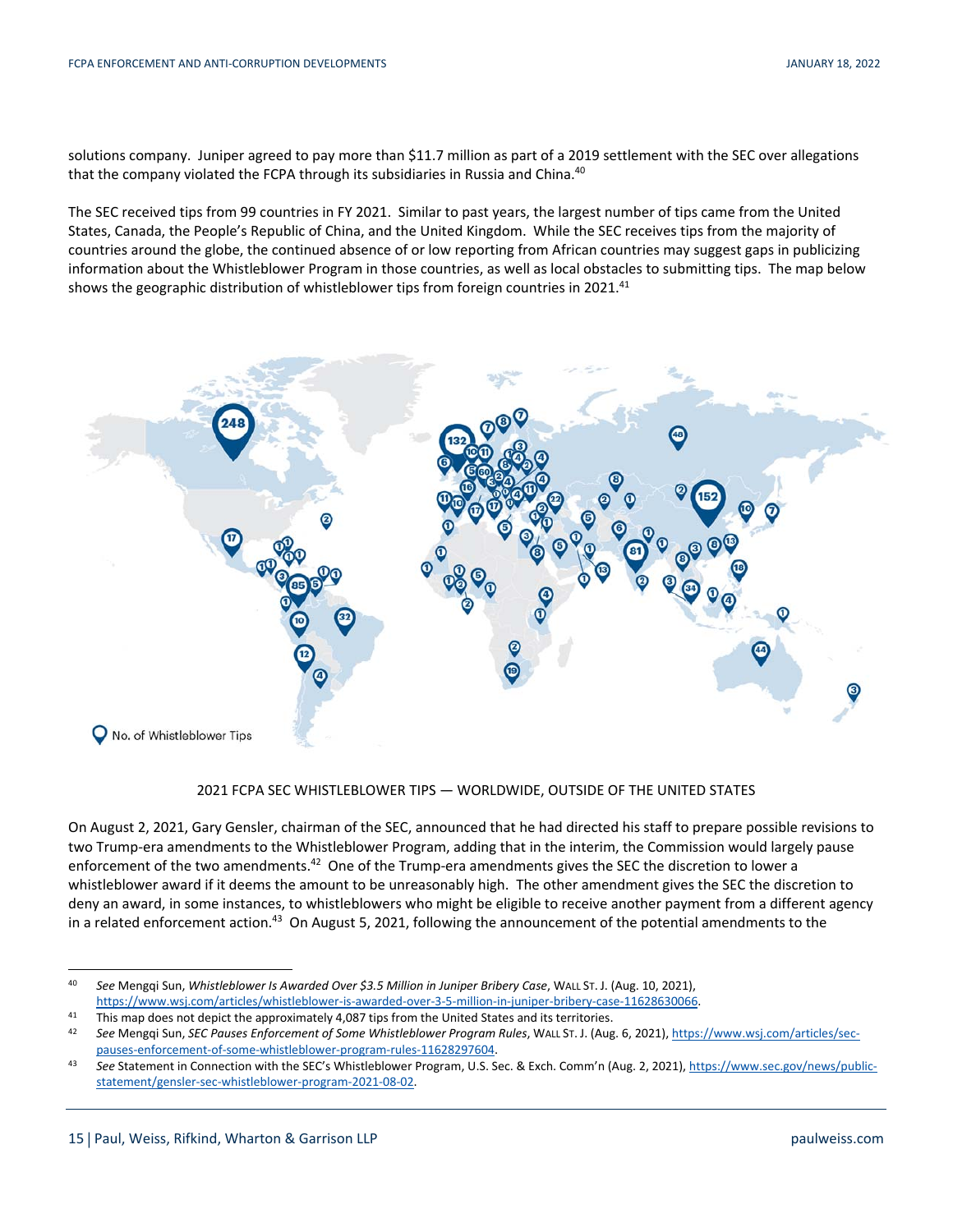solutions company. Juniper agreed to pay more than $11.7 million as part of a 2019 settlement with the SEC over allegations that the company violated the FCPA through its subsidiaries in Russia and China.[40]

The SEC received tips from 99 countries in FY 2021. Similar to past years, the largest number of tips came from the United States, Canada, the People's Republic of China, and the United Kingdom. While the SEC receives tips from the majority of countries around the globe, the continued absence of or low reporting from African countries may suggest gaps in publicizing information about the Whistleblower Program in those countries, as well as local obstacles to submitting tips. The map below shows the geographic distribution of whistleblower tips from foreign countries in 2021.[41]

2021 FCPA SEC WHISTLEBLOWER TIPS — WORLDWIDE, OUTSIDE OF THE UNITED STATES

On August 2, 2021, Gary Gensler, chairman of the SEC, announced that he had directed his staff to prepare possible revisions to two Trump-era amendments to the Whistleblower Program, adding that in the interim, the Commission would largely pause enforcement of the two amendments.[42] One of the Trump-era amendments gives the SEC the discretion to lower a whistleblower award if it deems the amount to be unreasonably high. The other amendment gives the SEC the discretion to deny an award, in some instances, to whistleblowers who might be eligible to receive another payment from a different agency in a related enforcement action.[43] On August 5, 2021, following the announcement of the potential amendments to the

---

[40] *See* Mengqi Sun, *Whistleblower Is Awarded Over $3.5 Million in Juniper Bribery Case*, WALL ST. J. (Aug. 10, 2021), https://www.wsj.com/articles/whistleblower-is-awarded-over-3-5-million-in-juniper-bribery-case-11628630066.

[41] This map does not depict the approximately 4,087 tips from the United States and its territories.

[42] *See* Mengqi Sun, *SEC Pauses Enforcement of Some Whistleblower Program Rules*, WALL ST. J. (Aug. 6, 2021), https://www.wsj.com/articles/sec-pauses-enforcement-of-some-whistleblower-program-rules-11628297604.

[43] *See* Statement in Connection with the SEC's Whistleblower Program, U.S. Sec. & Exch. Comm'n (Aug. 2, 2021), https://www.sec.gov/news/public-statement/gensler-sec-whistleblower-program-2021-08-02.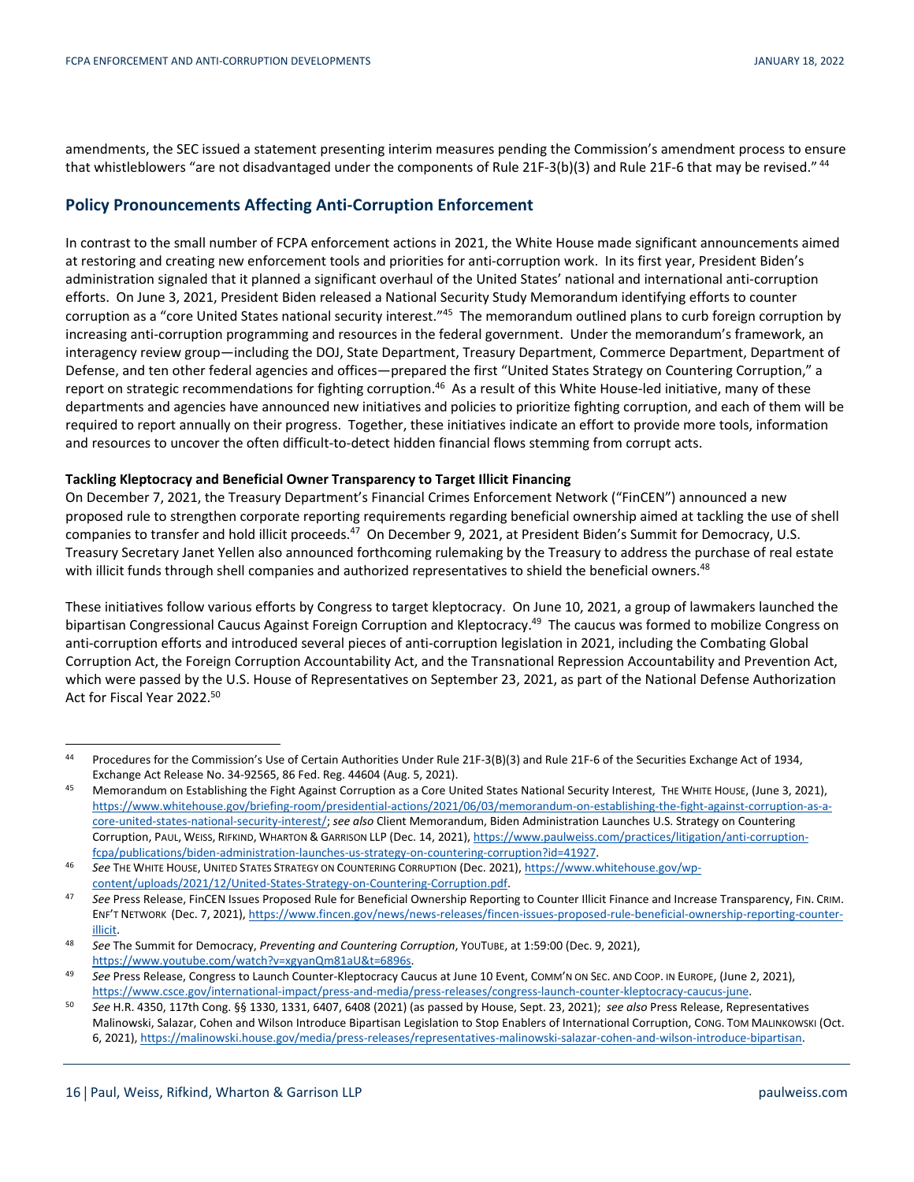amendments, the SEC issued a statement presenting interim measures pending the Commission's amendment process to ensure that whistleblowers "are not disadvantaged under the components of Rule 21F-3(b)(3) and Rule 21F-6 that may be revised." [44]

## Policy Pronouncements Affecting Anti-Corruption Enforcement

In contrast to the small number of FCPA enforcement actions in 2021, the White House made significant announcements aimed at restoring and creating new enforcement tools and priorities for anti-corruption work. In its first year, President Biden's administration signaled that it planned a significant overhaul of the United States' national and international anti-corruption efforts. On June 3, 2021, President Biden released a National Security Study Memorandum identifying efforts to counter corruption as a "core United States national security interest."[45] The memorandum outlined plans to curb foreign corruption by increasing anti-corruption programming and resources in the federal government. Under the memorandum's framework, an interagency review group—including the DOJ, State Department, Treasury Department, Commerce Department, Department of Defense, and ten other federal agencies and offices—prepared the first "United States Strategy on Countering Corruption," a report on strategic recommendations for fighting corruption.[46] As a result of this White House-led initiative, many of these departments and agencies have announced new initiatives and policies to prioritize fighting corruption, and each of them will be required to report annually on their progress. Together, these initiatives indicate an effort to provide more tools, information and resources to uncover the often difficult-to-detect hidden financial flows stemming from corrupt acts.

**Tackling Kleptocracy and Beneficial Owner Transparency to Target Illicit Financing**

On December 7, 2021, the Treasury Department's Financial Crimes Enforcement Network ("FinCEN") announced a new proposed rule to strengthen corporate reporting requirements regarding beneficial ownership aimed at tackling the use of shell companies to transfer and hold illicit proceeds.[47] On December 9, 2021, at President Biden's Summit for Democracy, U.S. Treasury Secretary Janet Yellen also announced forthcoming rulemaking by the Treasury to address the purchase of real estate with illicit funds through shell companies and authorized representatives to shield the beneficial owners.[48]

These initiatives follow various efforts by Congress to target kleptocracy. On June 10, 2021, a group of lawmakers launched the bipartisan Congressional Caucus Against Foreign Corruption and Kleptocracy.[49] The caucus was formed to mobilize Congress on anti-corruption efforts and introduced several pieces of anti-corruption legislation in 2021, including the Combating Global Corruption Act, the Foreign Corruption Accountability Act, and the Transnational Repression Accountability and Prevention Act, which were passed by the U.S. House of Representatives on September 23, 2021, as part of the National Defense Authorization Act for Fiscal Year 2022.[50]

---

[44] Procedures for the Commission's Use of Certain Authorities Under Rule 21F-3(B)(3) and Rule 21F-6 of the Securities Exchange Act of 1934, Exchange Act Release No. 34-92565, 86 Fed. Reg. 44604 (Aug. 5, 2021).

[45] Memorandum on Establishing the Fight Against Corruption as a Core United States National Security Interest, THE WHITE HOUSE, (June 3, 2021), https://www.whitehouse.gov/briefing-room/presidential-actions/2021/06/03/memorandum-on-establishing-the-fight-against-corruption-as-a-core-united-states-national-security-interest/; *see also* Client Memorandum, Biden Administration Launches U.S. Strategy on Countering Corruption, PAUL, WEISS, RIFKIND, WHARTON & GARRISON LLP (Dec. 14, 2021), https://www.paulweiss.com/practices/litigation/anti-corruption-fcpa/publications/biden-administration-launches-us-strategy-on-countering-corruption?id=41927.

[46] *See* THE WHITE HOUSE, UNITED STATES STRATEGY ON COUNTERING CORRUPTION (Dec. 2021), https://www.whitehouse.gov/wp-content/uploads/2021/12/United-States-Strategy-on-Countering-Corruption.pdf.

[47] *See* Press Release, FinCEN Issues Proposed Rule for Beneficial Ownership Reporting to Counter Illicit Finance and Increase Transparency, FIN. CRIM. ENF'T NETWORK (Dec. 7, 2021), https://www.fincen.gov/news/news-releases/fincen-issues-proposed-rule-beneficial-ownership-reporting-counter-illicit.

[48] *See* The Summit for Democracy, *Preventing and Countering Corruption*, YOUTUBE, at 1:59:00 (Dec. 9, 2021), https://www.youtube.com/watch?v=xgyanQm81aU&t=6896s.

[49] *See* Press Release, Congress to Launch Counter-Kleptocracy Caucus at June 10 Event, COMM'N ON SEC. AND COOP. IN EUROPE, (June 2, 2021), https://www.csce.gov/international-impact/press-and-media/press-releases/congress-launch-counter-kleptocracy-caucus-june.

[50] *See* H.R. 4350, 117th Cong. §§ 1330, 1331, 6407, 6408 (2021) (as passed by House, Sept. 23, 2021); *see also* Press Release, Representatives Malinowski, Salazar, Cohen and Wilson Introduce Bipartisan Legislation to Stop Enablers of International Corruption, CONG. TOM MALINKOWSKI (Oct. 6, 2021), https://malinowski.house.gov/media/press-releases/representatives-malinowski-salazar-cohen-and-wilson-introduce-bipartisan.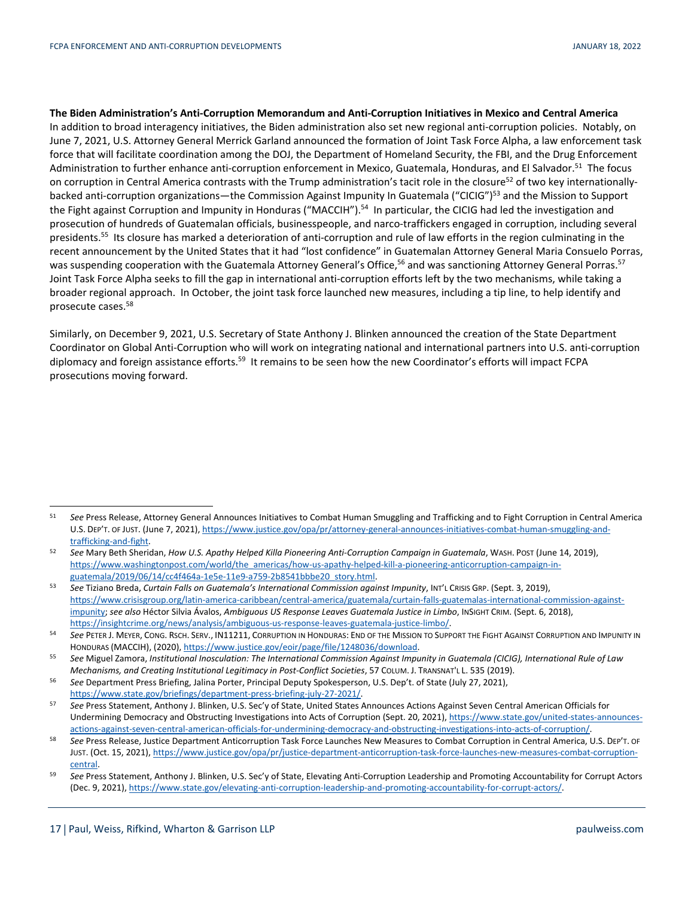**The Biden Administration's Anti-Corruption Memorandum and Anti-Corruption Initiatives in Mexico and Central America**

In addition to broad interagency initiatives, the Biden administration also set new regional anti-corruption policies. Notably, on June 7, 2021, U.S. Attorney General Merrick Garland announced the formation of Joint Task Force Alpha, a law enforcement task force that will facilitate coordination among the DOJ, the Department of Homeland Security, the FBI, and the Drug Enforcement Administration to further enhance anti-corruption enforcement in Mexico, Guatemala, Honduras, and El Salvador.[51] The focus on corruption in Central America contrasts with the Trump administration's tacit role in the closure[52] of two key internationally-backed anti-corruption organizations—the Commission Against Impunity In Guatemala ("CICIG")[53] and the Mission to Support the Fight against Corruption and Impunity in Honduras ("MACCIH").[54] In particular, the CICIG had led the investigation and prosecution of hundreds of Guatemalan officials, businesspeople, and narco-traffickers engaged in corruption, including several presidents.[55] Its closure has marked a deterioration of anti-corruption and rule of law efforts in the region culminating in the recent announcement by the United States that it had "lost confidence" in Guatemalan Attorney General Maria Consuelo Porras, was suspending cooperation with the Guatemala Attorney General's Office,[56] and was sanctioning Attorney General Porras.[57] Joint Task Force Alpha seeks to fill the gap in international anti-corruption efforts left by the two mechanisms, while taking a broader regional approach. In October, the joint task force launched new measures, including a tip line, to help identify and prosecute cases.[58]

Similarly, on December 9, 2021, U.S. Secretary of State Anthony J. Blinken announced the creation of the State Department Coordinator on Global Anti-Corruption who will work on integrating national and international partners into U.S. anti-corruption diplomacy and foreign assistance efforts.[59] It remains to be seen how the new Coordinator's efforts will impact FCPA prosecutions moving forward.

---

[51] *See* Press Release, Attorney General Announces Initiatives to Combat Human Smuggling and Trafficking and to Fight Corruption in Central America U.S. DEP'T. OF JUST. (June 7, 2021), https://www.justice.gov/opa/pr/attorney-general-announces-initiatives-combat-human-smuggling-and-trafficking-and-fight.

[52] *See* Mary Beth Sheridan, *How U.S. Apathy Helped Killa Pioneering Anti-Corruption Campaign in Guatemala*, WASH. POST (June 14, 2019), https://www.washingtonpost.com/world/the_americas/how-us-apathy-helped-kill-a-pioneering-anticorruption-campaign-in-guatemala/2019/06/14/cc4f464a-1e5e-11e9-a759-2b8541bbbe20_story.html.

[53] *See* Tiziano Breda, *Curtain Falls on Guatemala's International Commission against Impunity*, INT'L CRISIS GRP. (Sept. 3, 2019), https://www.crisisgroup.org/latin-america-caribbean/central-america/guatemala/curtain-falls-guatemalas-international-commission-against-impunity; *see also* Héctor Silvia Ávalos, *Ambiguous US Response Leaves Guatemala Justice in Limbo*, INSIGHT CRIM. (Sept. 6, 2018), https://insightcrime.org/news/analysis/ambiguous-us-response-leaves-guatemala-justice-limbo/.

[54] *See* PETER J. MEYER, CONG. RSCH. SERV., IN11211, CORRUPTION IN HONDURAS: END OF THE MISSION TO SUPPORT THE FIGHT AGAINST CORRUPTION AND IMPUNITY IN HONDURAS (MACCIH), (2020), https://www.justice.gov/eoir/page/file/1248036/download.

[55] *See* Miguel Zamora, *Institutional Inosculation: The International Commission Against Impunity in Guatemala (CICIG), International Rule of Law Mechanisms, and Creating Institutional Legitimacy in Post-Conflict Societies*, 57 COLUM. J. TRANSNAT'L L. 535 (2019).

[56] *See* Department Press Briefing, Jalina Porter, Principal Deputy Spokesperson, U.S. Dep't. of State (July 27, 2021), https://www.state.gov/briefings/department-press-briefing-july-27-2021/.

[57] *See* Press Statement, Anthony J. Blinken, U.S. Sec'y of State, United States Announces Actions Against Seven Central American Officials for Undermining Democracy and Obstructing Investigations into Acts of Corruption (Sept. 20, 2021), https://www.state.gov/united-states-announces-actions-against-seven-central-american-officials-for-undermining-democracy-and-obstructing-investigations-into-acts-of-corruption/.

[58] *See* Press Release, Justice Department Anticorruption Task Force Launches New Measures to Combat Corruption in Central America, U.S. DEP'T. OF JUST. (Oct. 15, 2021), https://www.justice.gov/opa/pr/justice-department-anticorruption-task-force-launches-new-measures-combat-corruption-central.

[59] *See* Press Statement, Anthony J. Blinken, U.S. Sec'y of State, Elevating Anti-Corruption Leadership and Promoting Accountability for Corrupt Actors (Dec. 9, 2021), https://www.state.gov/elevating-anti-corruption-leadership-and-promoting-accountability-for-corrupt-actors/.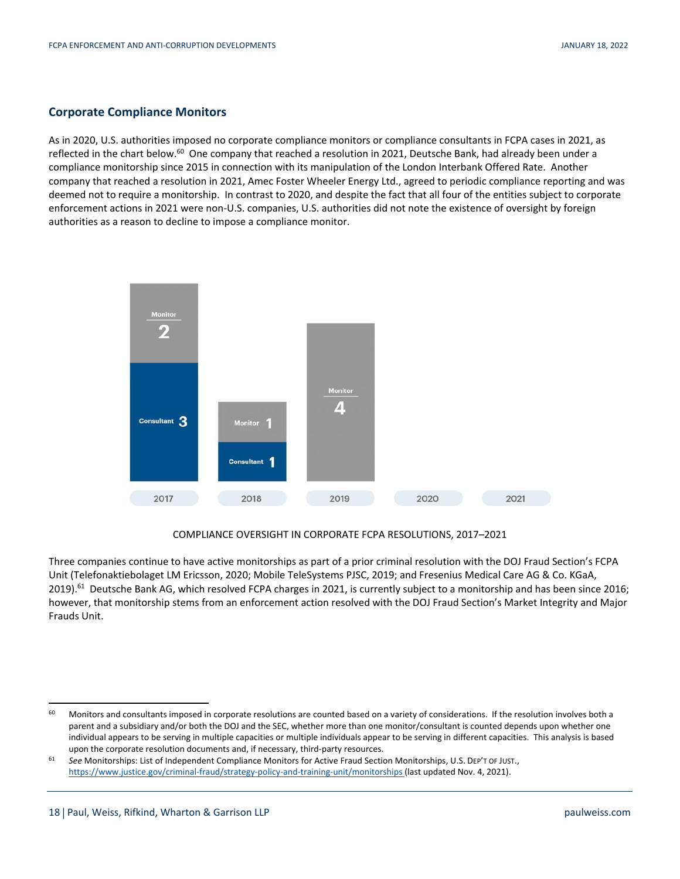## Corporate Compliance Monitors

As in 2020, U.S. authorities imposed no corporate compliance monitors or compliance consultants in FCPA cases in 2021, as reflected in the chart below.[60] One company that reached a resolution in 2021, Deutsche Bank, had already been under a compliance monitorship since 2015 in connection with its manipulation of the London Interbank Offered Rate. Another company that reached a resolution in 2021, Amec Foster Wheeler Energy Ltd., agreed to periodic compliance reporting and was deemed not to require a monitorship. In contrast to 2020, and despite the fact that all four of the entities subject to corporate enforcement actions in 2021 were non-U.S. companies, U.S. authorities did not note the existence of oversight by foreign authorities as a reason to decline to impose a compliance monitor.

| | 2017 | 2018 | 2019 | 2020 | 2021 |
|---|---|---|---|---|---|
| Monitor | 2 | 1 | 4 | | |
| Consultant | 3 | 1 | | | |

COMPLIANCE OVERSIGHT IN CORPORATE FCPA RESOLUTIONS, 2017–2021

Three companies continue to have active monitorships as part of a prior criminal resolution with the DOJ Fraud Section's FCPA Unit (Telefonaktiebolaget LM Ericsson, 2020; Mobile TeleSystems PJSC, 2019; and Fresenius Medical Care AG & Co. KGaA, 2019).[61] Deutsche Bank AG, which resolved FCPA charges in 2021, is currently subject to a monitorship and has been since 2016; however, that monitorship stems from an enforcement action resolved with the DOJ Fraud Section's Market Integrity and Major Frauds Unit.

---

[60] Monitors and consultants imposed in corporate resolutions are counted based on a variety of considerations. If the resolution involves both a parent and a subsidiary and/or both the DOJ and the SEC, whether more than one monitor/consultant is counted depends upon whether one individual appears to be serving in multiple capacities or multiple individuals appear to be serving in different capacities. This analysis is based upon the corporate resolution documents and, if necessary, third-party resources.

[61] *See* Monitorships: List of Independent Compliance Monitors for Active Fraud Section Monitorships, U.S. DEP'T OF JUST., https://www.justice.gov/criminal-fraud/strategy-policy-and-training-unit/monitorships (last updated Nov. 4, 2021).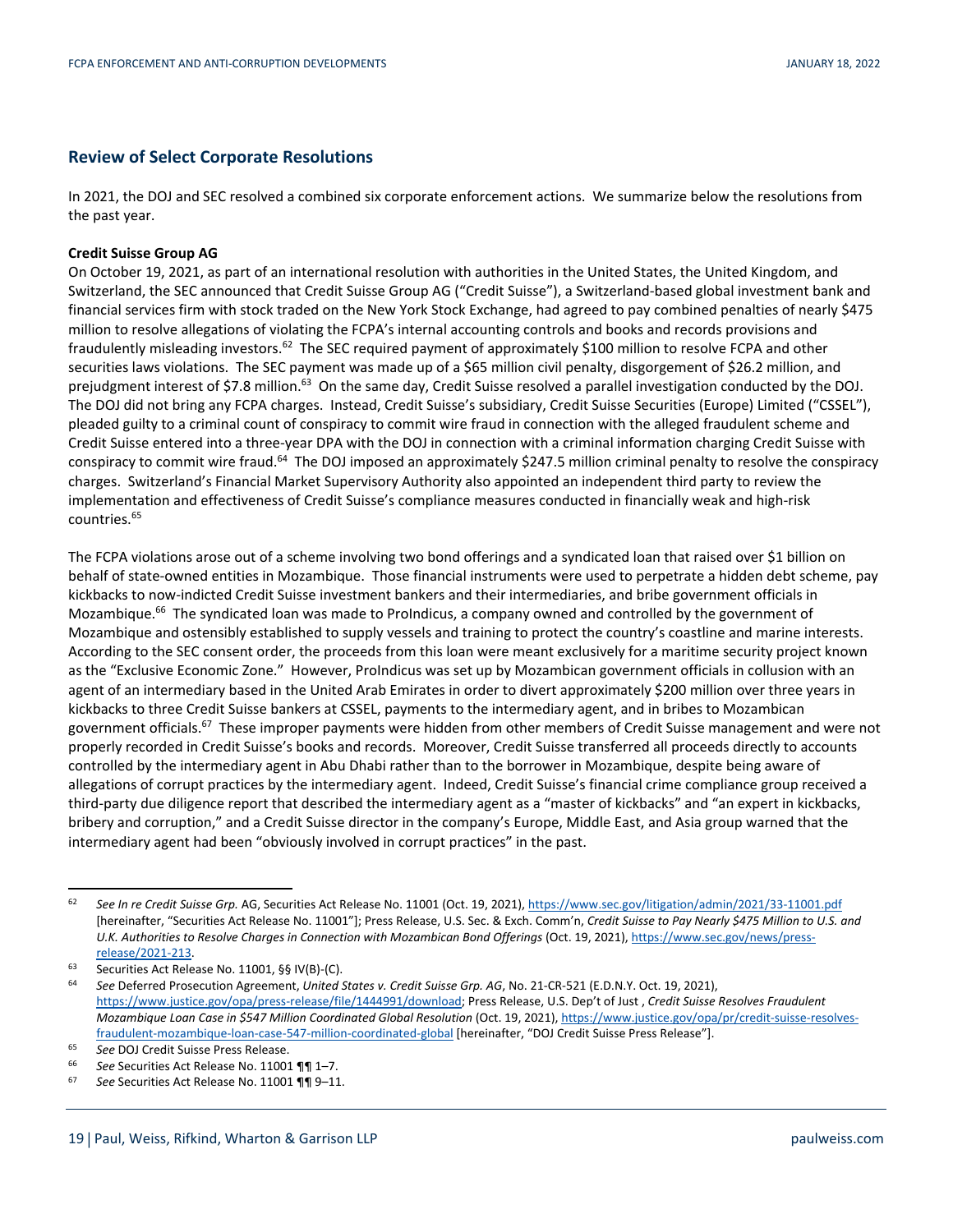## Review of Select Corporate Resolutions

In 2021, the DOJ and SEC resolved a combined six corporate enforcement actions. We summarize below the resolutions from the past year.

**Credit Suisse Group AG**

On October 19, 2021, as part of an international resolution with authorities in the United States, the United Kingdom, and Switzerland, the SEC announced that Credit Suisse Group AG ("Credit Suisse"), a Switzerland-based global investment bank and financial services firm with stock traded on the New York Stock Exchange, had agreed to pay combined penalties of nearly $475 million to resolve allegations of violating the FCPA's internal accounting controls and books and records provisions and fraudulently misleading investors.[62] The SEC required payment of approximately $100 million to resolve FCPA and other securities laws violations. The SEC payment was made up of a $65 million civil penalty, disgorgement of $26.2 million, and prejudgment interest of $7.8 million.[63] On the same day, Credit Suisse resolved a parallel investigation conducted by the DOJ. The DOJ did not bring any FCPA charges. Instead, Credit Suisse's subsidiary, Credit Suisse Securities (Europe) Limited ("CSSEL"), pleaded guilty to a criminal count of conspiracy to commit wire fraud in connection with the alleged fraudulent scheme and Credit Suisse entered into a three-year DPA with the DOJ in connection with a criminal information charging Credit Suisse with conspiracy to commit wire fraud.[64] The DOJ imposed an approximately $247.5 million criminal penalty to resolve the conspiracy charges. Switzerland's Financial Market Supervisory Authority also appointed an independent third party to review the implementation and effectiveness of Credit Suisse's compliance measures conducted in financially weak and high-risk countries.[65]

The FCPA violations arose out of a scheme involving two bond offerings and a syndicated loan that raised over $1 billion on behalf of state-owned entities in Mozambique. Those financial instruments were used to perpetrate a hidden debt scheme, pay kickbacks to now-indicted Credit Suisse investment bankers and their intermediaries, and bribe government officials in Mozambique.[66] The syndicated loan was made to ProIndicus, a company owned and controlled by the government of Mozambique and ostensibly established to supply vessels and training to protect the country's coastline and marine interests. According to the SEC consent order, the proceeds from this loan were meant exclusively for a maritime security project known as the "Exclusive Economic Zone." However, ProIndicus was set up by Mozambican government officials in collusion with an agent of an intermediary based in the United Arab Emirates in order to divert approximately $200 million over three years in kickbacks to three Credit Suisse bankers at CSSEL, payments to the intermediary agent, and in bribes to Mozambican government officials.[67] These improper payments were hidden from other members of Credit Suisse management and were not properly recorded in Credit Suisse's books and records. Moreover, Credit Suisse transferred all proceeds directly to accounts controlled by the intermediary agent in Abu Dhabi rather than to the borrower in Mozambique, despite being aware of allegations of corrupt practices by the intermediary agent. Indeed, Credit Suisse's financial crime compliance group received a third-party due diligence report that described the intermediary agent as a "master of kickbacks" and "an expert in kickbacks, bribery and corruption," and a Credit Suisse director in the company's Europe, Middle East, and Asia group warned that the intermediary agent had been "obviously involved in corrupt practices" in the past.

---

[62] *See In re Credit Suisse Grp.* AG, Securities Act Release No. 11001 (Oct. 19, 2021), https://www.sec.gov/litigation/admin/2021/33-11001.pdf [hereinafter, "Securities Act Release No. 11001"]; Press Release, U.S. Sec. & Exch. Comm'n, *Credit Suisse to Pay Nearly $475 Million to U.S. and U.K. Authorities to Resolve Charges in Connection with Mozambican Bond Offerings* (Oct. 19, 2021), https://www.sec.gov/news/press-release/2021-213.

[63] Securities Act Release No. 11001, §§ IV(B)-(C).

[64] *See* Deferred Prosecution Agreement, *United States v. Credit Suisse Grp. AG*, No. 21-CR-521 (E.D.N.Y. Oct. 19, 2021), https://www.justice.gov/opa/press-release/file/1444991/download; Press Release, U.S. Dep't of Just , *Credit Suisse Resolves Fraudulent Mozambique Loan Case in $547 Million Coordinated Global Resolution* (Oct. 19, 2021), https://www.justice.gov/opa/pr/credit-suisse-resolves-fraudulent-mozambique-loan-case-547-million-coordinated-global [hereinafter, "DOJ Credit Suisse Press Release"].

[65] *See* DOJ Credit Suisse Press Release.

[66] *See* Securities Act Release No. 11001 ¶¶ 1–7.

[67] *See* Securities Act Release No. 11001 ¶¶ 9–11.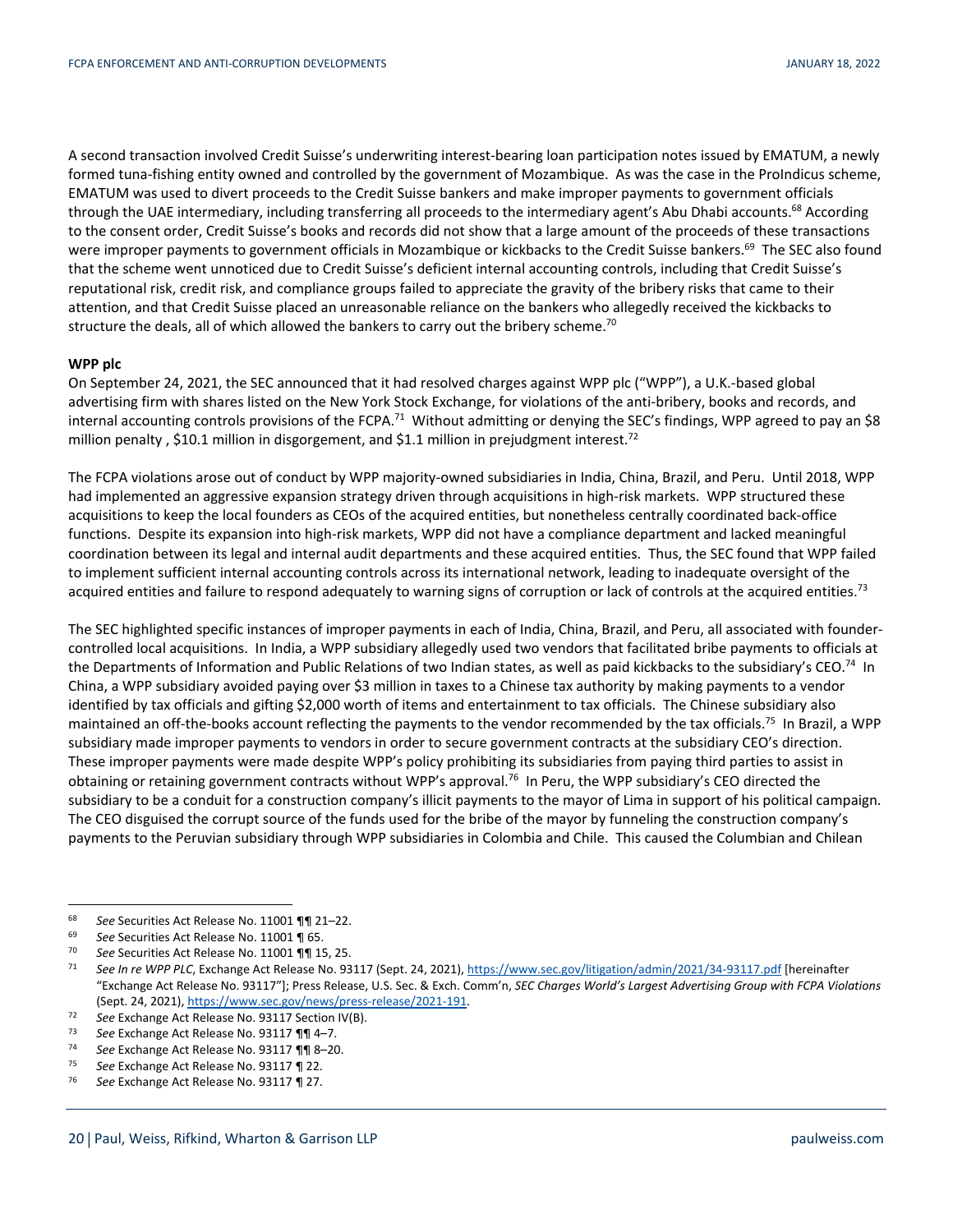A second transaction involved Credit Suisse's underwriting interest-bearing loan participation notes issued by EMATUM, a newly formed tuna-fishing entity owned and controlled by the government of Mozambique. As was the case in the ProIndicus scheme, EMATUM was used to divert proceeds to the Credit Suisse bankers and make improper payments to government officials through the UAE intermediary, including transferring all proceeds to the intermediary agent's Abu Dhabi accounts.[68] According to the consent order, Credit Suisse's books and records did not show that a large amount of the proceeds of these transactions were improper payments to government officials in Mozambique or kickbacks to the Credit Suisse bankers.[69] The SEC also found that the scheme went unnoticed due to Credit Suisse's deficient internal accounting controls, including that Credit Suisse's reputational risk, credit risk, and compliance groups failed to appreciate the gravity of the bribery risks that came to their attention, and that Credit Suisse placed an unreasonable reliance on the bankers who allegedly received the kickbacks to structure the deals, all of which allowed the bankers to carry out the bribery scheme.[70]

**WPP plc**

On September 24, 2021, the SEC announced that it had resolved charges against WPP plc ("WPP"), a U.K.-based global advertising firm with shares listed on the New York Stock Exchange, for violations of the anti-bribery, books and records, and internal accounting controls provisions of the FCPA.[71] Without admitting or denying the SEC's findings, WPP agreed to pay an $8 million penalty , $10.1 million in disgorgement, and $1.1 million in prejudgment interest.[72]

The FCPA violations arose out of conduct by WPP majority-owned subsidiaries in India, China, Brazil, and Peru. Until 2018, WPP had implemented an aggressive expansion strategy driven through acquisitions in high-risk markets. WPP structured these acquisitions to keep the local founders as CEOs of the acquired entities, but nonetheless centrally coordinated back-office functions. Despite its expansion into high-risk markets, WPP did not have a compliance department and lacked meaningful coordination between its legal and internal audit departments and these acquired entities. Thus, the SEC found that WPP failed to implement sufficient internal accounting controls across its international network, leading to inadequate oversight of the acquired entities and failure to respond adequately to warning signs of corruption or lack of controls at the acquired entities.[73]

The SEC highlighted specific instances of improper payments in each of India, China, Brazil, and Peru, all associated with founder-controlled local acquisitions. In India, a WPP subsidiary allegedly used two vendors that facilitated bribe payments to officials at the Departments of Information and Public Relations of two Indian states, as well as paid kickbacks to the subsidiary's CEO.[74] In China, a WPP subsidiary avoided paying over $3 million in taxes to a Chinese tax authority by making payments to a vendor identified by tax officials and gifting $2,000 worth of items and entertainment to tax officials. The Chinese subsidiary also maintained an off-the-books account reflecting the payments to the vendor recommended by the tax officials.[75] In Brazil, a WPP subsidiary made improper payments to vendors in order to secure government contracts at the subsidiary CEO's direction. These improper payments were made despite WPP's policy prohibiting its subsidiaries from paying third parties to assist in obtaining or retaining government contracts without WPP's approval.[76] In Peru, the WPP subsidiary's CEO directed the subsidiary to be a conduit for a construction company's illicit payments to the mayor of Lima in support of his political campaign. The CEO disguised the corrupt source of the funds used for the bribe of the mayor by funneling the construction company's payments to the Peruvian subsidiary through WPP subsidiaries in Colombia and Chile. This caused the Columbian and Chilean

---

[68] *See* Securities Act Release No. 11001 ¶¶ 21–22.

[69] *See* Securities Act Release No. 11001 ¶ 65.

[70] *See* Securities Act Release No. 11001 ¶¶ 15, 25.

[71] *See In re WPP PLC*, Exchange Act Release No. 93117 (Sept. 24, 2021), https://www.sec.gov/litigation/admin/2021/34-93117.pdf [hereinafter "Exchange Act Release No. 93117"]; Press Release, U.S. Sec. & Exch. Comm'n, *SEC Charges World's Largest Advertising Group with FCPA Violations* (Sept. 24, 2021), https://www.sec.gov/news/press-release/2021-191.

[72] *See* Exchange Act Release No. 93117 Section IV(B).

[73] *See* Exchange Act Release No. 93117 ¶¶ 4–7.

[74] *See* Exchange Act Release No. 93117 ¶¶ 8–20.

[75] *See* Exchange Act Release No. 93117 ¶ 22.

[76] *See* Exchange Act Release No. 93117 ¶ 27.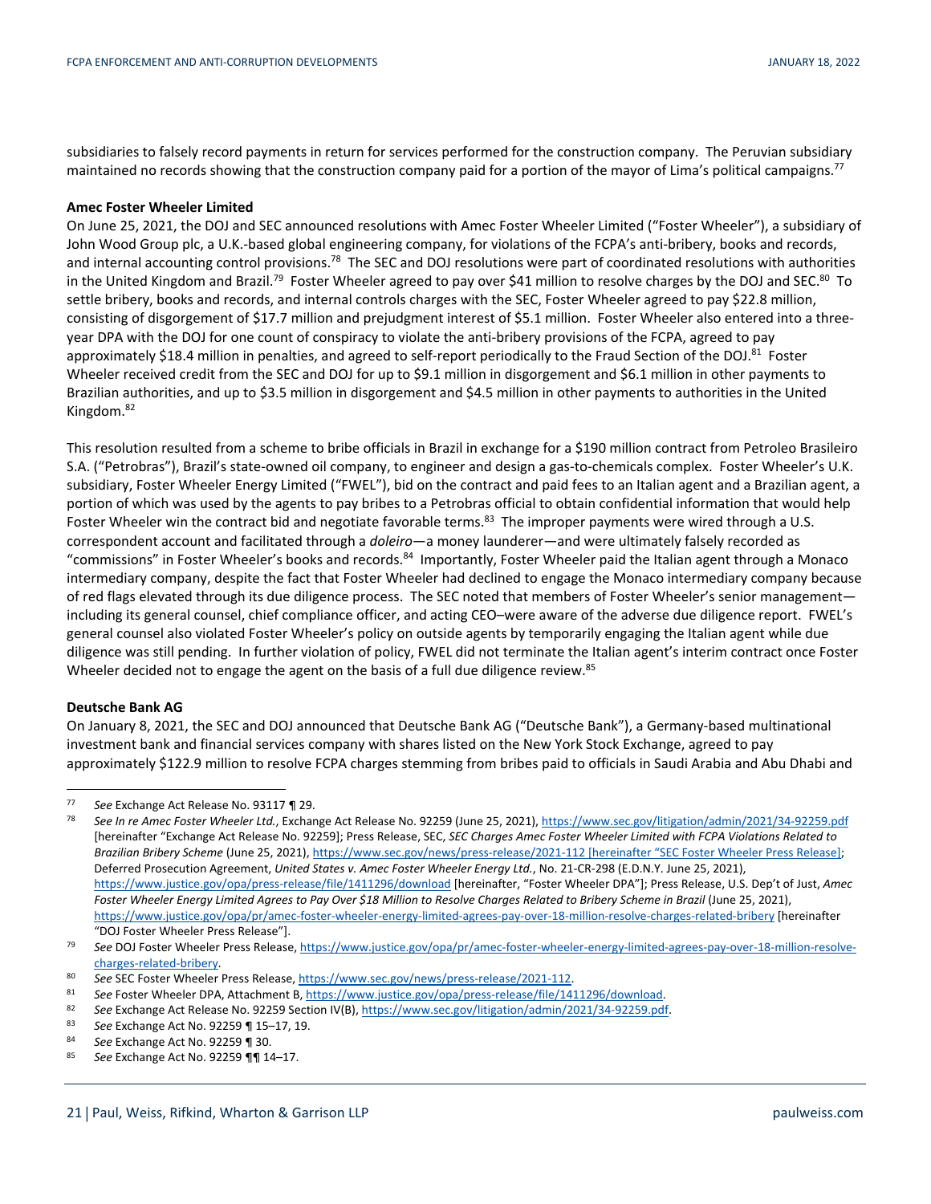subsidiaries to falsely record payments in return for services performed for the construction company. The Peruvian subsidiary maintained no records showing that the construction company paid for a portion of the mayor of Lima's political campaigns.[77]

**Amec Foster Wheeler Limited**

On June 25, 2021, the DOJ and SEC announced resolutions with Amec Foster Wheeler Limited ("Foster Wheeler"), a subsidiary of John Wood Group plc, a U.K.-based global engineering company, for violations of the FCPA's anti-bribery, books and records, and internal accounting control provisions.[78] The SEC and DOJ resolutions were part of coordinated resolutions with authorities in the United Kingdom and Brazil.[79] Foster Wheeler agreed to pay over $41 million to resolve charges by the DOJ and SEC.[80] To settle bribery, books and records, and internal controls charges with the SEC, Foster Wheeler agreed to pay $22.8 million, consisting of disgorgement of $17.7 million and prejudgment interest of $5.1 million. Foster Wheeler also entered into a three-year DPA with the DOJ for one count of conspiracy to violate the anti-bribery provisions of the FCPA, agreed to pay approximately $18.4 million in penalties, and agreed to self-report periodically to the Fraud Section of the DOJ.[81] Foster Wheeler received credit from the SEC and DOJ for up to $9.1 million in disgorgement and $6.1 million in other payments to Brazilian authorities, and up to $3.5 million in disgorgement and $4.5 million in other payments to authorities in the United Kingdom.[82]

This resolution resulted from a scheme to bribe officials in Brazil in exchange for a $190 million contract from Petroleo Brasileiro S.A. ("Petrobras"), Brazil's state-owned oil company, to engineer and design a gas-to-chemicals complex. Foster Wheeler's U.K. subsidiary, Foster Wheeler Energy Limited ("FWEL"), bid on the contract and paid fees to an Italian agent and a Brazilian agent, a portion of which was used by the agents to pay bribes to a Petrobras official to obtain confidential information that would help Foster Wheeler win the contract bid and negotiate favorable terms.[83] The improper payments were wired through a U.S. correspondent account and facilitated through a *doleiro*—a money launderer—and were ultimately falsely recorded as "commissions" in Foster Wheeler's books and records.[84] Importantly, Foster Wheeler paid the Italian agent through a Monaco intermediary company, despite the fact that Foster Wheeler had declined to engage the Monaco intermediary company because of red flags elevated through its due diligence process. The SEC noted that members of Foster Wheeler's senior management—including its general counsel, chief compliance officer, and acting CEO–were aware of the adverse due diligence report. FWEL's general counsel also violated Foster Wheeler's policy on outside agents by temporarily engaging the Italian agent while due diligence was still pending. In further violation of policy, FWEL did not terminate the Italian agent's interim contract once Foster Wheeler decided not to engage the agent on the basis of a full due diligence review.[85]

**Deutsche Bank AG**

On January 8, 2021, the SEC and DOJ announced that Deutsche Bank AG ("Deutsche Bank"), a Germany-based multinational investment bank and financial services company with shares listed on the New York Stock Exchange, agreed to pay approximately $122.9 million to resolve FCPA charges stemming from bribes paid to officials in Saudi Arabia and Abu Dhabi and

---

77 *See* Exchange Act Release No. 93117 ¶ 29.

78 *See In re Amec Foster Wheeler Ltd.*, Exchange Act Release No. 92259 (June 25, 2021), https://www.sec.gov/litigation/admin/2021/34-92259.pdf [hereinafter "Exchange Act Release No. 92259]; Press Release, SEC, *SEC Charges Amec Foster Wheeler Limited with FCPA Violations Related to Brazilian Bribery Scheme* (June 25, 2021), https://www.sec.gov/news/press-release/2021-112 [hereinafter "SEC Foster Wheeler Press Release]; Deferred Prosecution Agreement, *United States v. Amec Foster Wheeler Energy Ltd.*, No. 21-CR-298 (E.D.N.Y. June 25, 2021), https://www.justice.gov/opa/press-release/file/1411296/download [hereinafter, "Foster Wheeler DPA"]; Press Release, U.S. Dep't of Just, *Amec Foster Wheeler Energy Limited Agrees to Pay Over $18 Million to Resolve Charges Related to Bribery Scheme in Brazil* (June 25, 2021), https://www.justice.gov/opa/pr/amec-foster-wheeler-energy-limited-agrees-pay-over-18-million-resolve-charges-related-bribery [hereinafter "DOJ Foster Wheeler Press Release"].

79 *See* DOJ Foster Wheeler Press Release, https://www.justice.gov/opa/pr/amec-foster-wheeler-energy-limited-agrees-pay-over-18-million-resolve-charges-related-bribery.

80 *See* SEC Foster Wheeler Press Release, https://www.sec.gov/news/press-release/2021-112.

81 *See* Foster Wheeler DPA, Attachment B, https://www.justice.gov/opa/press-release/file/1411296/download.

82 *See* Exchange Act Release No. 92259 Section IV(B), https://www.sec.gov/litigation/admin/2021/34-92259.pdf.

83 *See* Exchange Act No. 92259 ¶ 15–17, 19.

84 *See* Exchange Act No. 92259 ¶ 30.

85 *See* Exchange Act No. 92259 ¶¶ 14–17.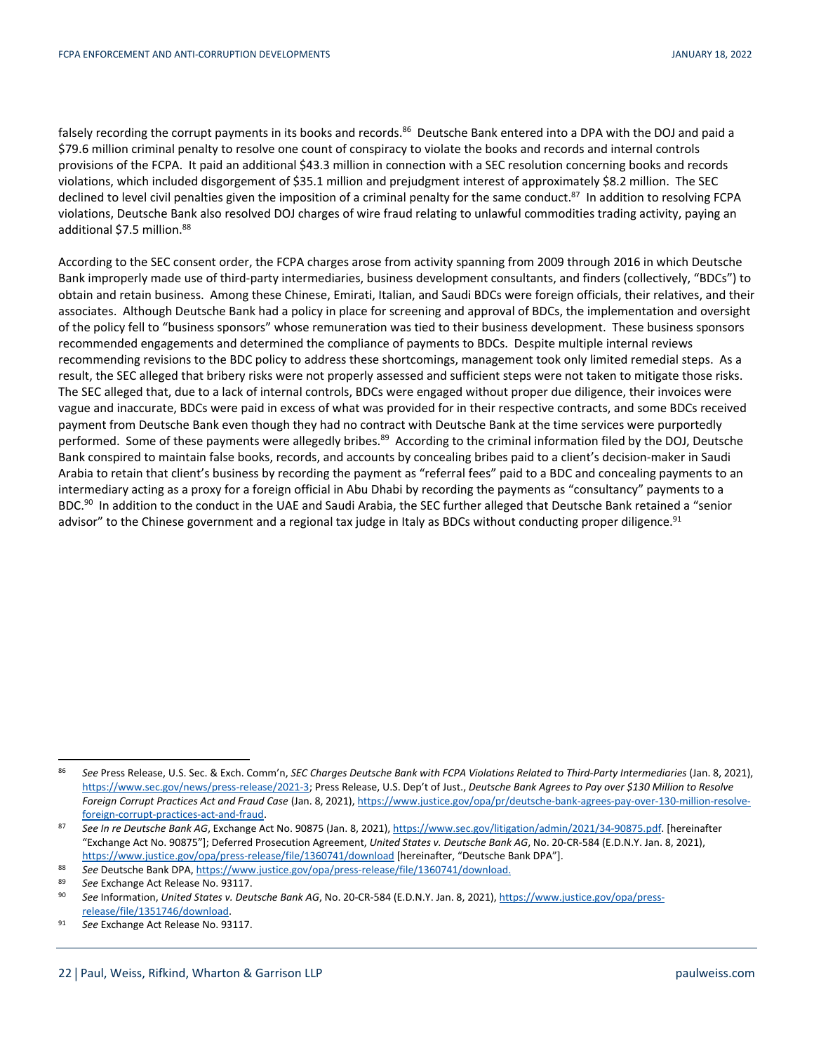falsely recording the corrupt payments in its books and records.[86] Deutsche Bank entered into a DPA with the DOJ and paid a $79.6 million criminal penalty to resolve one count of conspiracy to violate the books and records and internal controls provisions of the FCPA. It paid an additional $43.3 million in connection with a SEC resolution concerning books and records violations, which included disgorgement of $35.1 million and prejudgment interest of approximately $8.2 million. The SEC declined to level civil penalties given the imposition of a criminal penalty for the same conduct.[87] In addition to resolving FCPA violations, Deutsche Bank also resolved DOJ charges of wire fraud relating to unlawful commodities trading activity, paying an additional $7.5 million.[88]

According to the SEC consent order, the FCPA charges arose from activity spanning from 2009 through 2016 in which Deutsche Bank improperly made use of third-party intermediaries, business development consultants, and finders (collectively, "BDCs") to obtain and retain business. Among these Chinese, Emirati, Italian, and Saudi BDCs were foreign officials, their relatives, and their associates. Although Deutsche Bank had a policy in place for screening and approval of BDCs, the implementation and oversight of the policy fell to "business sponsors" whose remuneration was tied to their business development. These business sponsors recommended engagements and determined the compliance of payments to BDCs. Despite multiple internal reviews recommending revisions to the BDC policy to address these shortcomings, management took only limited remedial steps. As a result, the SEC alleged that bribery risks were not properly assessed and sufficient steps were not taken to mitigate those risks. The SEC alleged that, due to a lack of internal controls, BDCs were engaged without proper due diligence, their invoices were vague and inaccurate, BDCs were paid in excess of what was provided for in their respective contracts, and some BDCs received payment from Deutsche Bank even though they had no contract with Deutsche Bank at the time services were purportedly performed. Some of these payments were allegedly bribes.[89] According to the criminal information filed by the DOJ, Deutsche Bank conspired to maintain false books, records, and accounts by concealing bribes paid to a client's decision-maker in Saudi Arabia to retain that client's business by recording the payment as "referral fees" paid to a BDC and concealing payments to an intermediary acting as a proxy for a foreign official in Abu Dhabi by recording the payments as "consultancy" payments to a BDC.[90] In addition to the conduct in the UAE and Saudi Arabia, the SEC further alleged that Deutsche Bank retained a "senior advisor" to the Chinese government and a regional tax judge in Italy as BDCs without conducting proper diligence.[91]

---

[86] *See* Press Release, U.S. Sec. & Exch. Comm'n, *SEC Charges Deutsche Bank with FCPA Violations Related to Third-Party Intermediaries* (Jan. 8, 2021), https://www.sec.gov/news/press-release/2021-3; Press Release, U.S. Dep't of Just., *Deutsche Bank Agrees to Pay over $130 Million to Resolve Foreign Corrupt Practices Act and Fraud Case* (Jan. 8, 2021), https://www.justice.gov/opa/pr/deutsche-bank-agrees-pay-over-130-million-resolve-foreign-corrupt-practices-act-and-fraud.

[87] *See In re Deutsche Bank AG*, Exchange Act No. 90875 (Jan. 8, 2021), https://www.sec.gov/litigation/admin/2021/34-90875.pdf. [hereinafter "Exchange Act No. 90875"]; Deferred Prosecution Agreement, *United States v. Deutsche Bank AG*, No. 20-CR-584 (E.D.N.Y. Jan. 8, 2021), https://www.justice.gov/opa/press-release/file/1360741/download [hereinafter, "Deutsche Bank DPA"].

[88] *See* Deutsche Bank DPA, https://www.justice.gov/opa/press-release/file/1360741/download.

[89] *See* Exchange Act Release No. 93117.

[90] *See* Information, *United States v. Deutsche Bank AG*, No. 20-CR-584 (E.D.N.Y. Jan. 8, 2021), https://www.justice.gov/opa/press-release/file/1351746/download.

[91] *See* Exchange Act Release No. 93117.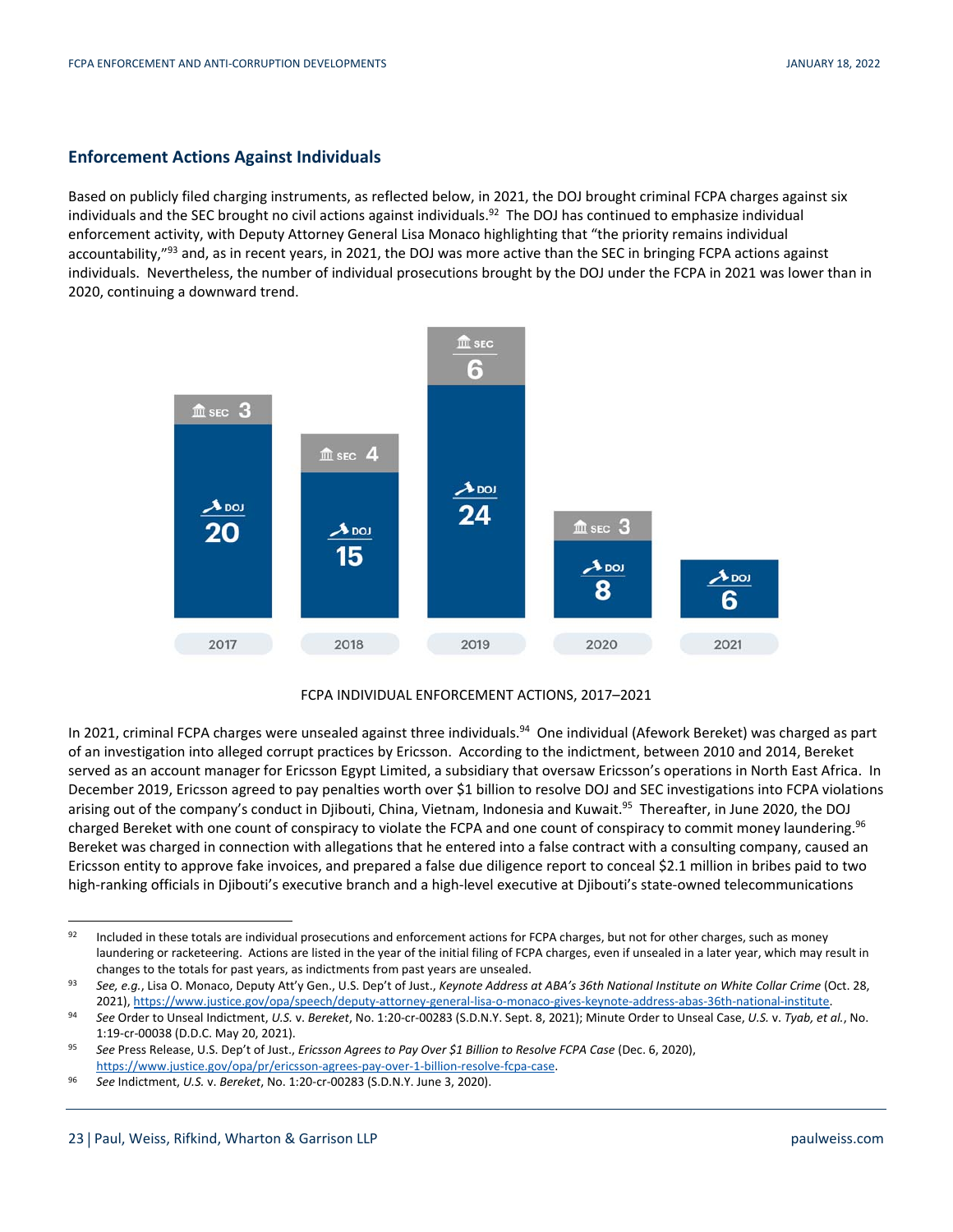## Enforcement Actions Against Individuals

Based on publicly filed charging instruments, as reflected below, in 2021, the DOJ brought criminal FCPA charges against six individuals and the SEC brought no civil actions against individuals.[92] The DOJ has continued to emphasize individual enforcement activity, with Deputy Attorney General Lisa Monaco highlighting that "the priority remains individual accountability,"[93] and, as in recent years, in 2021, the DOJ was more active than the SEC in bringing FCPA actions against individuals. Nevertheless, the number of individual prosecutions brought by the DOJ under the FCPA in 2021 was lower than in 2020, continuing a downward trend.

| Year | DOJ | SEC |
|---|---|---|
| 2017 | 20 | 3 |
| 2018 | 15 | 4 |
| 2019 | 24 | 6 |
| 2020 | 8 | 3 |
| 2021 | 6 | |

FCPA INDIVIDUAL ENFORCEMENT ACTIONS, 2017–2021

In 2021, criminal FCPA charges were unsealed against three individuals.[94] One individual (Afework Bereket) was charged as part of an investigation into alleged corrupt practices by Ericsson. According to the indictment, between 2010 and 2014, Bereket served as an account manager for Ericsson Egypt Limited, a subsidiary that oversaw Ericsson's operations in North East Africa. In December 2019, Ericsson agreed to pay penalties worth over $1 billion to resolve DOJ and SEC investigations into FCPA violations arising out of the company's conduct in Djibouti, China, Vietnam, Indonesia and Kuwait.[95] Thereafter, in June 2020, the DOJ charged Bereket with one count of conspiracy to violate the FCPA and one count of conspiracy to commit money laundering.[96] Bereket was charged in connection with allegations that he entered into a false contract with a consulting company, caused an Ericsson entity to approve fake invoices, and prepared a false due diligence report to conceal $2.1 million in bribes paid to two high-ranking officials in Djibouti's executive branch and a high-level executive at Djibouti's state-owned telecommunications

---

92 Included in these totals are individual prosecutions and enforcement actions for FCPA charges, but not for other charges, such as money laundering or racketeering. Actions are listed in the year of the initial filing of FCPA charges, even if unsealed in a later year, which may result in changes to the totals for past years, as indictments from past years are unsealed.

93 *See, e.g.*, Lisa O. Monaco, Deputy Att'y Gen., U.S. Dep't of Just., *Keynote Address at ABA's 36th National Institute on White Collar Crime* (Oct. 28, 2021), https://www.justice.gov/opa/speech/deputy-attorney-general-lisa-o-monaco-gives-keynote-address-abas-36th-national-institute.

94 *See* Order to Unseal Indictment, *U.S.* v. *Bereket*, No. 1:20-cr-00283 (S.D.N.Y. Sept. 8, 2021); Minute Order to Unseal Case, *U.S.* v. *Tyab, et al.*, No. 1:19-cr-00038 (D.D.C. May 20, 2021).

95 *See* Press Release, U.S. Dep't of Just., *Ericsson Agrees to Pay Over $1 Billion to Resolve FCPA Case* (Dec. 6, 2020), https://www.justice.gov/opa/pr/ericsson-agrees-pay-over-1-billion-resolve-fcpa-case.

96 *See* Indictment, *U.S.* v. *Bereket*, No. 1:20-cr-00283 (S.D.N.Y. June 3, 2020).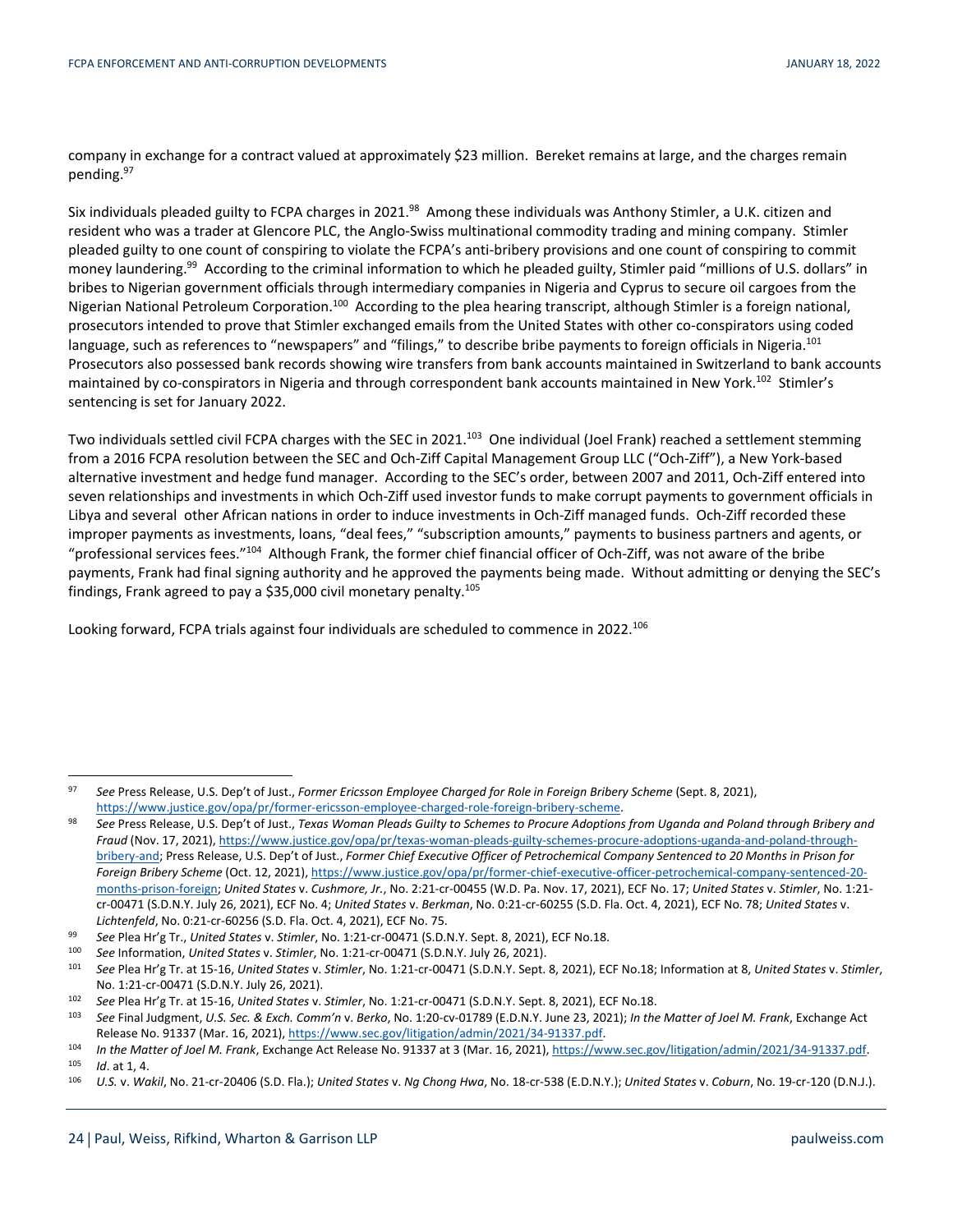company in exchange for a contract valued at approximately $23 million. Bereket remains at large, and the charges remain pending.[97]

Six individuals pleaded guilty to FCPA charges in 2021.[98] Among these individuals was Anthony Stimler, a U.K. citizen and resident who was a trader at Glencore PLC, the Anglo-Swiss multinational commodity trading and mining company. Stimler pleaded guilty to one count of conspiring to violate the FCPA's anti-bribery provisions and one count of conspiring to commit money laundering.[99] According to the criminal information to which he pleaded guilty, Stimler paid "millions of U.S. dollars" in bribes to Nigerian government officials through intermediary companies in Nigeria and Cyprus to secure oil cargoes from the Nigerian National Petroleum Corporation.[100] According to the plea hearing transcript, although Stimler is a foreign national, prosecutors intended to prove that Stimler exchanged emails from the United States with other co-conspirators using coded language, such as references to "newspapers" and "filings," to describe bribe payments to foreign officials in Nigeria.[101] Prosecutors also possessed bank records showing wire transfers from bank accounts maintained in Switzerland to bank accounts maintained by co-conspirators in Nigeria and through correspondent bank accounts maintained in New York.[102] Stimler's sentencing is set for January 2022.

Two individuals settled civil FCPA charges with the SEC in 2021.[103] One individual (Joel Frank) reached a settlement stemming from a 2016 FCPA resolution between the SEC and Och-Ziff Capital Management Group LLC ("Och-Ziff"), a New York-based alternative investment and hedge fund manager. According to the SEC's order, between 2007 and 2011, Och-Ziff entered into seven relationships and investments in which Och-Ziff used investor funds to make corrupt payments to government officials in Libya and several other African nations in order to induce investments in Och-Ziff managed funds. Och-Ziff recorded these improper payments as investments, loans, "deal fees," "subscription amounts," payments to business partners and agents, or "professional services fees."[104] Although Frank, the former chief financial officer of Och-Ziff, was not aware of the bribe payments, Frank had final signing authority and he approved the payments being made. Without admitting or denying the SEC's findings, Frank agreed to pay a $35,000 civil monetary penalty.[105]

Looking forward, FCPA trials against four individuals are scheduled to commence in 2022.[106]

---

[97] *See* Press Release, U.S. Dep't of Just., *Former Ericsson Employee Charged for Role in Foreign Bribery Scheme* (Sept. 8, 2021), https://www.justice.gov/opa/pr/former-ericsson-employee-charged-role-foreign-bribery-scheme.

[98] *See* Press Release, U.S. Dep't of Just., *Texas Woman Pleads Guilty to Schemes to Procure Adoptions from Uganda and Poland through Bribery and Fraud* (Nov. 17, 2021), https://www.justice.gov/opa/pr/texas-woman-pleads-guilty-schemes-procure-adoptions-uganda-and-poland-through-bribery-and; Press Release, U.S. Dep't of Just., *Former Chief Executive Officer of Petrochemical Company Sentenced to 20 Months in Prison for Foreign Bribery Scheme* (Oct. 12, 2021), https://www.justice.gov/opa/pr/former-chief-executive-officer-petrochemical-company-sentenced-20-months-prison-foreign; *United States* v. *Cushmore, Jr.*, No. 2:21-cr-00455 (W.D. Pa. Nov. 17, 2021), ECF No. 17; *United States* v. *Stimler*, No. 1:21-cr-00471 (S.D.N.Y. July 26, 2021), ECF No. 4; *United States* v. *Berkman*, No. 0:21-cr-60255 (S.D. Fla. Oct. 4, 2021), ECF No. 78; *United States* v. *Lichtenfeld*, No. 0:21-cr-60256 (S.D. Fla. Oct. 4, 2021), ECF No. 75.

[99] *See* Plea Hr'g Tr., *United States* v. *Stimler*, No. 1:21-cr-00471 (S.D.N.Y. Sept. 8, 2021), ECF No.18.

[100] *See* Information, *United States* v. *Stimler*, No. 1:21-cr-00471 (S.D.N.Y. July 26, 2021).

[101] *See* Plea Hr'g Tr. at 15-16, *United States* v. *Stimler*, No. 1:21-cr-00471 (S.D.N.Y. Sept. 8, 2021), ECF No.18; Information at 8, *United States* v. *Stimler*, No. 1:21-cr-00471 (S.D.N.Y. July 26, 2021).

[102] *See* Plea Hr'g Tr. at 15-16, *United States* v. *Stimler*, No. 1:21-cr-00471 (S.D.N.Y. Sept. 8, 2021), ECF No.18.

[103] *See* Final Judgment, *U.S. Sec. & Exch. Comm'n* v. *Berko*, No. 1:20-cv-01789 (E.D.N.Y. June 23, 2021); *In the Matter of Joel M. Frank*, Exchange Act Release No. 91337 (Mar. 16, 2021), https://www.sec.gov/litigation/admin/2021/34-91337.pdf.

[104] *In the Matter of Joel M. Frank*, Exchange Act Release No. 91337 at 3 (Mar. 16, 2021), https://www.sec.gov/litigation/admin/2021/34-91337.pdf.

[105] *Id*. at 1, 4.

[106] *U.S.* v. *Wakil*, No. 21-cr-20406 (S.D. Fla.); *United States* v. *Ng Chong Hwa*, No. 18-cr-538 (E.D.N.Y.); *United States* v. *Coburn*, No. 19-cr-120 (D.N.J.).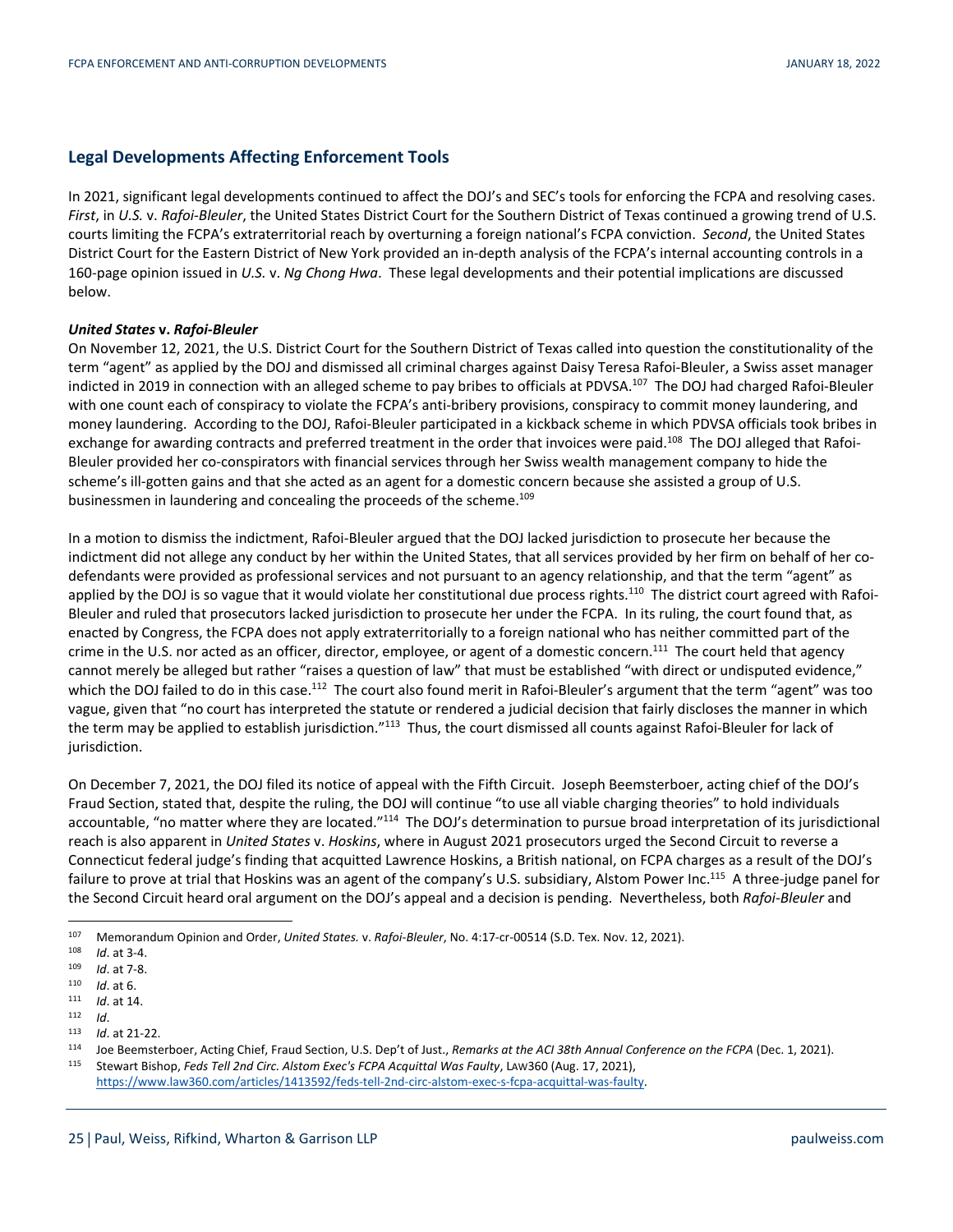## Legal Developments Affecting Enforcement Tools

In 2021, significant legal developments continued to affect the DOJ's and SEC's tools for enforcing the FCPA and resolving cases. *First*, in *U.S.* v. *Rafoi-Bleuler*, the United States District Court for the Southern District of Texas continued a growing trend of U.S. courts limiting the FCPA's extraterritorial reach by overturning a foreign national's FCPA conviction. *Second*, the United States District Court for the Eastern District of New York provided an in-depth analysis of the FCPA's internal accounting controls in a 160-page opinion issued in *U.S.* v. *Ng Chong Hwa*. These legal developments and their potential implications are discussed below.

***United States* v. *Rafoi-Bleuler***

On November 12, 2021, the U.S. District Court for the Southern District of Texas called into question the constitutionality of the term "agent" as applied by the DOJ and dismissed all criminal charges against Daisy Teresa Rafoi-Bleuler, a Swiss asset manager indicted in 2019 in connection with an alleged scheme to pay bribes to officials at PDVSA.[107] The DOJ had charged Rafoi-Bleuler with one count each of conspiracy to violate the FCPA's anti-bribery provisions, conspiracy to commit money laundering, and money laundering. According to the DOJ, Rafoi-Bleuler participated in a kickback scheme in which PDVSA officials took bribes in exchange for awarding contracts and preferred treatment in the order that invoices were paid.[108] The DOJ alleged that Rafoi-Bleuler provided her co-conspirators with financial services through her Swiss wealth management company to hide the scheme's ill-gotten gains and that she acted as an agent for a domestic concern because she assisted a group of U.S. businessmen in laundering and concealing the proceeds of the scheme.[109]

In a motion to dismiss the indictment, Rafoi-Bleuler argued that the DOJ lacked jurisdiction to prosecute her because the indictment did not allege any conduct by her within the United States, that all services provided by her firm on behalf of her co-defendants were provided as professional services and not pursuant to an agency relationship, and that the term "agent" as applied by the DOJ is so vague that it would violate her constitutional due process rights.[110] The district court agreed with Rafoi-Bleuler and ruled that prosecutors lacked jurisdiction to prosecute her under the FCPA. In its ruling, the court found that, as enacted by Congress, the FCPA does not apply extraterritorially to a foreign national who has neither committed part of the crime in the U.S. nor acted as an officer, director, employee, or agent of a domestic concern.[111] The court held that agency cannot merely be alleged but rather "raises a question of law" that must be established "with direct or undisputed evidence," which the DOJ failed to do in this case.[112] The court also found merit in Rafoi-Bleuler's argument that the term "agent" was too vague, given that "no court has interpreted the statute or rendered a judicial decision that fairly discloses the manner in which the term may be applied to establish jurisdiction."[113] Thus, the court dismissed all counts against Rafoi-Bleuler for lack of jurisdiction.

On December 7, 2021, the DOJ filed its notice of appeal with the Fifth Circuit. Joseph Beemsterboer, acting chief of the DOJ's Fraud Section, stated that, despite the ruling, the DOJ will continue "to use all viable charging theories" to hold individuals accountable, "no matter where they are located."[114] The DOJ's determination to pursue broad interpretation of its jurisdictional reach is also apparent in *United States* v. *Hoskins*, where in August 2021 prosecutors urged the Second Circuit to reverse a Connecticut federal judge's finding that acquitted Lawrence Hoskins, a British national, on FCPA charges as a result of the DOJ's failure to prove at trial that Hoskins was an agent of the company's U.S. subsidiary, Alstom Power Inc.[115] A three-judge panel for the Second Circuit heard oral argument on the DOJ's appeal and a decision is pending. Nevertheless, both *Rafoi-Bleuler* and

---

[107] Memorandum Opinion and Order, *United States.* v. *Rafoi-Bleuler*, No. 4:17-cr-00514 (S.D. Tex. Nov. 12, 2021).

[108] *Id*. at 3-4.

[109] *Id*. at 7-8.

[110] *Id*. at 6.

[111] *Id*. at 14.

[112] *Id*.

[113] *Id*. at 21-22.

[114] Joe Beemsterboer, Acting Chief, Fraud Section, U.S. Dep't of Just., *Remarks at the ACI 38th Annual Conference on the FCPA* (Dec. 1, 2021).

[115] Stewart Bishop, *Feds Tell 2nd Circ. Alstom Exec's FCPA Acquittal Was Faulty*, LAW360 (Aug. 17, 2021), https://www.law360.com/articles/1413592/feds-tell-2nd-circ-alstom-exec-s-fcpa-acquittal-was-faulty.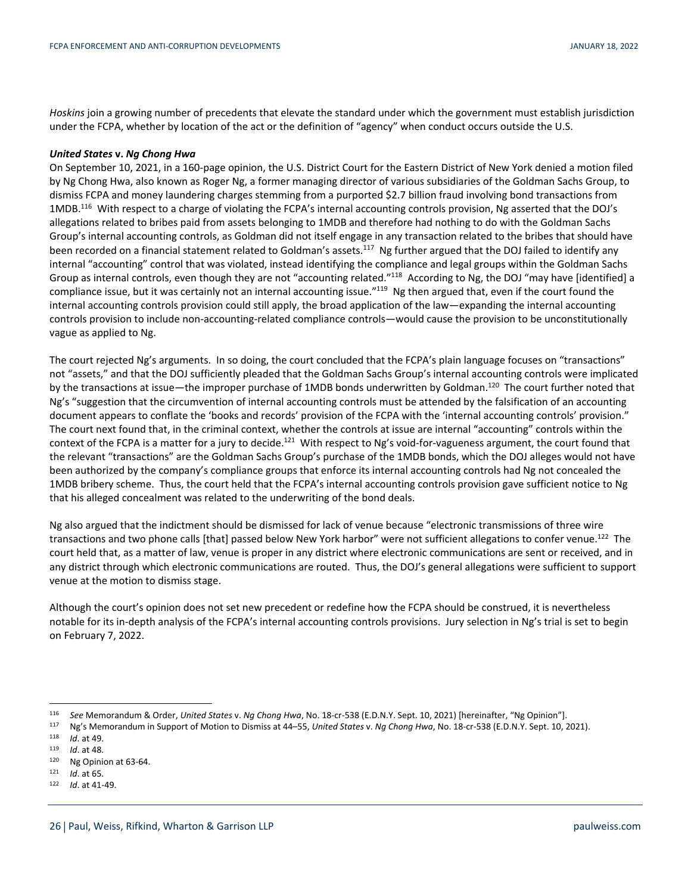*Hoskins* join a growing number of precedents that elevate the standard under which the government must establish jurisdiction under the FCPA, whether by location of the act or the definition of "agency" when conduct occurs outside the U.S.

***United States* v. *Ng Chong Hwa***

On September 10, 2021, in a 160-page opinion, the U.S. District Court for the Eastern District of New York denied a motion filed by Ng Chong Hwa, also known as Roger Ng, a former managing director of various subsidiaries of the Goldman Sachs Group, to dismiss FCPA and money laundering charges stemming from a purported $2.7 billion fraud involving bond transactions from 1MDB.[116] With respect to a charge of violating the FCPA's internal accounting controls provision, Ng asserted that the DOJ's allegations related to bribes paid from assets belonging to 1MDB and therefore had nothing to do with the Goldman Sachs Group's internal accounting controls, as Goldman did not itself engage in any transaction related to the bribes that should have been recorded on a financial statement related to Goldman's assets.[117] Ng further argued that the DOJ failed to identify any internal "accounting" control that was violated, instead identifying the compliance and legal groups within the Goldman Sachs Group as internal controls, even though they are not "accounting related."[118] According to Ng, the DOJ "may have [identified] a compliance issue, but it was certainly not an internal accounting issue."[119] Ng then argued that, even if the court found the internal accounting controls provision could still apply, the broad application of the law—expanding the internal accounting controls provision to include non-accounting-related compliance controls—would cause the provision to be unconstitutionally vague as applied to Ng.

The court rejected Ng's arguments. In so doing, the court concluded that the FCPA's plain language focuses on "transactions" not "assets," and that the DOJ sufficiently pleaded that the Goldman Sachs Group's internal accounting controls were implicated by the transactions at issue—the improper purchase of 1MDB bonds underwritten by Goldman.[120] The court further noted that Ng's "suggestion that the circumvention of internal accounting controls must be attended by the falsification of an accounting document appears to conflate the 'books and records' provision of the FCPA with the 'internal accounting controls' provision." The court next found that, in the criminal context, whether the controls at issue are internal "accounting" controls within the context of the FCPA is a matter for a jury to decide.[121] With respect to Ng's void-for-vagueness argument, the court found that the relevant "transactions" are the Goldman Sachs Group's purchase of the 1MDB bonds, which the DOJ alleges would not have been authorized by the company's compliance groups that enforce its internal accounting controls had Ng not concealed the 1MDB bribery scheme. Thus, the court held that the FCPA's internal accounting controls provision gave sufficient notice to Ng that his alleged concealment was related to the underwriting of the bond deals.

Ng also argued that the indictment should be dismissed for lack of venue because "electronic transmissions of three wire transactions and two phone calls [that] passed below New York harbor" were not sufficient allegations to confer venue.[122] The court held that, as a matter of law, venue is proper in any district where electronic communications are sent or received, and in any district through which electronic communications are routed. Thus, the DOJ's general allegations were sufficient to support venue at the motion to dismiss stage.

Although the court's opinion does not set new precedent or redefine how the FCPA should be construed, it is nevertheless notable for its in-depth analysis of the FCPA's internal accounting controls provisions. Jury selection in Ng's trial is set to begin on February 7, 2022.

---

[116] *See* Memorandum & Order, *United States* v. *Ng Chong Hwa*, No. 18-cr-538 (E.D.N.Y. Sept. 10, 2021) [hereinafter, "Ng Opinion"].

[117] Ng's Memorandum in Support of Motion to Dismiss at 44–55, *United States* v. *Ng Chong Hwa*, No. 18-cr-538 (E.D.N.Y. Sept. 10, 2021).

[118] *Id*. at 49.

[119] *Id*. at 48.

[120] Ng Opinion at 63-64.

[121] *Id*. at 65.

[122] *Id*. at 41-49.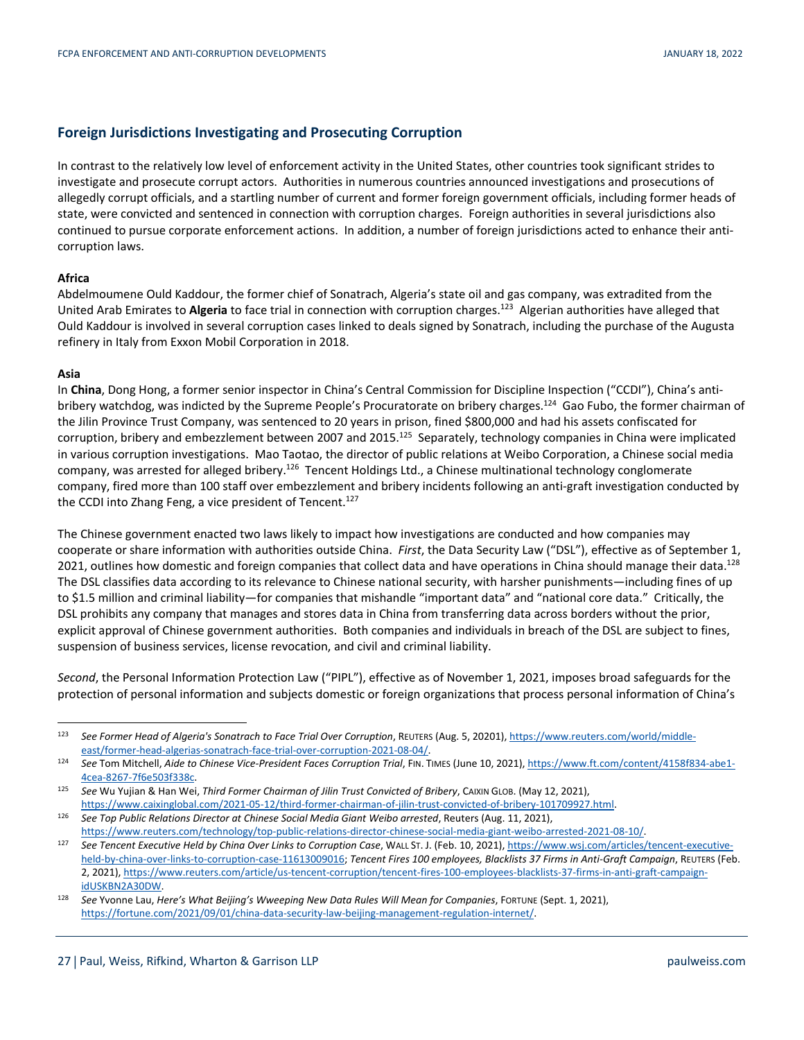## Foreign Jurisdictions Investigating and Prosecuting Corruption

In contrast to the relatively low level of enforcement activity in the United States, other countries took significant strides to investigate and prosecute corrupt actors. Authorities in numerous countries announced investigations and prosecutions of allegedly corrupt officials, and a startling number of current and former foreign government officials, including former heads of state, were convicted and sentenced in connection with corruption charges. Foreign authorities in several jurisdictions also continued to pursue corporate enforcement actions. In addition, a number of foreign jurisdictions acted to enhance their anti-corruption laws.

**Africa**

Abdelmoumene Ould Kaddour, the former chief of Sonatrach, Algeria's state oil and gas company, was extradited from the United Arab Emirates to **Algeria** to face trial in connection with corruption charges.[123] Algerian authorities have alleged that Ould Kaddour is involved in several corruption cases linked to deals signed by Sonatrach, including the purchase of the Augusta refinery in Italy from Exxon Mobil Corporation in 2018.

**Asia**

In **China**, Dong Hong, a former senior inspector in China's Central Commission for Discipline Inspection ("CCDI"), China's anti-bribery watchdog, was indicted by the Supreme People's Procuratorate on bribery charges.[124] Gao Fubo, the former chairman of the Jilin Province Trust Company, was sentenced to 20 years in prison, fined $800,000 and had his assets confiscated for corruption, bribery and embezzlement between 2007 and 2015.[125] Separately, technology companies in China were implicated in various corruption investigations. Mao Taotao, the director of public relations at Weibo Corporation, a Chinese social media company, was arrested for alleged bribery.[126] Tencent Holdings Ltd., a Chinese multinational technology conglomerate company, fired more than 100 staff over embezzlement and bribery incidents following an anti-graft investigation conducted by the CCDI into Zhang Feng, a vice president of Tencent.[127]

The Chinese government enacted two laws likely to impact how investigations are conducted and how companies may cooperate or share information with authorities outside China. *First*, the Data Security Law ("DSL"), effective as of September 1, 2021, outlines how domestic and foreign companies that collect data and have operations in China should manage their data.[128] The DSL classifies data according to its relevance to Chinese national security, with harsher punishments—including fines of up to $1.5 million and criminal liability—for companies that mishandle "important data" and "national core data." Critically, the DSL prohibits any company that manages and stores data in China from transferring data across borders without the prior, explicit approval of Chinese government authorities. Both companies and individuals in breach of the DSL are subject to fines, suspension of business services, license revocation, and civil and criminal liability.

*Second*, the Personal Information Protection Law ("PIPL"), effective as of November 1, 2021, imposes broad safeguards for the protection of personal information and subjects domestic or foreign organizations that process personal information of China's

---

[123] *See Former Head of Algeria's Sonatrach to Face Trial Over Corruption*, REUTERS (Aug. 5, 20201), https://www.reuters.com/world/middle-east/former-head-algerias-sonatrach-face-trial-over-corruption-2021-08-04/.

[124] *See* Tom Mitchell, *Aide to Chinese Vice-President Faces Corruption Trial*, FIN. TIMES (June 10, 2021), https://www.ft.com/content/4158f834-abe1-4cea-8267-7f6e503f338c.

[125] *See* Wu Yujian & Han Wei, *Third Former Chairman of Jilin Trust Convicted of Bribery*, CAIXIN GLOB. (May 12, 2021), https://www.caixinglobal.com/2021-05-12/third-former-chairman-of-jilin-trust-convicted-of-bribery-101709927.html.

[126] *See Top Public Relations Director at Chinese Social Media Giant Weibo arrested*, Reuters (Aug. 11, 2021), https://www.reuters.com/technology/top-public-relations-director-chinese-social-media-giant-weibo-arrested-2021-08-10/.

[127] *See Tencent Executive Held by China Over Links to Corruption Case*, WALL ST. J. (Feb. 10, 2021), https://www.wsj.com/articles/tencent-executive-held-by-china-over-links-to-corruption-case-11613009016; *Tencent Fires 100 employees, Blacklists 37 Firms in Anti-Graft Campaign*, REUTERS (Feb. 2, 2021), https://www.reuters.com/article/us-tencent-corruption/tencent-fires-100-employees-blacklists-37-firms-in-anti-graft-campaign-idUSKBN2A30DW.

[128] *See* Yvonne Lau, *Here's What Beijing's Wweeping New Data Rules Will Mean for Companies*, FORTUNE (Sept. 1, 2021), https://fortune.com/2021/09/01/china-data-security-law-beijing-management-regulation-internet/.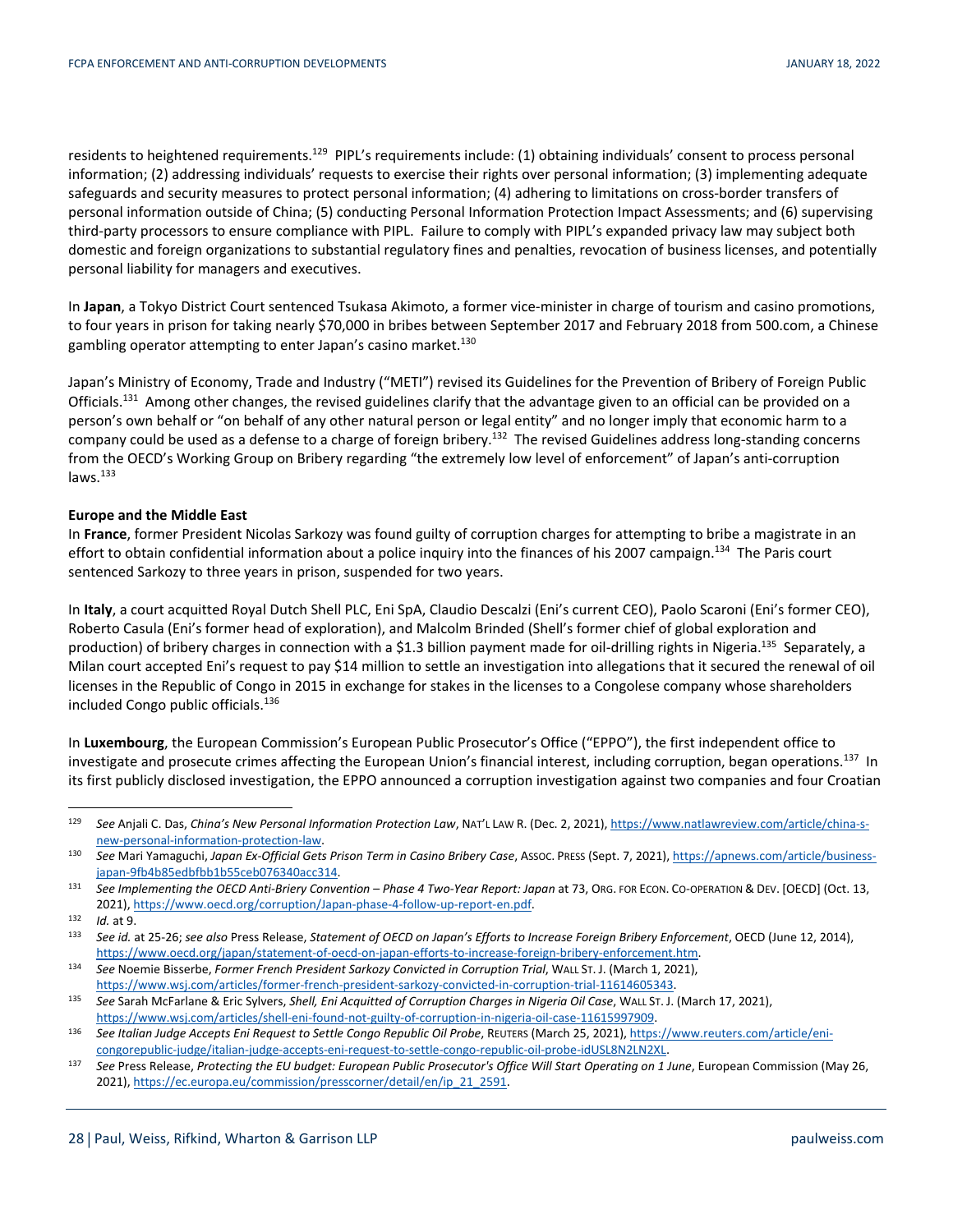residents to heightened requirements.[129] PIPL's requirements include: (1) obtaining individuals' consent to process personal information; (2) addressing individuals' requests to exercise their rights over personal information; (3) implementing adequate safeguards and security measures to protect personal information; (4) adhering to limitations on cross-border transfers of personal information outside of China; (5) conducting Personal Information Protection Impact Assessments; and (6) supervising third-party processors to ensure compliance with PIPL. Failure to comply with PIPL's expanded privacy law may subject both domestic and foreign organizations to substantial regulatory fines and penalties, revocation of business licenses, and potentially personal liability for managers and executives.

In **Japan**, a Tokyo District Court sentenced Tsukasa Akimoto, a former vice-minister in charge of tourism and casino promotions, to four years in prison for taking nearly $70,000 in bribes between September 2017 and February 2018 from 500.com, a Chinese gambling operator attempting to enter Japan's casino market.[130]

Japan's Ministry of Economy, Trade and Industry ("METI") revised its Guidelines for the Prevention of Bribery of Foreign Public Officials.[131] Among other changes, the revised guidelines clarify that the advantage given to an official can be provided on a person's own behalf or "on behalf of any other natural person or legal entity" and no longer imply that economic harm to a company could be used as a defense to a charge of foreign bribery.[132] The revised Guidelines address long-standing concerns from the OECD's Working Group on Bribery regarding "the extremely low level of enforcement" of Japan's anti-corruption laws.[133]

**Europe and the Middle East**

In **France**, former President Nicolas Sarkozy was found guilty of corruption charges for attempting to bribe a magistrate in an effort to obtain confidential information about a police inquiry into the finances of his 2007 campaign.[134] The Paris court sentenced Sarkozy to three years in prison, suspended for two years.

In **Italy**, a court acquitted Royal Dutch Shell PLC, Eni SpA, Claudio Descalzi (Eni's current CEO), Paolo Scaroni (Eni's former CEO), Roberto Casula (Eni's former head of exploration), and Malcolm Brinded (Shell's former chief of global exploration and production) of bribery charges in connection with a $1.3 billion payment made for oil-drilling rights in Nigeria.[135] Separately, a Milan court accepted Eni's request to pay $14 million to settle an investigation into allegations that it secured the renewal of oil licenses in the Republic of Congo in 2015 in exchange for stakes in the licenses to a Congolese company whose shareholders included Congo public officials.[136]

In **Luxembourg**, the European Commission's European Public Prosecutor's Office ("EPPO"), the first independent office to investigate and prosecute crimes affecting the European Union's financial interest, including corruption, began operations.[137] In its first publicly disclosed investigation, the EPPO announced a corruption investigation against two companies and four Croatian

---

[129] *See* Anjali C. Das, *China's New Personal Information Protection Law*, NAT'L LAW R. (Dec. 2, 2021), https://www.natlawreview.com/article/china-s-new-personal-information-protection-law.

[130] *See* Mari Yamaguchi, *Japan Ex-Official Gets Prison Term in Casino Bribery Case*, ASSOC. PRESS (Sept. 7, 2021), https://apnews.com/article/business-japan-9fb4b85edbfbb1b55ceb076340acc314.

[131] *See Implementing the OECD Anti-Briery Convention – Phase 4 Two-Year Report: Japan* at 73, ORG. FOR ECON. CO-OPERATION & DEV. [OECD] (Oct. 13, 2021), https://www.oecd.org/corruption/Japan-phase-4-follow-up-report-en.pdf.

[132] *Id.* at 9.

[133] *See id.* at 25-26; *see also* Press Release, *Statement of OECD on Japan's Efforts to Increase Foreign Bribery Enforcement*, OECD (June 12, 2014), https://www.oecd.org/japan/statement-of-oecd-on-japan-efforts-to-increase-foreign-bribery-enforcement.htm.

[134] *See* Noemie Bisserbe, *Former French President Sarkozy Convicted in Corruption Trial*, WALL ST. J. (March 1, 2021), https://www.wsj.com/articles/former-french-president-sarkozy-convicted-in-corruption-trial-11614605343.

[135] *See* Sarah McFarlane & Eric Sylvers, *Shell, Eni Acquitted of Corruption Charges in Nigeria Oil Case*, WALL ST. J. (March 17, 2021), https://www.wsj.com/articles/shell-eni-found-not-guilty-of-corruption-in-nigeria-oil-case-11615997909.

[136] *See Italian Judge Accepts Eni Request to Settle Congo Republic Oil Probe*, REUTERS (March 25, 2021), https://www.reuters.com/article/eni-congorepublic-judge/italian-judge-accepts-eni-request-to-settle-congo-republic-oil-probe-idUSL8N2LN2XL.

[137] *See* Press Release, *Protecting the EU budget: European Public Prosecutor's Office Will Start Operating on 1 June*, European Commission (May 26, 2021), https://ec.europa.eu/commission/presscorner/detail/en/ip_21_2591.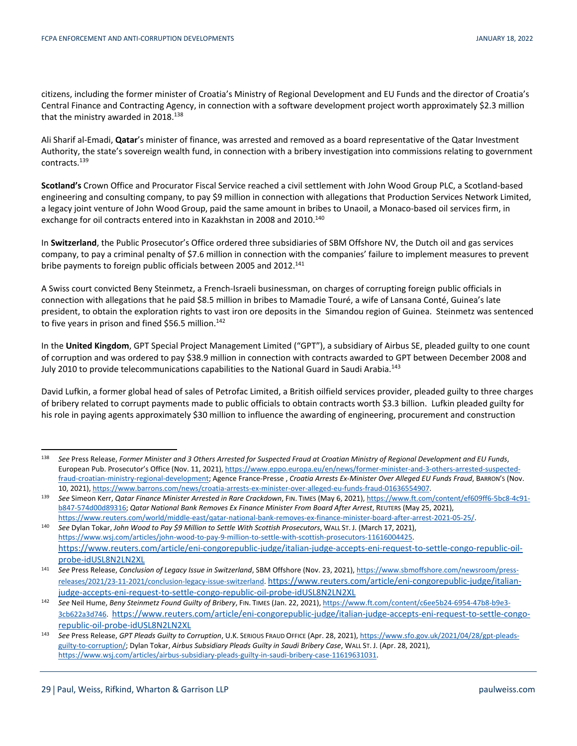citizens, including the former minister of Croatia's Ministry of Regional Development and EU Funds and the director of Croatia's Central Finance and Contracting Agency, in connection with a software development project worth approximately $2.3 million that the ministry awarded in 2018.[138]

Ali Sharif al-Emadi, **Qatar**'s minister of finance, was arrested and removed as a board representative of the Qatar Investment Authority, the state's sovereign wealth fund, in connection with a bribery investigation into commissions relating to government contracts.[139]

**Scotland's** Crown Office and Procurator Fiscal Service reached a civil settlement with John Wood Group PLC, a Scotland-based engineering and consulting company, to pay $9 million in connection with allegations that Production Services Network Limited, a legacy joint venture of John Wood Group, paid the same amount in bribes to Unaoil, a Monaco-based oil services firm, in exchange for oil contracts entered into in Kazakhstan in 2008 and 2010.[140]

In **Switzerland**, the Public Prosecutor's Office ordered three subsidiaries of SBM Offshore NV, the Dutch oil and gas services company, to pay a criminal penalty of $7.6 million in connection with the companies' failure to implement measures to prevent bribe payments to foreign public officials between 2005 and 2012.[141]

A Swiss court convicted Beny Steinmetz, a French-Israeli businessman, on charges of corrupting foreign public officials in connection with allegations that he paid $8.5 million in bribes to Mamadie Touré, a wife of Lansana Conté, Guinea's late president, to obtain the exploration rights to vast iron ore deposits in the Simandou region of Guinea. Steinmetz was sentenced to five years in prison and fined $56.5 million.[142]

In the **United Kingdom**, GPT Special Project Management Limited ("GPT"), a subsidiary of Airbus SE, pleaded guilty to one count of corruption and was ordered to pay $38.9 million in connection with contracts awarded to GPT between December 2008 and July 2010 to provide telecommunications capabilities to the National Guard in Saudi Arabia.[143]

David Lufkin, a former global head of sales of Petrofac Limited, a British oilfield services provider, pleaded guilty to three charges of bribery related to corrupt payments made to public officials to obtain contracts worth $3.3 billion. Lufkin pleaded guilty for his role in paying agents approximately $30 million to influence the awarding of engineering, procurement and construction

---

[138] *See* Press Release, *Former Minister and 3 Others Arrested for Suspected Fraud at Croatian Ministry of Regional Development and EU Funds*, European Pub. Prosecutor's Office (Nov. 11, 2021), https://www.eppo.europa.eu/en/news/former-minister-and-3-others-arrested-suspected-fraud-croatian-ministry-regional-development; Agence France-Presse , *Croatia Arrests Ex-Minister Over Alleged EU Funds Fraud*, BARRON'S (Nov. 10, 2021), https://www.barrons.com/news/croatia-arrests-ex-minister-over-alleged-eu-funds-fraud-01636554907.

[139] *See* Simeon Kerr, *Qatar Finance Minister Arrested in Rare Crackdown*, FIN. TIMES (May 6, 2021), https://www.ft.com/content/ef609ff6-5bc8-4c91-b847-574d00d89316; *Qatar National Bank Removes Ex Finance Minister From Board After Arrest*, REUTERS (May 25, 2021), https://www.reuters.com/world/middle-east/qatar-national-bank-removes-ex-finance-minister-board-after-arrest-2021-05-25/.

[140] *See* Dylan Tokar, *John Wood to Pay $9 Million to Settle With Scottish Prosecutors*, WALL ST. J. (March 17, 2021), https://www.wsj.com/articles/john-wood-to-pay-9-million-to-settle-with-scottish-prosecutors-11616004425. https://www.reuters.com/article/eni-congorepublic-judge/italian-judge-accepts-eni-request-to-settle-congo-republic-oil-probe-idUSL8N2LN2XL

[141] *See* Press Release, *Conclusion of Legacy Issue in Switzerland*, SBM Offshore (Nov. 23, 2021), https://www.sbmoffshore.com/newsroom/press-releases/2021/23-11-2021/conclusion-legacy-issue-switzerland. https://www.reuters.com/article/eni-congorepublic-judge/italian-judge-accepts-eni-request-to-settle-congo-republic-oil-probe-idUSL8N2LN2XL

[142] *See* Neil Hume, *Beny Steinmetz Found Guilty of Bribery*, FIN. TIMES (Jan. 22, 2021), https://www.ft.com/content/c6ee5b24-6954-47b8-b9e3-3cb622a3d746. https://www.reuters.com/article/eni-congorepublic-judge/italian-judge-accepts-eni-request-to-settle-congo-republic-oil-probe-idUSL8N2LN2XL

[143] *See* Press Release, *GPT Pleads Guilty to Corruption*, U.K. SERIOUS FRAUD OFFICE (Apr. 28, 2021), https://www.sfo.gov.uk/2021/04/28/gpt-pleads-guilty-to-corruption/; Dylan Tokar, *Airbus Subsidiary Pleads Guilty in Saudi Bribery Case*, WALL ST. J. (Apr. 28, 2021), https://www.wsj.com/articles/airbus-subsidiary-pleads-guilty-in-saudi-bribery-case-11619631031.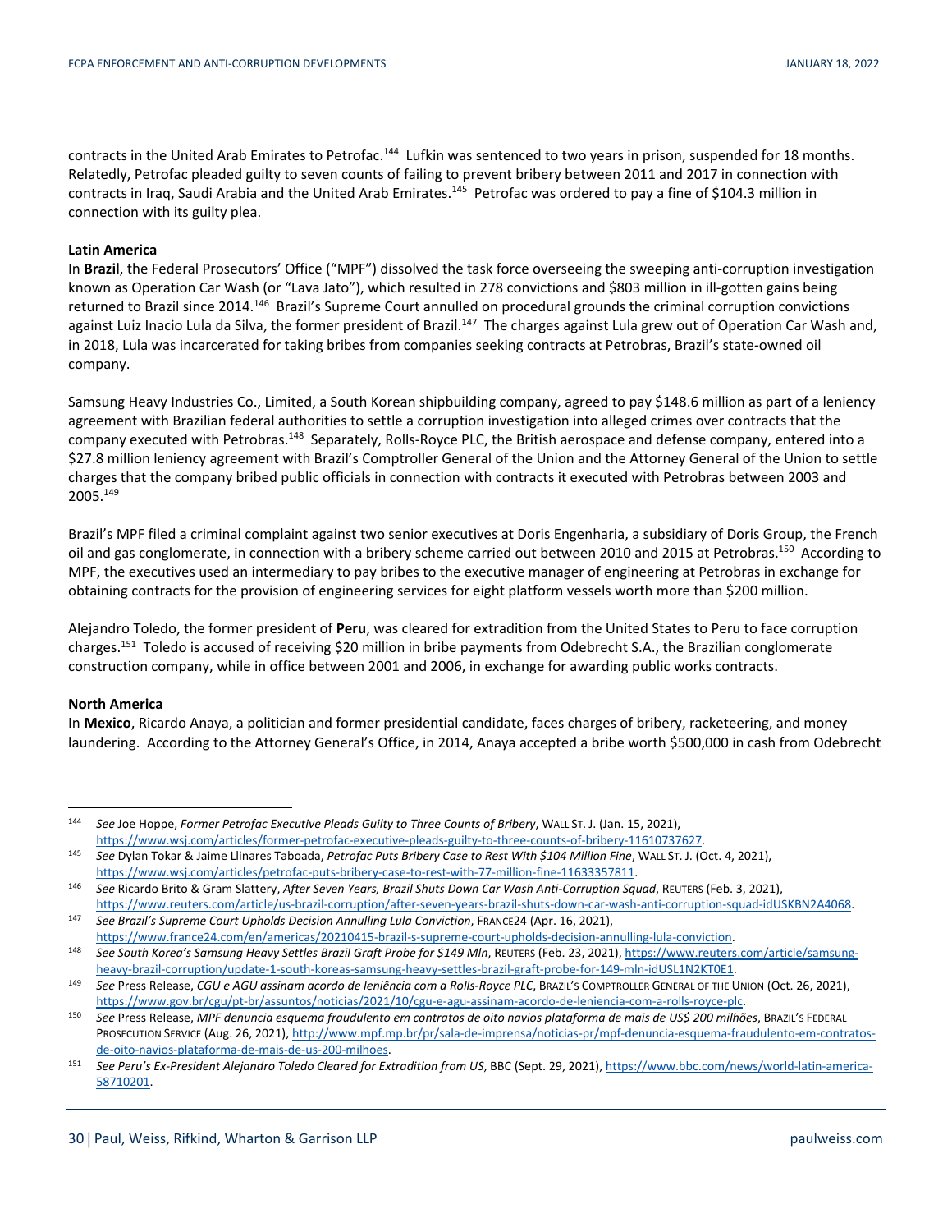contracts in the United Arab Emirates to Petrofac.[144] Lufkin was sentenced to two years in prison, suspended for 18 months. Relatedly, Petrofac pleaded guilty to seven counts of failing to prevent bribery between 2011 and 2017 in connection with contracts in Iraq, Saudi Arabia and the United Arab Emirates.[145] Petrofac was ordered to pay a fine of $104.3 million in connection with its guilty plea.

**Latin America**

In **Brazil**, the Federal Prosecutors' Office ("MPF") dissolved the task force overseeing the sweeping anti-corruption investigation known as Operation Car Wash (or "Lava Jato"), which resulted in 278 convictions and $803 million in ill-gotten gains being returned to Brazil since 2014.[146] Brazil's Supreme Court annulled on procedural grounds the criminal corruption convictions against Luiz Inacio Lula da Silva, the former president of Brazil.[147] The charges against Lula grew out of Operation Car Wash and, in 2018, Lula was incarcerated for taking bribes from companies seeking contracts at Petrobras, Brazil's state-owned oil company.

Samsung Heavy Industries Co., Limited, a South Korean shipbuilding company, agreed to pay $148.6 million as part of a leniency agreement with Brazilian federal authorities to settle a corruption investigation into alleged crimes over contracts that the company executed with Petrobras.[148] Separately, Rolls-Royce PLC, the British aerospace and defense company, entered into a $27.8 million leniency agreement with Brazil's Comptroller General of the Union and the Attorney General of the Union to settle charges that the company bribed public officials in connection with contracts it executed with Petrobras between 2003 and 2005.[149]

Brazil's MPF filed a criminal complaint against two senior executives at Doris Engenharia, a subsidiary of Doris Group, the French oil and gas conglomerate, in connection with a bribery scheme carried out between 2010 and 2015 at Petrobras.[150] According to MPF, the executives used an intermediary to pay bribes to the executive manager of engineering at Petrobras in exchange for obtaining contracts for the provision of engineering services for eight platform vessels worth more than $200 million.

Alejandro Toledo, the former president of **Peru**, was cleared for extradition from the United States to Peru to face corruption charges.[151] Toledo is accused of receiving $20 million in bribe payments from Odebrecht S.A., the Brazilian conglomerate construction company, while in office between 2001 and 2006, in exchange for awarding public works contracts.

**North America**

In **Mexico**, Ricardo Anaya, a politician and former presidential candidate, faces charges of bribery, racketeering, and money laundering. According to the Attorney General's Office, in 2014, Anaya accepted a bribe worth $500,000 in cash from Odebrecht

---

[144] *See* Joe Hoppe, *Former Petrofac Executive Pleads Guilty to Three Counts of Bribery*, WALL ST. J. (Jan. 15, 2021), https://www.wsj.com/articles/former-petrofac-executive-pleads-guilty-to-three-counts-of-bribery-11610737627.

[145] *See* Dylan Tokar & Jaime Llinares Taboada, *Petrofac Puts Bribery Case to Rest With $104 Million Fine*, WALL ST. J. (Oct. 4, 2021), https://www.wsj.com/articles/petrofac-puts-bribery-case-to-rest-with-77-million-fine-11633357811.

[146] *See* Ricardo Brito & Gram Slattery, *After Seven Years, Brazil Shuts Down Car Wash Anti-Corruption Squad*, REUTERS (Feb. 3, 2021), https://www.reuters.com/article/us-brazil-corruption/after-seven-years-brazil-shuts-down-car-wash-anti-corruption-squad-idUSKBN2A4068.

[147] *See Brazil's Supreme Court Upholds Decision Annulling Lula Conviction*, FRANCE24 (Apr. 16, 2021), https://www.france24.com/en/americas/20210415-brazil-s-supreme-court-upholds-decision-annulling-lula-conviction.

[148] *See South Korea's Samsung Heavy Settles Brazil Graft Probe for $149 Mln*, REUTERS (Feb. 23, 2021), https://www.reuters.com/article/samsung-heavy-brazil-corruption/update-1-south-koreas-samsung-heavy-settles-brazil-graft-probe-for-149-mln-idUSL1N2KT0E1.

[149] *See* Press Release, *CGU e AGU assinam acordo de leniência com a Rolls-Royce PLC*, BRAZIL'S COMPTROLLER GENERAL OF THE UNION (Oct. 26, 2021), https://www.gov.br/cgu/pt-br/assuntos/noticias/2021/10/cgu-e-agu-assinam-acordo-de-leniencia-com-a-rolls-royce-plc.

[150] *See* Press Release, *MPF denuncia esquema fraudulento em contratos de oito navios plataforma de mais de US$ 200 milhões*, BRAZIL'S FEDERAL PROSECUTION SERVICE (Aug. 26, 2021), http://www.mpf.mp.br/pr/sala-de-imprensa/noticias-pr/mpf-denuncia-esquema-fraudulento-em-contratos-de-oito-navios-plataforma-de-mais-de-us-200-milhoes.

[151] *See Peru's Ex-President Alejandro Toledo Cleared for Extradition from US*, BBC (Sept. 29, 2021), https://www.bbc.com/news/world-latin-america-58710201.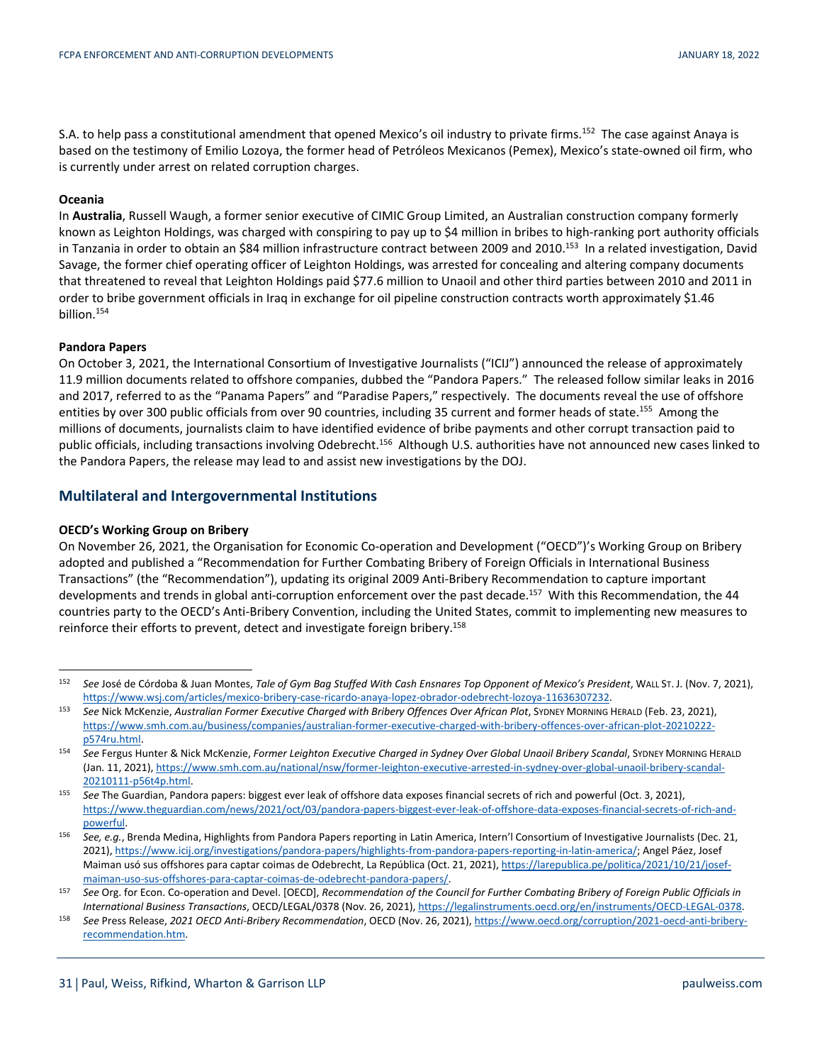S.A. to help pass a constitutional amendment that opened Mexico's oil industry to private firms.[152] The case against Anaya is based on the testimony of Emilio Lozoya, the former head of Petróleos Mexicanos (Pemex), Mexico's state-owned oil firm, who is currently under arrest on related corruption charges.

**Oceania**

In **Australia**, Russell Waugh, a former senior executive of CIMIC Group Limited, an Australian construction company formerly known as Leighton Holdings, was charged with conspiring to pay up to $4 million in bribes to high-ranking port authority officials in Tanzania in order to obtain an $84 million infrastructure contract between 2009 and 2010.[153] In a related investigation, David Savage, the former chief operating officer of Leighton Holdings, was arrested for concealing and altering company documents that threatened to reveal that Leighton Holdings paid $77.6 million to Unaoil and other third parties between 2010 and 2011 in order to bribe government officials in Iraq in exchange for oil pipeline construction contracts worth approximately $1.46 billion.[154]

**Pandora Papers**

On October 3, 2021, the International Consortium of Investigative Journalists ("ICIJ") announced the release of approximately 11.9 million documents related to offshore companies, dubbed the "Pandora Papers." The released follow similar leaks in 2016 and 2017, referred to as the "Panama Papers" and "Paradise Papers," respectively. The documents reveal the use of offshore entities by over 300 public officials from over 90 countries, including 35 current and former heads of state.[155] Among the millions of documents, journalists claim to have identified evidence of bribe payments and other corrupt transaction paid to public officials, including transactions involving Odebrecht.[156] Although U.S. authorities have not announced new cases linked to the Pandora Papers, the release may lead to and assist new investigations by the DOJ.

## Multilateral and Intergovernmental Institutions

**OECD's Working Group on Bribery**

On November 26, 2021, the Organisation for Economic Co-operation and Development ("OECD")'s Working Group on Bribery adopted and published a "Recommendation for Further Combating Bribery of Foreign Officials in International Business Transactions" (the "Recommendation"), updating its original 2009 Anti-Bribery Recommendation to capture important developments and trends in global anti-corruption enforcement over the past decade.[157] With this Recommendation, the 44 countries party to the OECD's Anti-Bribery Convention, including the United States, commit to implementing new measures to reinforce their efforts to prevent, detect and investigate foreign bribery.[158]

---

[152] *See* José de Córdoba & Juan Montes, *Tale of Gym Bag Stuffed With Cash Ensnares Top Opponent of Mexico's President*, WALL ST. J. (Nov. 7, 2021), https://www.wsj.com/articles/mexico-bribery-case-ricardo-anaya-lopez-obrador-odebrecht-lozoya-11636307232.

[153] *See* Nick McKenzie, *Australian Former Executive Charged with Bribery Offences Over African Plot*, SYDNEY MORNING HERALD (Feb. 23, 2021), https://www.smh.com.au/business/companies/australian-former-executive-charged-with-bribery-offences-over-african-plot-20210222-p574ru.html.

[154] *See* Fergus Hunter & Nick McKenzie, *Former Leighton Executive Charged in Sydney Over Global Unaoil Bribery Scandal*, SYDNEY MORNING HERALD (Jan. 11, 2021), https://www.smh.com.au/national/nsw/former-leighton-executive-arrested-in-sydney-over-global-unaoil-bribery-scandal-20210111-p56t4p.html.

[155] *See* The Guardian, Pandora papers: biggest ever leak of offshore data exposes financial secrets of rich and powerful (Oct. 3, 2021), https://www.theguardian.com/news/2021/oct/03/pandora-papers-biggest-ever-leak-of-offshore-data-exposes-financial-secrets-of-rich-and-powerful.

[156] *See, e.g.*, Brenda Medina, Highlights from Pandora Papers reporting in Latin America, Intern'l Consortium of Investigative Journalists (Dec. 21, 2021), https://www.icij.org/investigations/pandora-papers/highlights-from-pandora-papers-reporting-in-latin-america/; Angel Páez, Josef Maiman usó sus offshores para captar coimas de Odebrecht, La República (Oct. 21, 2021), https://larepublica.pe/politica/2021/10/21/josef-maiman-uso-sus-offshores-para-captar-coimas-de-odebrecht-pandora-papers/.

[157] *See* Org. for Econ. Co-operation and Devel. [OECD], *Recommendation of the Council for Further Combating Bribery of Foreign Public Officials in International Business Transactions*, OECD/LEGAL/0378 (Nov. 26, 2021), https://legalinstruments.oecd.org/en/instruments/OECD-LEGAL-0378.

[158] *See* Press Release, *2021 OECD Anti-Bribery Recommendation*, OECD (Nov. 26, 2021), https://www.oecd.org/corruption/2021-oecd-anti-bribery-recommendation.htm.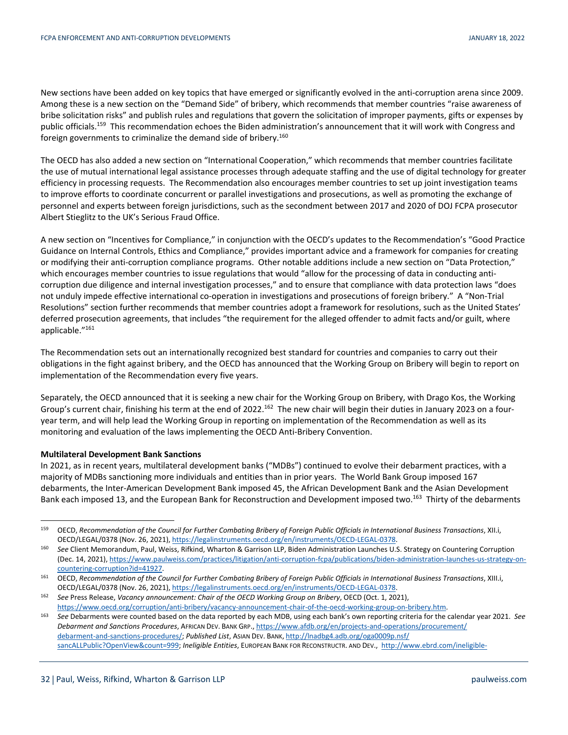New sections have been added on key topics that have emerged or significantly evolved in the anti-corruption arena since 2009. Among these is a new section on the "Demand Side" of bribery, which recommends that member countries "raise awareness of bribe solicitation risks" and publish rules and regulations that govern the solicitation of improper payments, gifts or expenses by public officials.[159] This recommendation echoes the Biden administration's announcement that it will work with Congress and foreign governments to criminalize the demand side of bribery.[160]

The OECD has also added a new section on "International Cooperation," which recommends that member countries facilitate the use of mutual international legal assistance processes through adequate staffing and the use of digital technology for greater efficiency in processing requests. The Recommendation also encourages member countries to set up joint investigation teams to improve efforts to coordinate concurrent or parallel investigations and prosecutions, as well as promoting the exchange of personnel and experts between foreign jurisdictions, such as the secondment between 2017 and 2020 of DOJ FCPA prosecutor Albert Stieglitz to the UK's Serious Fraud Office.

A new section on "Incentives for Compliance," in conjunction with the OECD's updates to the Recommendation's "Good Practice Guidance on Internal Controls, Ethics and Compliance," provides important advice and a framework for companies for creating or modifying their anti-corruption compliance programs. Other notable additions include a new section on "Data Protection," which encourages member countries to issue regulations that would "allow for the processing of data in conducting anti-corruption due diligence and internal investigation processes," and to ensure that compliance with data protection laws "does not unduly impede effective international co-operation in investigations and prosecutions of foreign bribery." A "Non-Trial Resolutions" section further recommends that member countries adopt a framework for resolutions, such as the United States' deferred prosecution agreements, that includes "the requirement for the alleged offender to admit facts and/or guilt, where applicable."[161]

The Recommendation sets out an internationally recognized best standard for countries and companies to carry out their obligations in the fight against bribery, and the OECD has announced that the Working Group on Bribery will begin to report on implementation of the Recommendation every five years.

Separately, the OECD announced that it is seeking a new chair for the Working Group on Bribery, with Drago Kos, the Working Group's current chair, finishing his term at the end of 2022.[162] The new chair will begin their duties in January 2023 on a four-year term, and will help lead the Working Group in reporting on implementation of the Recommendation as well as its monitoring and evaluation of the laws implementing the OECD Anti-Bribery Convention.

**Multilateral Development Bank Sanctions**

In 2021, as in recent years, multilateral development banks ("MDBs") continued to evolve their debarment practices, with a majority of MDBs sanctioning more individuals and entities than in prior years. The World Bank Group imposed 167 debarments, the Inter-American Development Bank imposed 45, the African Development Bank and the Asian Development Bank each imposed 13, and the European Bank for Reconstruction and Development imposed two.[163] Thirty of the debarments

---

[159] OECD, *Recommendation of the Council for Further Combating Bribery of Foreign Public Officials in International Business Transactions*, XII.i, OECD/LEGAL/0378 (Nov. 26, 2021), https://legalinstruments.oecd.org/en/instruments/OECD-LEGAL-0378.

[160] *See* Client Memorandum, Paul, Weiss, Rifkind, Wharton & Garrison LLP, Biden Administration Launches U.S. Strategy on Countering Corruption (Dec. 14, 2021), https://www.paulweiss.com/practices/litigation/anti-corruption-fcpa/publications/biden-administration-launches-us-strategy-on-countering-corruption?id=41927.

[161] OECD, *Recommendation of the Council for Further Combating Bribery of Foreign Public Officials in International Business Transactions*, XIII.i, OECD/LEGAL/0378 (Nov. 26, 2021), https://legalinstruments.oecd.org/en/instruments/OECD-LEGAL-0378.

[162] *See* Press Release, *Vacancy announcement: Chair of the OECD Working Group on Bribery*, OECD (Oct. 1, 2021), https://www.oecd.org/corruption/anti-bribery/vacancy-announcement-chair-of-the-oecd-working-group-on-bribery.htm.

[163] *See* Debarments were counted based on the data reported by each MDB, using each bank's own reporting criteria for the calendar year 2021. *See Debarment and Sanctions Procedures*, AFRICAN DEV. BANK GRP., https://www.afdb.org/en/projects-and-operations/procurement/debarment-and-sanctions-procedures/; *Published List*, ASIAN DEV. BANK, http://lnadbg4.adb.org/oga0009p.nsf/sancALLPublic?OpenView&count=999; *Ineligible Entities*, EUROPEAN BANK FOR RECONSTRUCTR. AND DEV., http://www.ebrd.com/ineligible-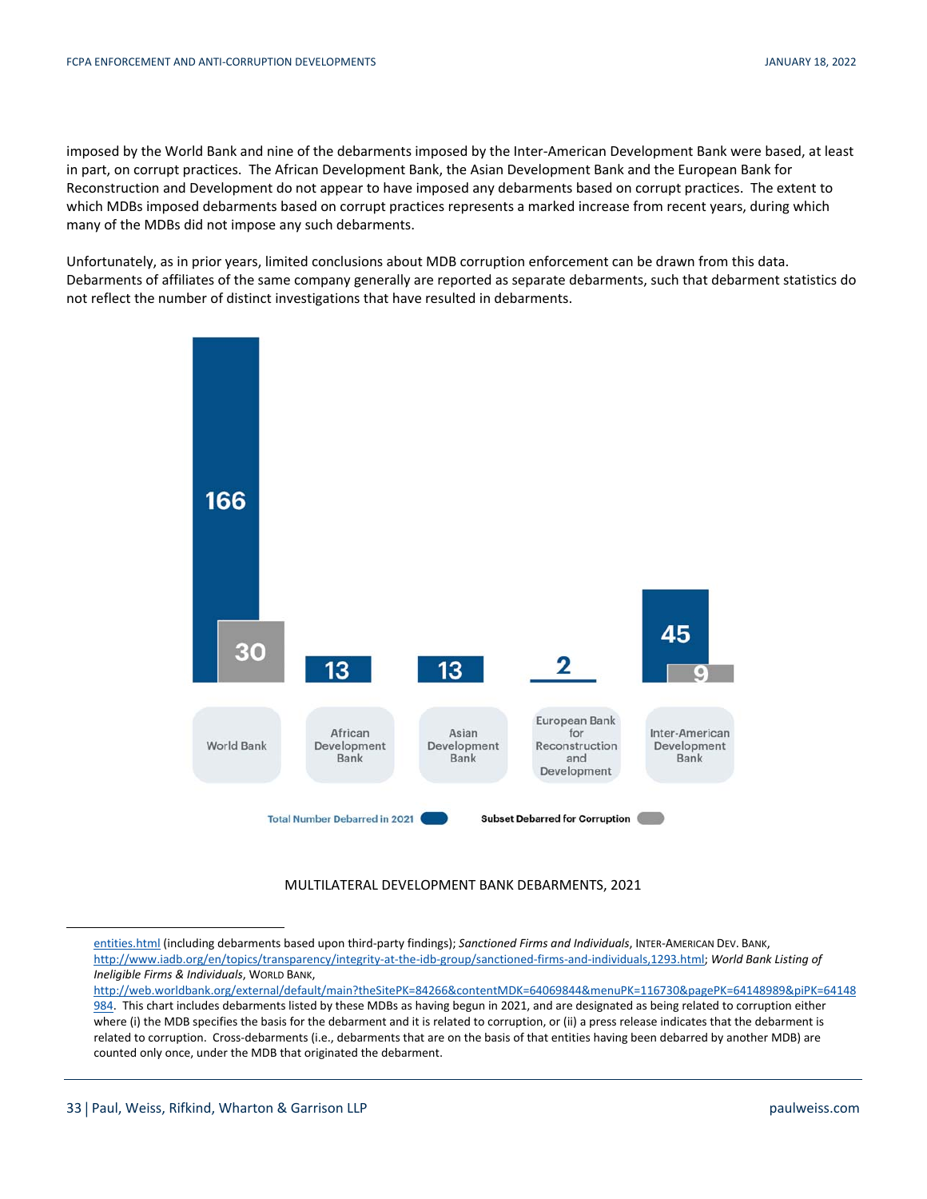imposed by the World Bank and nine of the debarments imposed by the Inter-American Development Bank were based, at least in part, on corrupt practices. The African Development Bank, the Asian Development Bank and the European Bank for Reconstruction and Development do not appear to have imposed any debarments based on corrupt practices. The extent to which MDBs imposed debarments based on corrupt practices represents a marked increase from recent years, during which many of the MDBs did not impose any such debarments.

Unfortunately, as in prior years, limited conclusions about MDB corruption enforcement can be drawn from this data. Debarments of affiliates of the same company generally are reported as separate debarments, such that debarment statistics do not reflect the number of distinct investigations that have resulted in debarments.

| | World Bank | African Development Bank | Asian Development Bank | European Bank for Reconstruction and Development | Inter-American Development Bank |
|---|---|---|---|---|---|
| Total Number Debarred in 2021 | 166 | 13 | 13 | 2 | 45 |
| Subset Debarred for Corruption | 30 | | | | 9 |

MULTILATERAL DEVELOPMENT BANK DEBARMENTS, 2021

---

entities.html (including debarments based upon third-party findings); *Sanctioned Firms and Individuals*, INTER-AMERICAN DEV. BANK, http://www.iadb.org/en/topics/transparency/integrity-at-the-idb-group/sanctioned-firms-and-individuals,1293.html; *World Bank Listing of Ineligible Firms & Individuals*, WORLD BANK, http://web.worldbank.org/external/default/main?theSitePK=84266&contentMDK=64069844&menuPK=116730&pagePK=64148989&piPK=64148984. This chart includes debarments listed by these MDBs as having begun in 2021, and are designated as being related to corruption either where (i) the MDB specifies the basis for the debarment and it is related to corruption, or (ii) a press release indicates that the debarment is related to corruption. Cross-debarments (i.e., debarments that are on the basis of that entities having been debarred by another MDB) are counted only once, under the MDB that originated the debarment.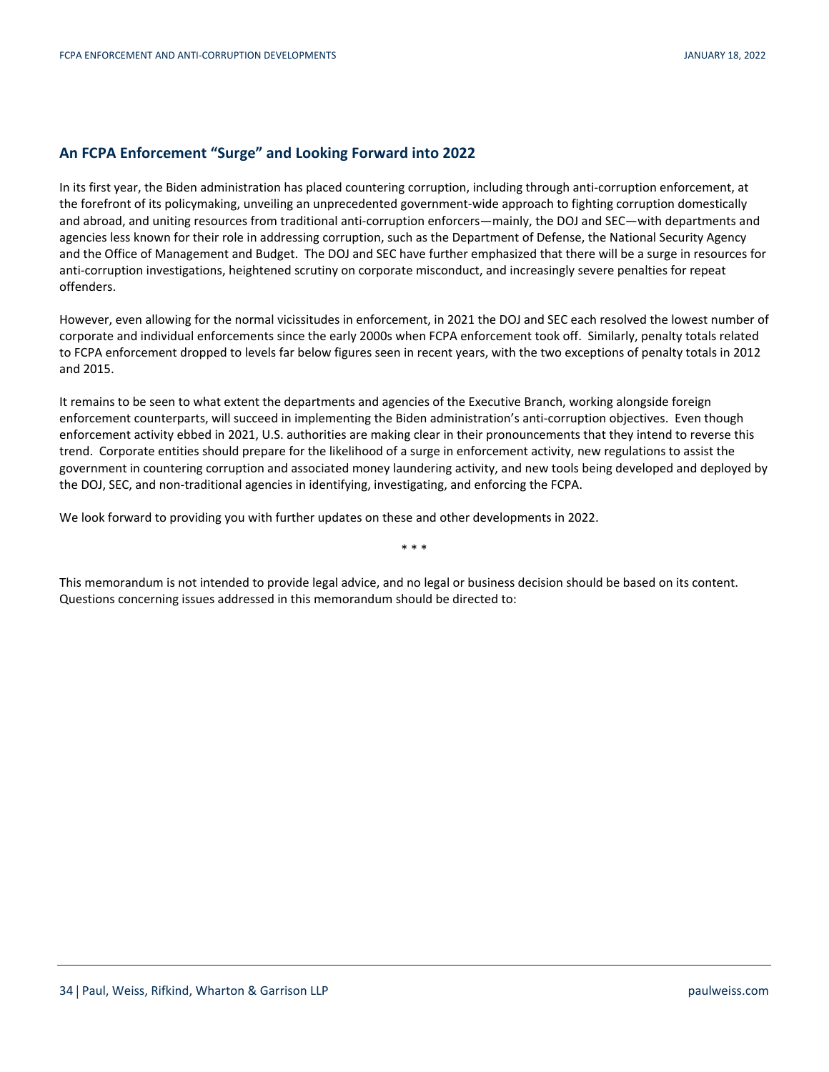## An FCPA Enforcement "Surge" and Looking Forward into 2022

In its first year, the Biden administration has placed countering corruption, including through anti-corruption enforcement, at the forefront of its policymaking, unveiling an unprecedented government-wide approach to fighting corruption domestically and abroad, and uniting resources from traditional anti-corruption enforcers—mainly, the DOJ and SEC—with departments and agencies less known for their role in addressing corruption, such as the Department of Defense, the National Security Agency and the Office of Management and Budget. The DOJ and SEC have further emphasized that there will be a surge in resources for anti-corruption investigations, heightened scrutiny on corporate misconduct, and increasingly severe penalties for repeat offenders.

However, even allowing for the normal vicissitudes in enforcement, in 2021 the DOJ and SEC each resolved the lowest number of corporate and individual enforcements since the early 2000s when FCPA enforcement took off. Similarly, penalty totals related to FCPA enforcement dropped to levels far below figures seen in recent years, with the two exceptions of penalty totals in 2012 and 2015.

It remains to be seen to what extent the departments and agencies of the Executive Branch, working alongside foreign enforcement counterparts, will succeed in implementing the Biden administration's anti-corruption objectives. Even though enforcement activity ebbed in 2021, U.S. authorities are making clear in their pronouncements that they intend to reverse this trend. Corporate entities should prepare for the likelihood of a surge in enforcement activity, new regulations to assist the government in countering corruption and associated money laundering activity, and new tools being developed and deployed by the DOJ, SEC, and non-traditional agencies in identifying, investigating, and enforcing the FCPA.

We look forward to providing you with further updates on these and other developments in 2022.

\* \* \*

This memorandum is not intended to provide legal advice, and no legal or business decision should be based on its content. Questions concerning issues addressed in this memorandum should be directed to: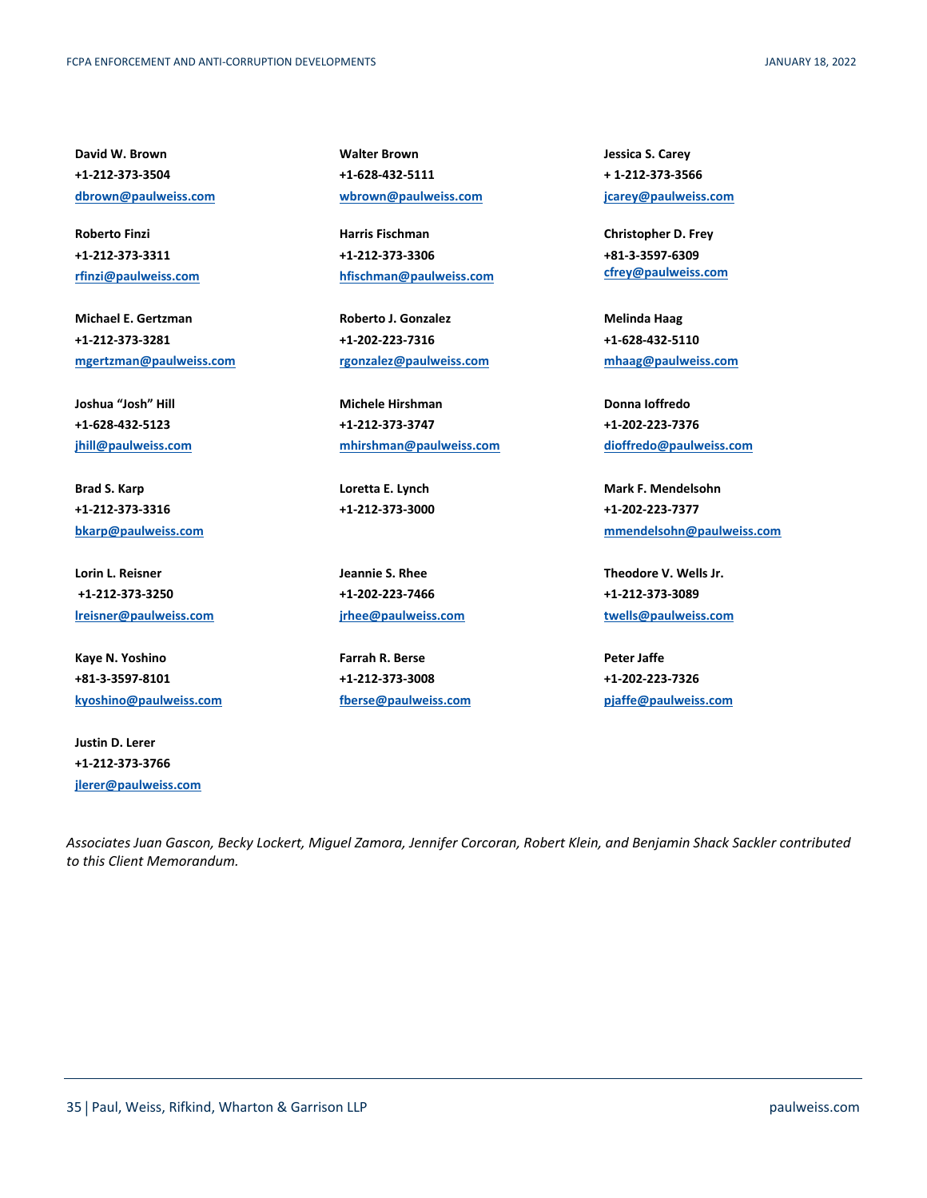**David W. Brown**
**+1-212-373-3504**
**[dbrown@paulweiss.com](mailto:dbrown@paulweiss.com)**

**Walter Brown**
**+1-628-432-5111**
**[wbrown@paulweiss.com](mailto:wbrown@paulweiss.com)**

**Jessica S. Carey**
**+ 1-212-373-3566**
**[jcarey@paulweiss.com](mailto:jcarey@paulweiss.com)**

**Roberto Finzi**
**+1-212-373-3311**
**[rfinzi@paulweiss.com](mailto:rfinzi@paulweiss.com)**

**Harris Fischman**
**+1-212-373-3306**
**[hfischman@paulweiss.com](mailto:hfischman@paulweiss.com)**

**Christopher D. Frey**
**+81-3-3597-6309**
**[cfrey@paulweiss.com](mailto:cfrey@paulweiss.com)**

**Michael E. Gertzman**
**+1-212-373-3281**
**[mgertzman@paulweiss.com](mailto:mgertzman@paulweiss.com)**

**Roberto J. Gonzalez**
**+1-202-223-7316**
**[rgonzalez@paulweiss.com](mailto:rgonzalez@paulweiss.com)**

**Melinda Haag**
**+1-628-432-5110**
**[mhaag@paulweiss.com](mailto:mhaag@paulweiss.com)**

**Joshua "Josh" Hill**
**+1-628-432-5123**
**[jhill@paulweiss.com](mailto:jhill@paulweiss.com)**

**Michele Hirshman**
**+1-212-373-3747**
**[mhirshman@paulweiss.com](mailto:mhirshman@paulweiss.com)**

**Donna Ioffredo**
**+1-202-223-7376**
**[dioffredo@paulweiss.com](mailto:dioffredo@paulweiss.com)**

**Brad S. Karp**
**+1-212-373-3316**
**[bkarp@paulweiss.com](mailto:bkarp@paulweiss.com)**

**Loretta E. Lynch**
**+1-212-373-3000**

**Mark F. Mendelsohn**
**+1-202-223-7377**
**[mmendelsohn@paulweiss.com](mailto:mmendelsohn@paulweiss.com)**

**Lorin L. Reisner**
**+1-212-373-3250**
**[lreisner@paulweiss.com](mailto:lreisner@paulweiss.com)**

**Jeannie S. Rhee**
**+1-202-223-7466**
**[jrhee@paulweiss.com](mailto:jrhee@paulweiss.com)**

**Theodore V. Wells Jr.**
**+1-212-373-3089**
**[twells@paulweiss.com](mailto:twells@paulweiss.com)**

**Kaye N. Yoshino**
**+81-3-3597-8101**
**[kyoshino@paulweiss.com](mailto:kyoshino@paulweiss.com)**

**Farrah R. Berse**
**+1-212-373-3008**
**[fberse@paulweiss.com](mailto:fberse@paulweiss.com)**

**Peter Jaffe**
**+1-202-223-7326**
**[pjaffe@paulweiss.com](mailto:pjaffe@paulweiss.com)**

**Justin D. Lerer**
**+1-212-373-3766**
**[jlerer@paulweiss.com](mailto:jlerer@paulweiss.com)**

*Associates Juan Gascon, Becky Lockert, Miguel Zamora, Jennifer Corcoran, Robert Klein, and Benjamin Shack Sackler contributed to this Client Memorandum.*